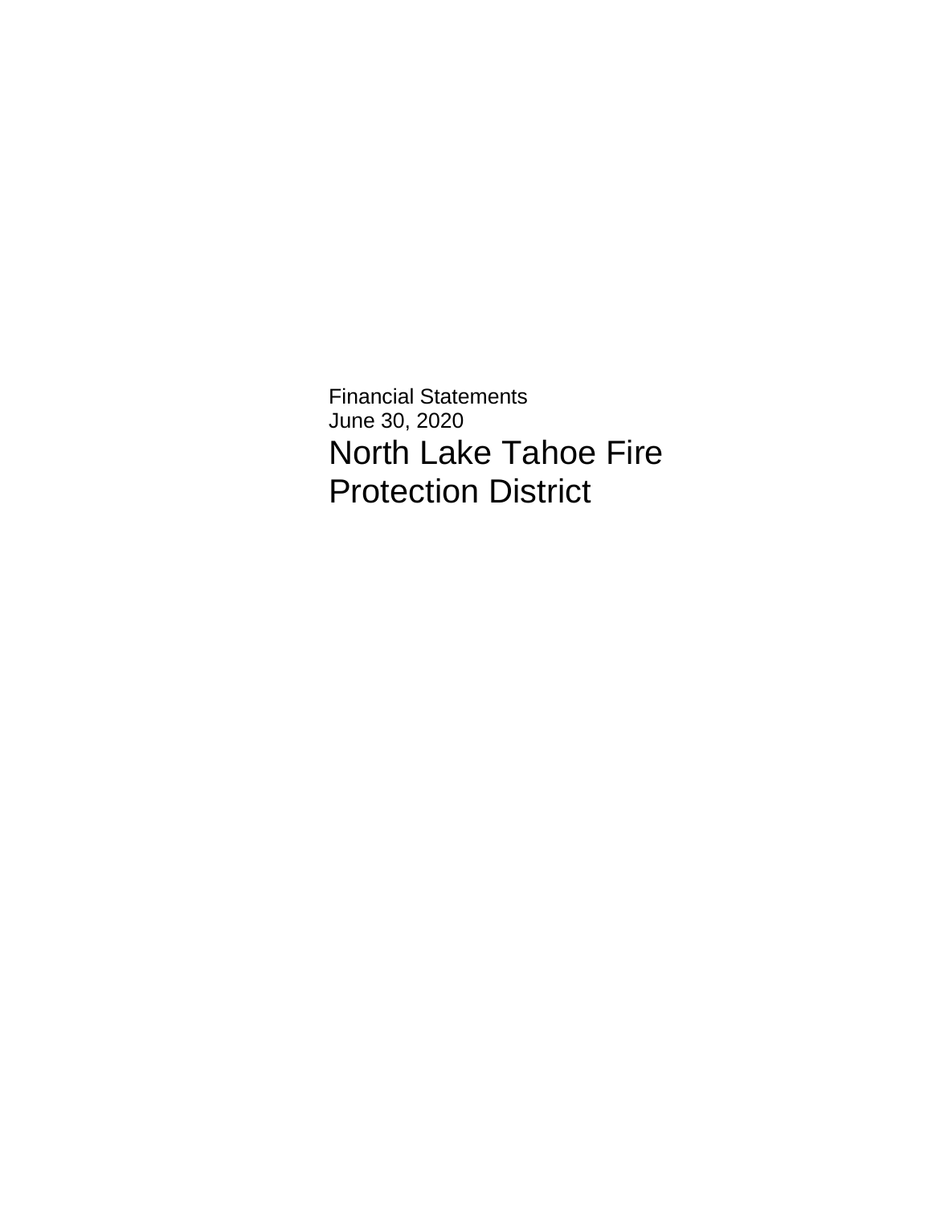Financial Statements
June 30, 2020

# North Lake Tahoe Fire Protection District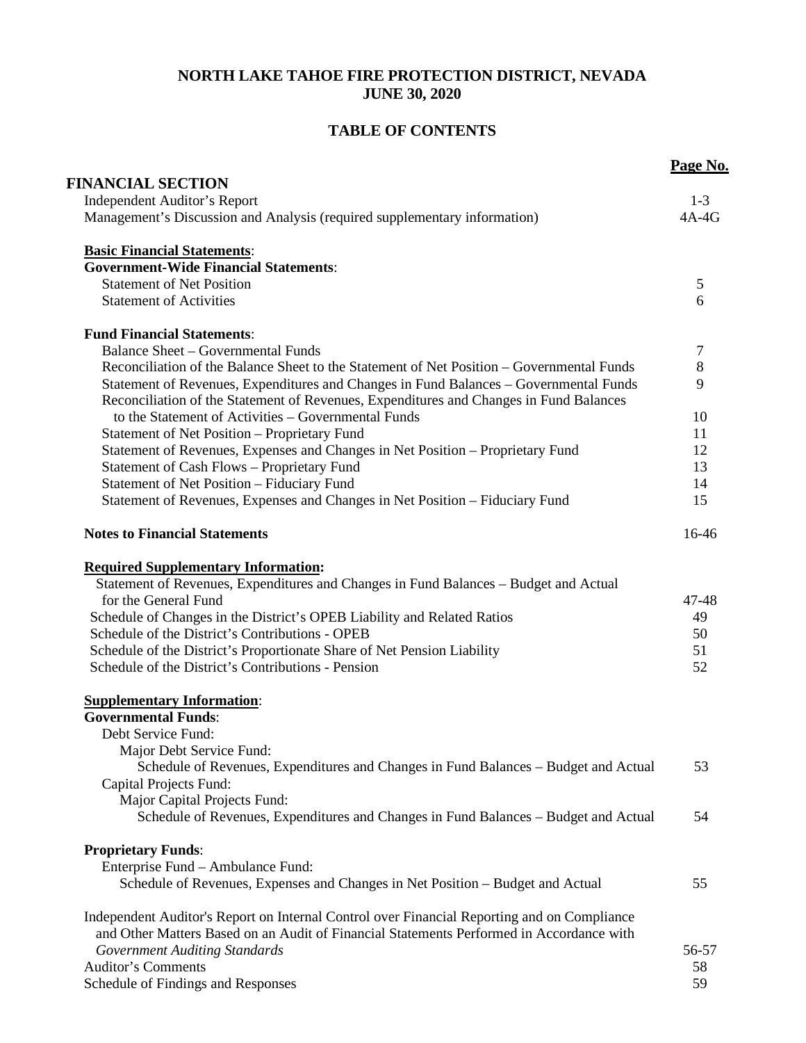# NORTH LAKE TAHOE FIRE PROTECTION DISTRICT, NEVADA
## JUNE 30, 2020

## TABLE OF CONTENTS

| | Page No. |
|---|---|
| **FINANCIAL SECTION** | |
| Independent Auditor's Report | 1-3 |
| Management's Discussion and Analysis (required supplementary information) | 4A-4G |
| | |
| **Basic Financial Statements**: | |
| **Government-Wide Financial Statements**: | |
| Statement of Net Position | 5 |
| Statement of Activities | 6 |
| | |
| **Fund Financial Statements**: | |
| Balance Sheet – Governmental Funds | 7 |
| Reconciliation of the Balance Sheet to the Statement of Net Position – Governmental Funds | 8 |
| Statement of Revenues, Expenditures and Changes in Fund Balances – Governmental Funds | 9 |
| Reconciliation of the Statement of Revenues, Expenditures and Changes in Fund Balances to the Statement of Activities – Governmental Funds | 10 |
| Statement of Net Position – Proprietary Fund | 11 |
| Statement of Revenues, Expenses and Changes in Net Position – Proprietary Fund | 12 |
| Statement of Cash Flows – Proprietary Fund | 13 |
| Statement of Net Position – Fiduciary Fund | 14 |
| Statement of Revenues, Expenses and Changes in Net Position – Fiduciary Fund | 15 |
| | |
| **Notes to Financial Statements** | 16-46 |
| | |
| **Required Supplementary Information:** | |
| Statement of Revenues, Expenditures and Changes in Fund Balances – Budget and Actual for the General Fund | 47-48 |
| Schedule of Changes in the District's OPEB Liability and Related Ratios | 49 |
| Schedule of the District's Contributions - OPEB | 50 |
| Schedule of the District's Proportionate Share of Net Pension Liability | 51 |
| Schedule of the District's Contributions - Pension | 52 |
| | |
| **Supplementary Information**: | |
| **Governmental Funds**: | |
| Debt Service Fund: | |
| Major Debt Service Fund: | |
| Schedule of Revenues, Expenditures and Changes in Fund Balances – Budget and Actual | 53 |
| Capital Projects Fund: | |
| Major Capital Projects Fund: | |
| Schedule of Revenues, Expenditures and Changes in Fund Balances – Budget and Actual | 54 |
| | |
| **Proprietary Funds**: | |
| Enterprise Fund – Ambulance Fund: | |
| Schedule of Revenues, Expenses and Changes in Net Position – Budget and Actual | 55 |
| | |
| Independent Auditor's Report on Internal Control over Financial Reporting and on Compliance and Other Matters Based on an Audit of Financial Statements Performed in Accordance with *Government Auditing Standards* | 56-57 |
| Auditor's Comments | 58 |
| Schedule of Findings and Responses | 59 |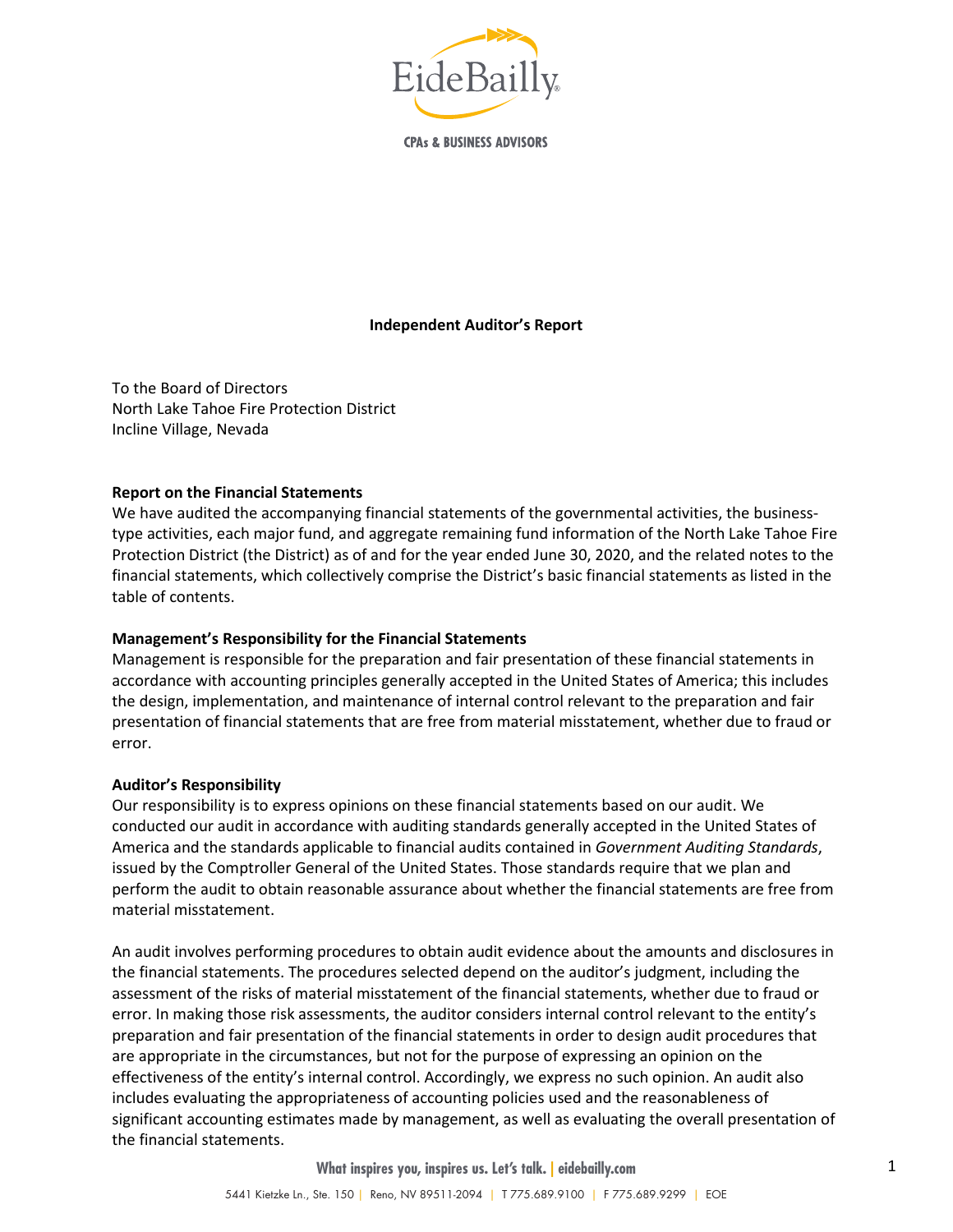EideBailly

CPAs & BUSINESS ADVISORS

## Independent Auditor's Report

To the Board of Directors
North Lake Tahoe Fire Protection District
Incline Village, Nevada

**Report on the Financial Statements**

We have audited the accompanying financial statements of the governmental activities, the business-type activities, each major fund, and aggregate remaining fund information of the North Lake Tahoe Fire Protection District (the District) as of and for the year ended June 30, 2020, and the related notes to the financial statements, which collectively comprise the District's basic financial statements as listed in the table of contents.

**Management's Responsibility for the Financial Statements**

Management is responsible for the preparation and fair presentation of these financial statements in accordance with accounting principles generally accepted in the United States of America; this includes the design, implementation, and maintenance of internal control relevant to the preparation and fair presentation of financial statements that are free from material misstatement, whether due to fraud or error.

**Auditor's Responsibility**

Our responsibility is to express opinions on these financial statements based on our audit. We conducted our audit in accordance with auditing standards generally accepted in the United States of America and the standards applicable to financial audits contained in *Government Auditing Standards*, issued by the Comptroller General of the United States. Those standards require that we plan and perform the audit to obtain reasonable assurance about whether the financial statements are free from material misstatement.

An audit involves performing procedures to obtain audit evidence about the amounts and disclosures in the financial statements. The procedures selected depend on the auditor's judgment, including the assessment of the risks of material misstatement of the financial statements, whether due to fraud or error. In making those risk assessments, the auditor considers internal control relevant to the entity's preparation and fair presentation of the financial statements in order to design audit procedures that are appropriate in the circumstances, but not for the purpose of expressing an opinion on the effectiveness of the entity's internal control. Accordingly, we express no such opinion. An audit also includes evaluating the appropriateness of accounting policies used and the reasonableness of significant accounting estimates made by management, as well as evaluating the overall presentation of the financial statements.

What inspires you, inspires us. Let's talk. | eidebailly.com

5441 Kietzke Ln., Ste. 150 | Reno, NV 89511-2094 | T 775.689.9100 | F 775.689.9299 | EOE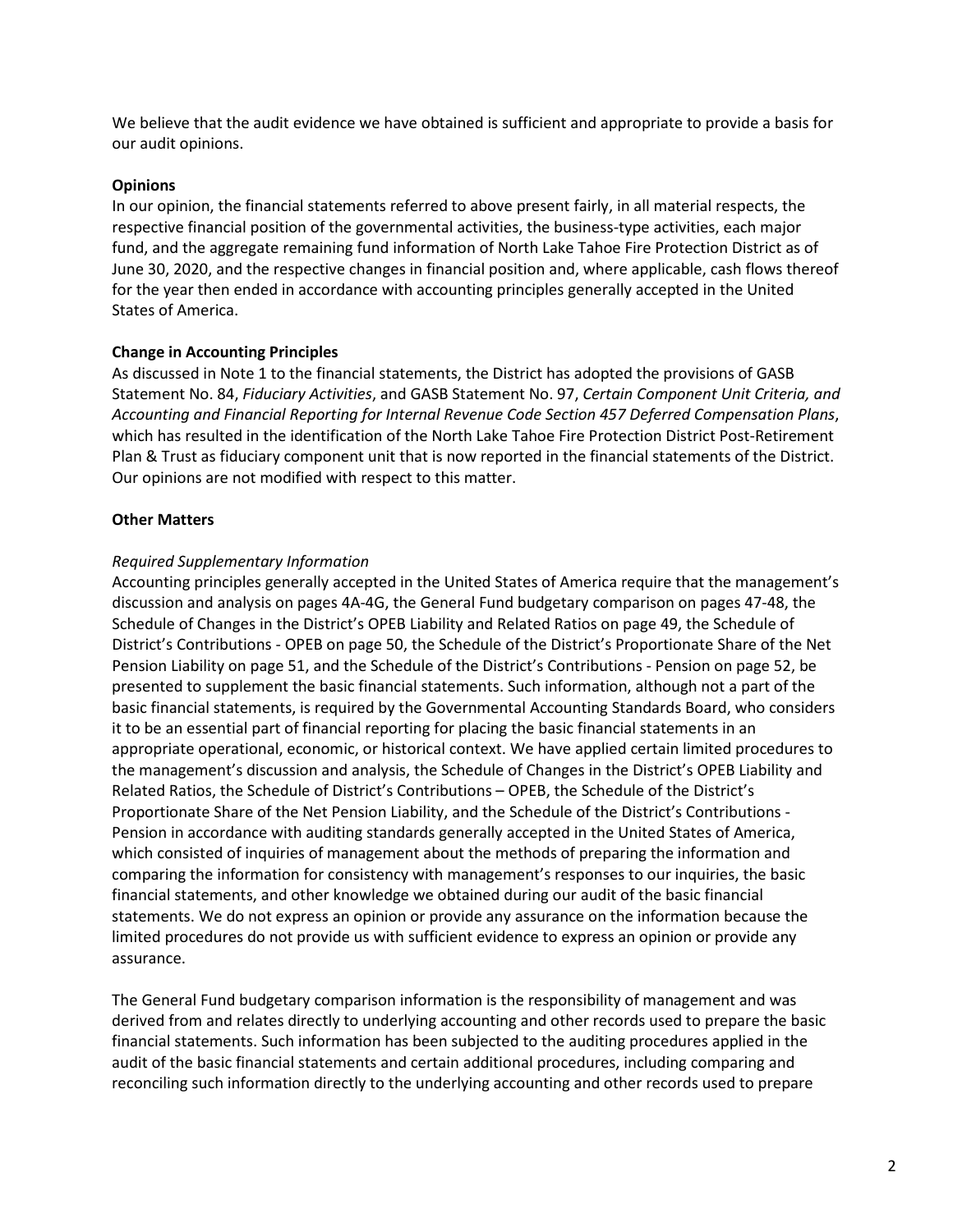We believe that the audit evidence we have obtained is sufficient and appropriate to provide a basis for our audit opinions.

**Opinions**

In our opinion, the financial statements referred to above present fairly, in all material respects, the respective financial position of the governmental activities, the business-type activities, each major fund, and the aggregate remaining fund information of North Lake Tahoe Fire Protection District as of June 30, 2020, and the respective changes in financial position and, where applicable, cash flows thereof for the year then ended in accordance with accounting principles generally accepted in the United States of America.

**Change in Accounting Principles**

As discussed in Note 1 to the financial statements, the District has adopted the provisions of GASB Statement No. 84, *Fiduciary Activities*, and GASB Statement No. 97, *Certain Component Unit Criteria, and Accounting and Financial Reporting for Internal Revenue Code Section 457 Deferred Compensation Plans*, which has resulted in the identification of the North Lake Tahoe Fire Protection District Post-Retirement Plan & Trust as fiduciary component unit that is now reported in the financial statements of the District. Our opinions are not modified with respect to this matter.

**Other Matters**

*Required Supplementary Information*

Accounting principles generally accepted in the United States of America require that the management's discussion and analysis on pages 4A-4G, the General Fund budgetary comparison on pages 47-48, the Schedule of Changes in the District's OPEB Liability and Related Ratios on page 49, the Schedule of District's Contributions - OPEB on page 50, the Schedule of the District's Proportionate Share of the Net Pension Liability on page 51, and the Schedule of the District's Contributions - Pension on page 52, be presented to supplement the basic financial statements. Such information, although not a part of the basic financial statements, is required by the Governmental Accounting Standards Board, who considers it to be an essential part of financial reporting for placing the basic financial statements in an appropriate operational, economic, or historical context. We have applied certain limited procedures to the management's discussion and analysis, the Schedule of Changes in the District's OPEB Liability and Related Ratios, the Schedule of District's Contributions – OPEB, the Schedule of the District's Proportionate Share of the Net Pension Liability, and the Schedule of the District's Contributions - Pension in accordance with auditing standards generally accepted in the United States of America, which consisted of inquiries of management about the methods of preparing the information and comparing the information for consistency with management's responses to our inquiries, the basic financial statements, and other knowledge we obtained during our audit of the basic financial statements. We do not express an opinion or provide any assurance on the information because the limited procedures do not provide us with sufficient evidence to express an opinion or provide any assurance.

The General Fund budgetary comparison information is the responsibility of management and was derived from and relates directly to underlying accounting and other records used to prepare the basic financial statements. Such information has been subjected to the auditing procedures applied in the audit of the basic financial statements and certain additional procedures, including comparing and reconciling such information directly to the underlying accounting and other records used to prepare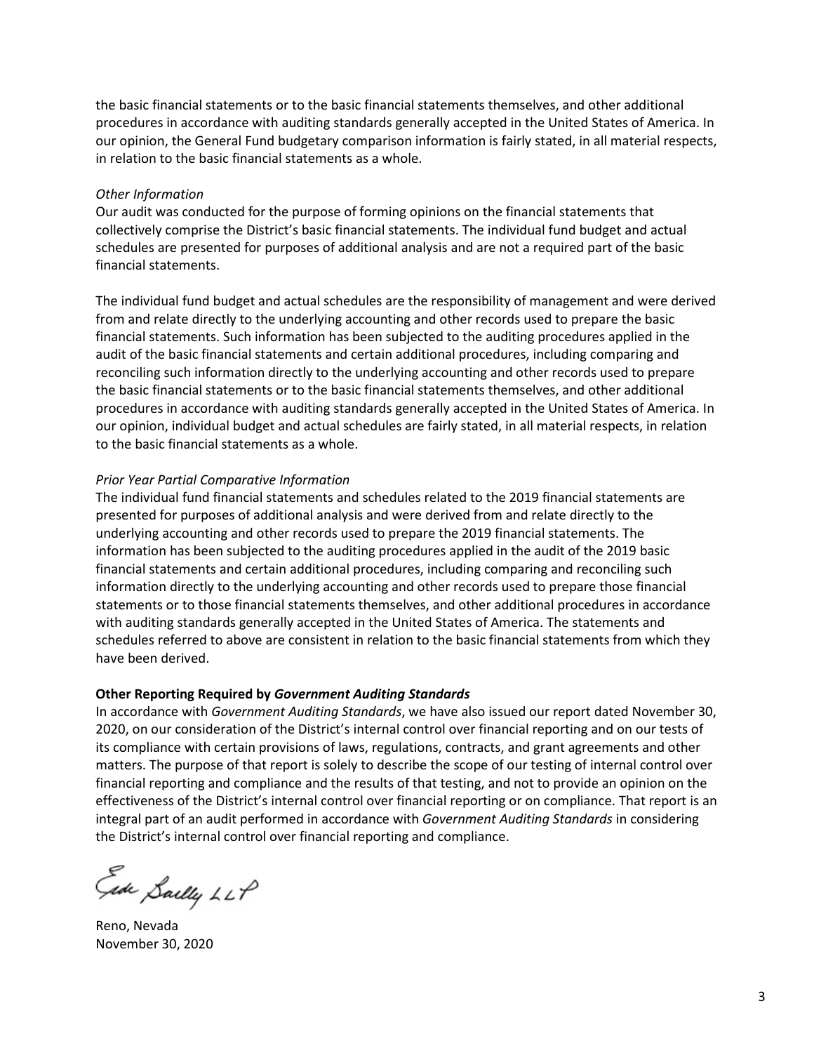the basic financial statements or to the basic financial statements themselves, and other additional procedures in accordance with auditing standards generally accepted in the United States of America. In our opinion, the General Fund budgetary comparison information is fairly stated, in all material respects, in relation to the basic financial statements as a whole.

*Other Information*

Our audit was conducted for the purpose of forming opinions on the financial statements that collectively comprise the District's basic financial statements. The individual fund budget and actual schedules are presented for purposes of additional analysis and are not a required part of the basic financial statements.

The individual fund budget and actual schedules are the responsibility of management and were derived from and relate directly to the underlying accounting and other records used to prepare the basic financial statements. Such information has been subjected to the auditing procedures applied in the audit of the basic financial statements and certain additional procedures, including comparing and reconciling such information directly to the underlying accounting and other records used to prepare the basic financial statements or to the basic financial statements themselves, and other additional procedures in accordance with auditing standards generally accepted in the United States of America. In our opinion, individual budget and actual schedules are fairly stated, in all material respects, in relation to the basic financial statements as a whole.

*Prior Year Partial Comparative Information*

The individual fund financial statements and schedules related to the 2019 financial statements are presented for purposes of additional analysis and were derived from and relate directly to the underlying accounting and other records used to prepare the 2019 financial statements. The information has been subjected to the auditing procedures applied in the audit of the 2019 basic financial statements and certain additional procedures, including comparing and reconciling such information directly to the underlying accounting and other records used to prepare those financial statements or to those financial statements themselves, and other additional procedures in accordance with auditing standards generally accepted in the United States of America. The statements and schedules referred to above are consistent in relation to the basic financial statements from which they have been derived.

**Other Reporting Required by *Government Auditing Standards***

In accordance with *Government Auditing Standards*, we have also issued our report dated November 30, 2020, on our consideration of the District's internal control over financial reporting and on our tests of its compliance with certain provisions of laws, regulations, contracts, and grant agreements and other matters. The purpose of that report is solely to describe the scope of our testing of internal control over financial reporting and compliance and the results of that testing, and not to provide an opinion on the effectiveness of the District's internal control over financial reporting or on compliance. That report is an integral part of an audit performed in accordance with *Government Auditing Standards* in considering the District's internal control over financial reporting and compliance.

Eide Bailly LLP

Reno, Nevada
November 30, 2020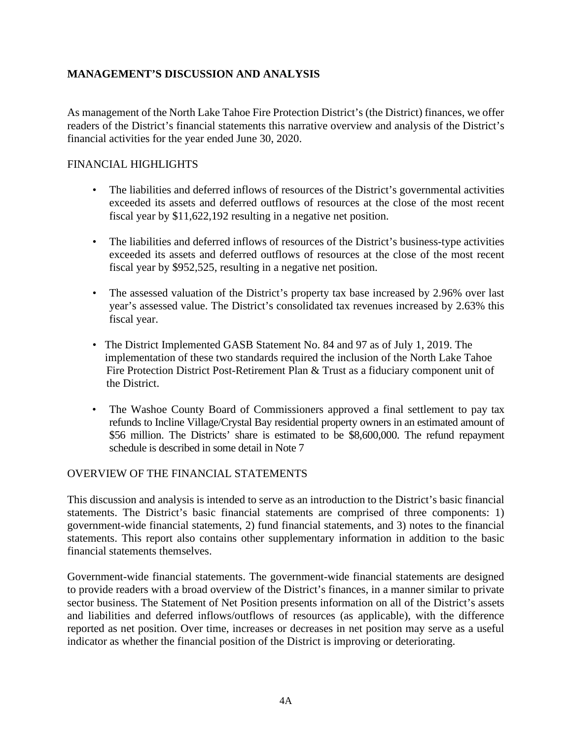## MANAGEMENT'S DISCUSSION AND ANALYSIS

As management of the North Lake Tahoe Fire Protection District's (the District) finances, we offer readers of the District's financial statements this narrative overview and analysis of the District's financial activities for the year ended June 30, 2020.

### FINANCIAL HIGHLIGHTS

- The liabilities and deferred inflows of resources of the District's governmental activities exceeded its assets and deferred outflows of resources at the close of the most recent fiscal year by $11,622,192 resulting in a negative net position.
- The liabilities and deferred inflows of resources of the District's business-type activities exceeded its assets and deferred outflows of resources at the close of the most recent fiscal year by $952,525, resulting in a negative net position.
- The assessed valuation of the District's property tax base increased by 2.96% over last year's assessed value. The District's consolidated tax revenues increased by 2.63% this fiscal year.
- The District Implemented GASB Statement No. 84 and 97 as of July 1, 2019. The implementation of these two standards required the inclusion of the North Lake Tahoe Fire Protection District Post-Retirement Plan & Trust as a fiduciary component unit of the District.
- The Washoe County Board of Commissioners approved a final settlement to pay tax refunds to Incline Village/Crystal Bay residential property owners in an estimated amount of $56 million. The Districts' share is estimated to be $8,600,000. The refund repayment schedule is described in some detail in Note 7

### OVERVIEW OF THE FINANCIAL STATEMENTS

This discussion and analysis is intended to serve as an introduction to the District's basic financial statements. The District's basic financial statements are comprised of three components: 1) government-wide financial statements, 2) fund financial statements, and 3) notes to the financial statements. This report also contains other supplementary information in addition to the basic financial statements themselves.

Government-wide financial statements. The government-wide financial statements are designed to provide readers with a broad overview of the District's finances, in a manner similar to private sector business. The Statement of Net Position presents information on all of the District's assets and liabilities and deferred inflows/outflows of resources (as applicable), with the difference reported as net position. Over time, increases or decreases in net position may serve as a useful indicator as whether the financial position of the District is improving or deteriorating.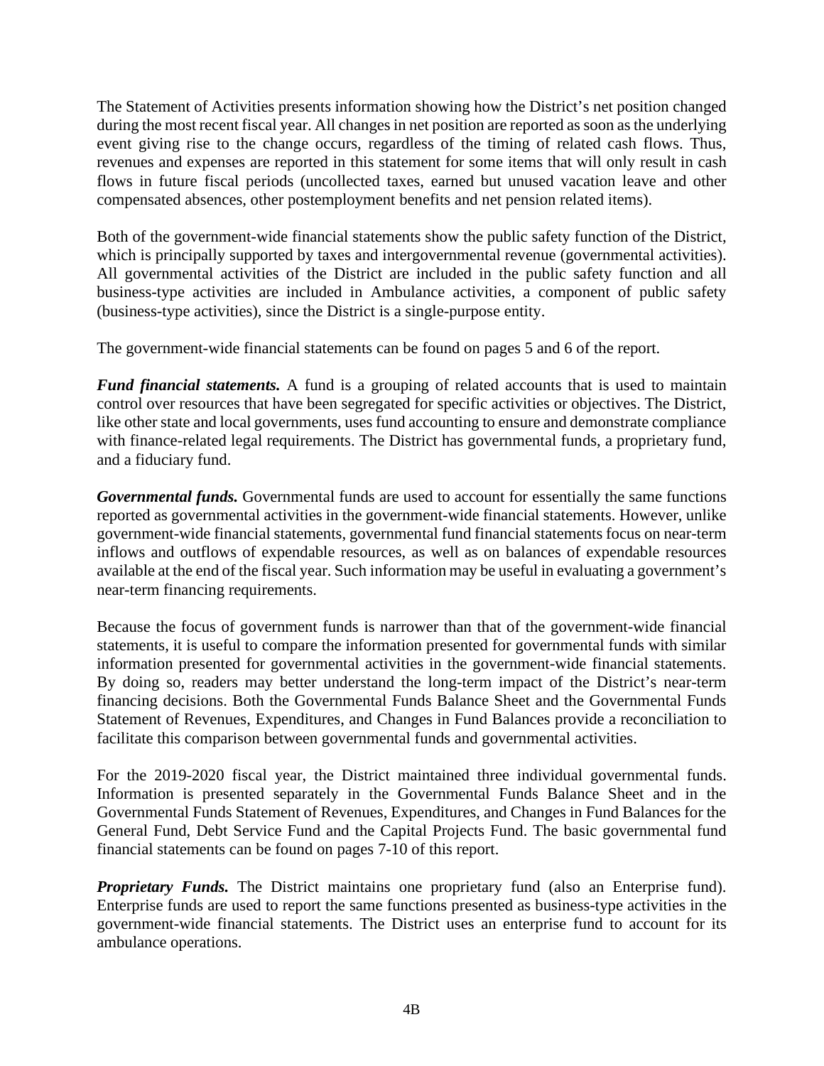The Statement of Activities presents information showing how the District's net position changed during the most recent fiscal year. All changes in net position are reported as soon as the underlying event giving rise to the change occurs, regardless of the timing of related cash flows. Thus, revenues and expenses are reported in this statement for some items that will only result in cash flows in future fiscal periods (uncollected taxes, earned but unused vacation leave and other compensated absences, other postemployment benefits and net pension related items).

Both of the government-wide financial statements show the public safety function of the District, which is principally supported by taxes and intergovernmental revenue (governmental activities). All governmental activities of the District are included in the public safety function and all business-type activities are included in Ambulance activities, a component of public safety (business-type activities), since the District is a single-purpose entity.

The government-wide financial statements can be found on pages 5 and 6 of the report.

***Fund financial statements.*** A fund is a grouping of related accounts that is used to maintain control over resources that have been segregated for specific activities or objectives. The District, like other state and local governments, uses fund accounting to ensure and demonstrate compliance with finance-related legal requirements. The District has governmental funds, a proprietary fund, and a fiduciary fund.

***Governmental funds.*** Governmental funds are used to account for essentially the same functions reported as governmental activities in the government-wide financial statements. However, unlike government-wide financial statements, governmental fund financial statements focus on near-term inflows and outflows of expendable resources, as well as on balances of expendable resources available at the end of the fiscal year. Such information may be useful in evaluating a government's near-term financing requirements.

Because the focus of government funds is narrower than that of the government-wide financial statements, it is useful to compare the information presented for governmental funds with similar information presented for governmental activities in the government-wide financial statements. By doing so, readers may better understand the long-term impact of the District's near-term financing decisions. Both the Governmental Funds Balance Sheet and the Governmental Funds Statement of Revenues, Expenditures, and Changes in Fund Balances provide a reconciliation to facilitate this comparison between governmental funds and governmental activities.

For the 2019-2020 fiscal year, the District maintained three individual governmental funds. Information is presented separately in the Governmental Funds Balance Sheet and in the Governmental Funds Statement of Revenues, Expenditures, and Changes in Fund Balances for the General Fund, Debt Service Fund and the Capital Projects Fund. The basic governmental fund financial statements can be found on pages 7-10 of this report.

***Proprietary Funds.*** The District maintains one proprietary fund (also an Enterprise fund). Enterprise funds are used to report the same functions presented as business-type activities in the government-wide financial statements. The District uses an enterprise fund to account for its ambulance operations.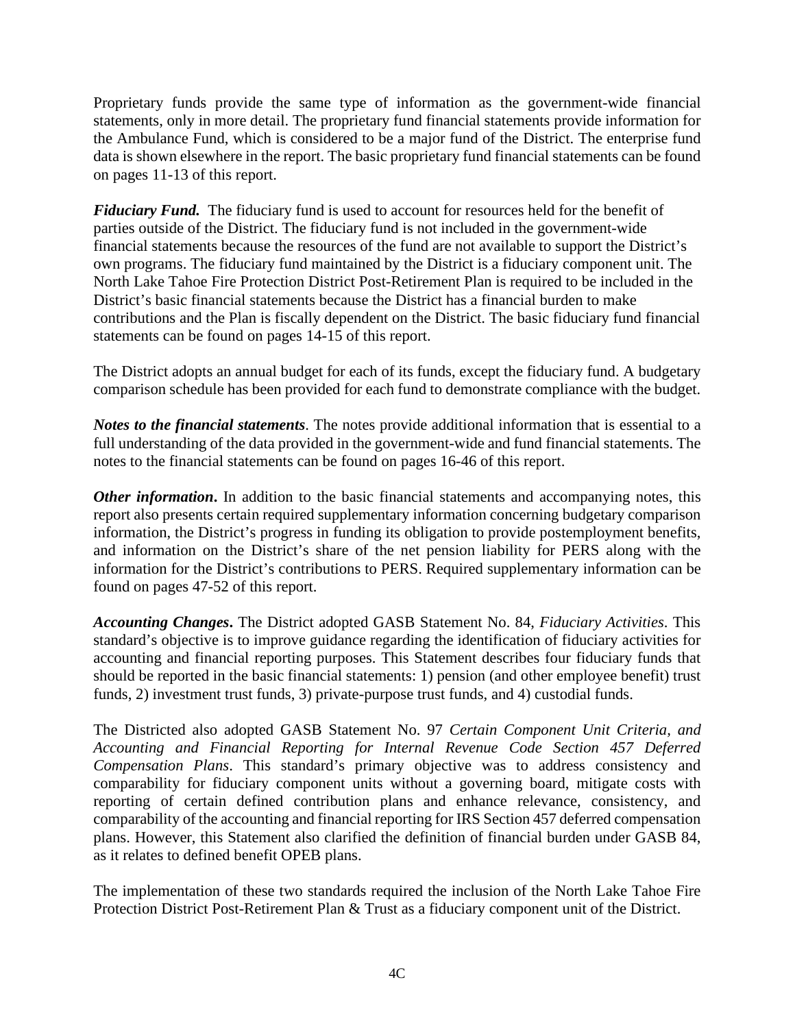Proprietary funds provide the same type of information as the government-wide financial statements, only in more detail. The proprietary fund financial statements provide information for the Ambulance Fund, which is considered to be a major fund of the District. The enterprise fund data is shown elsewhere in the report. The basic proprietary fund financial statements can be found on pages 11-13 of this report.

***Fiduciary Fund.*** The fiduciary fund is used to account for resources held for the benefit of parties outside of the District. The fiduciary fund is not included in the government-wide financial statements because the resources of the fund are not available to support the District's own programs. The fiduciary fund maintained by the District is a fiduciary component unit. The North Lake Tahoe Fire Protection District Post-Retirement Plan is required to be included in the District's basic financial statements because the District has a financial burden to make contributions and the Plan is fiscally dependent on the District. The basic fiduciary fund financial statements can be found on pages 14-15 of this report.

The District adopts an annual budget for each of its funds, except the fiduciary fund. A budgetary comparison schedule has been provided for each fund to demonstrate compliance with the budget.

***Notes to the financial statements***. The notes provide additional information that is essential to a full understanding of the data provided in the government-wide and fund financial statements. The notes to the financial statements can be found on pages 16-46 of this report.

***Other information***. In addition to the basic financial statements and accompanying notes, this report also presents certain required supplementary information concerning budgetary comparison information, the District's progress in funding its obligation to provide postemployment benefits, and information on the District's share of the net pension liability for PERS along with the information for the District's contributions to PERS. Required supplementary information can be found on pages 47-52 of this report.

***Accounting Changes***. The District adopted GASB Statement No. 84, *Fiduciary Activities*. This standard's objective is to improve guidance regarding the identification of fiduciary activities for accounting and financial reporting purposes. This Statement describes four fiduciary funds that should be reported in the basic financial statements: 1) pension (and other employee benefit) trust funds, 2) investment trust funds, 3) private-purpose trust funds, and 4) custodial funds.

The Districted also adopted GASB Statement No. 97 *Certain Component Unit Criteria, and Accounting and Financial Reporting for Internal Revenue Code Section 457 Deferred Compensation Plans*. This standard's primary objective was to address consistency and comparability for fiduciary component units without a governing board, mitigate costs with reporting of certain defined contribution plans and enhance relevance, consistency, and comparability of the accounting and financial reporting for IRS Section 457 deferred compensation plans. However, this Statement also clarified the definition of financial burden under GASB 84, as it relates to defined benefit OPEB plans.

The implementation of these two standards required the inclusion of the North Lake Tahoe Fire Protection District Post-Retirement Plan & Trust as a fiduciary component unit of the District.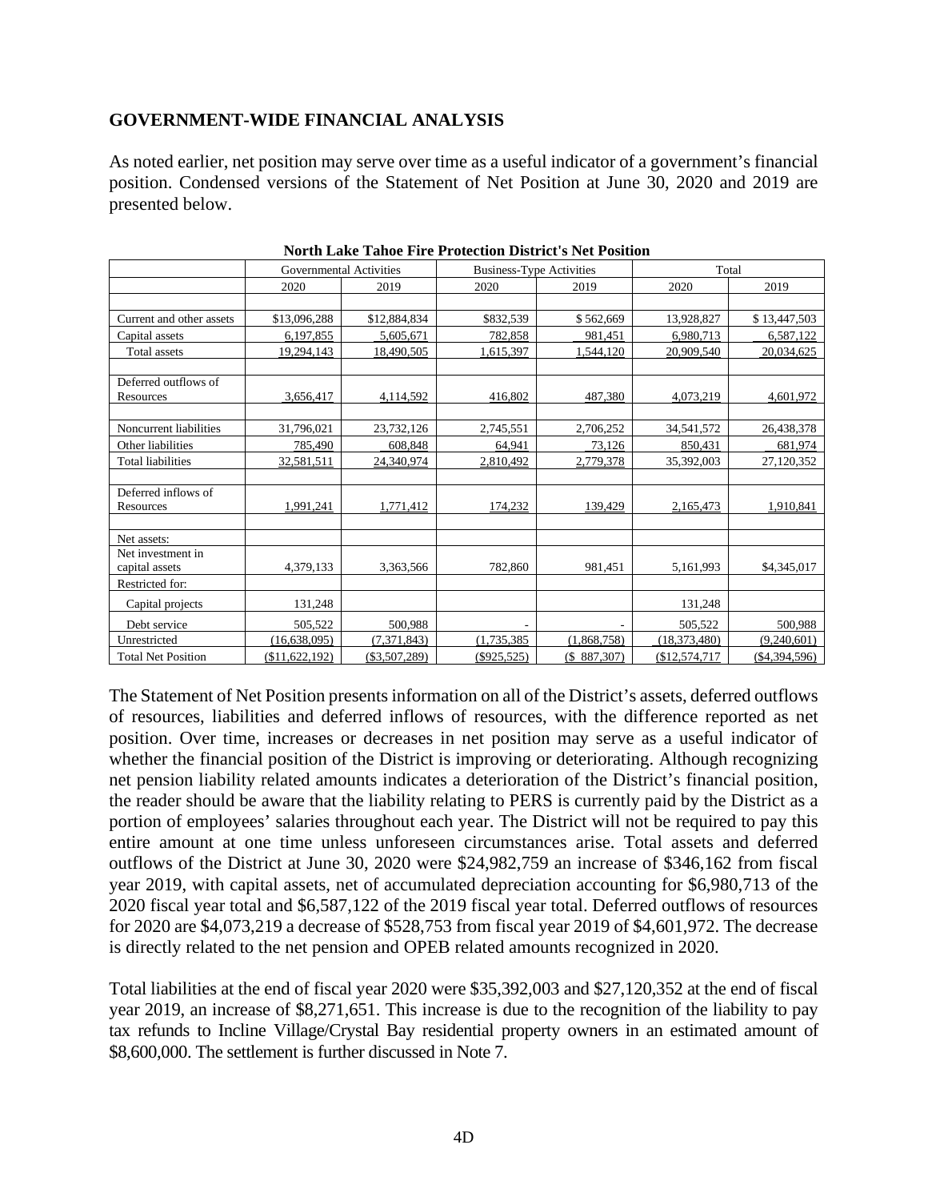## GOVERNMENT-WIDE FINANCIAL ANALYSIS

As noted earlier, net position may serve over time as a useful indicator of a government's financial position. Condensed versions of the Statement of Net Position at June 30, 2020 and 2019 are presented below.

**North Lake Tahoe Fire Protection District's Net Position**

| | Governmental Activities | | Business-Type Activities | | Total | |
|---|---|---|---|---|---|---|
| | 2020 | 2019 | 2020 | 2019 | 2020 | 2019 |
| Current and other assets | $13,096,288 | $12,884,834 | $832,539 | $ 562,669 | 13,928,827 | $ 13,447,503 |
| Capital assets | 6,197,855 | 5,605,671 | 782,858 | 981,451 | 6,980,713 | 6,587,122 |
| Total assets | 19,294,143 | 18,490,505 | 1,615,397 | 1,544,120 | 20,909,540 | 20,034,625 |
| Deferred outflows of Resources | 3,656,417 | 4,114,592 | 416,802 | 487,380 | 4,073,219 | 4,601,972 |
| Noncurrent liabilities | 31,796,021 | 23,732,126 | 2,745,551 | 2,706,252 | 34,541,572 | 26,438,378 |
| Other liabilities | 785,490 | 608,848 | 64,941 | 73,126 | 850,431 | 681,974 |
| Total liabilities | 32,581,511 | 24,340,974 | 2,810,492 | 2,779,378 | 35,392,003 | 27,120,352 |
| Deferred inflows of Resources | 1,991,241 | 1,771,412 | 174,232 | 139,429 | 2,165,473 | 1,910,841 |
| Net assets: | | | | | | |
| Net investment in capital assets | 4,379,133 | 3,363,566 | 782,860 | 981,451 | 5,161,993 | $4,345,017 |
| Restricted for: | | | | | | |
| Capital projects | 131,248 | | | | 131,248 | |
| Debt service | 505,522 | 500,988 | - | - | 505,522 | 500,988 |
| Unrestricted | (16,638,095) | (7,371,843) | (1,735,385) | (1,868,758) | (18,373,480) | (9,240,601) |
| Total Net Position | ($11,622,192) | ($3,507,289) | ($925,525) | ($ 887,307) | ($12,574,717 | ($4,394,596) |

The Statement of Net Position presents information on all of the District's assets, deferred outflows of resources, liabilities and deferred inflows of resources, with the difference reported as net position. Over time, increases or decreases in net position may serve as a useful indicator of whether the financial position of the District is improving or deteriorating. Although recognizing net pension liability related amounts indicates a deterioration of the District's financial position, the reader should be aware that the liability relating to PERS is currently paid by the District as a portion of employees' salaries throughout each year. The District will not be required to pay this entire amount at one time unless unforeseen circumstances arise. Total assets and deferred outflows of the District at June 30, 2020 were $24,982,759 an increase of $346,162 from fiscal year 2019, with capital assets, net of accumulated depreciation accounting for $6,980,713 of the 2020 fiscal year total and $6,587,122 of the 2019 fiscal year total. Deferred outflows of resources for 2020 are $4,073,219 a decrease of $528,753 from fiscal year 2019 of $4,601,972. The decrease is directly related to the net pension and OPEB related amounts recognized in 2020.

Total liabilities at the end of fiscal year 2020 were $35,392,003 and $27,120,352 at the end of fiscal year 2019, an increase of $8,271,651. This increase is due to the recognition of the liability to pay tax refunds to Incline Village/Crystal Bay residential property owners in an estimated amount of $8,600,000. The settlement is further discussed in Note 7.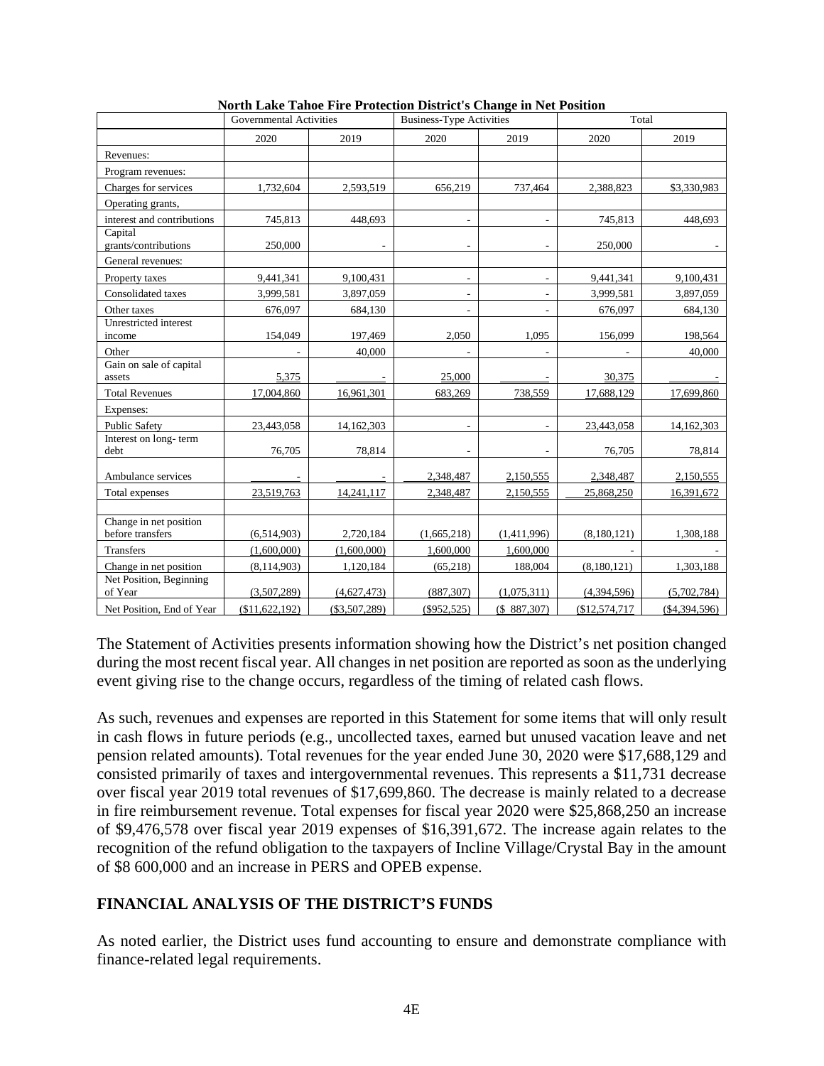**North Lake Tahoe Fire Protection District's Change in Net Position**

| | Governmental Activities | | Business-Type Activities | | Total | |
|---|---|---|---|---|---|---|
| | 2020 | 2019 | 2020 | 2019 | 2020 | 2019 |
| Revenues: | | | | | | |
| Program revenues: | | | | | | |
| Charges for services | 1,732,604 | 2,593,519 | 656,219 | 737,464 | 2,388,823 | $3,330,983 |
| Operating grants, | | | | | | |
| interest and contributions | 745,813 | 448,693 | - | - | 745,813 | 448,693 |
| Capital grants/contributions | 250,000 | - | - | - | 250,000 | - |
| General revenues: | | | | | | |
| Property taxes | 9,441,341 | 9,100,431 | - | - | 9,441,341 | 9,100,431 |
| Consolidated taxes | 3,999,581 | 3,897,059 | - | - | 3,999,581 | 3,897,059 |
| Other taxes | 676,097 | 684,130 | - | - | 676,097 | 684,130 |
| Unrestricted interest income | 154,049 | 197,469 | 2,050 | 1,095 | 156,099 | 198,564 |
| Other | - | 40,000 | - | - | - | 40,000 |
| Gain on sale of capital assets | 5,375 | - | 25,000 | - | 30,375 | - |
| Total Revenues | 17,004,860 | 16,961,301 | 683,269 | 738,559 | 17,688,129 | 17,699,860 |
| Expenses: | | | | | | |
| Public Safety | 23,443,058 | 14,162,303 | - | - | 23,443,058 | 14,162,303 |
| Interest on long- term debt | 76,705 | 78,814 | - | - | 76,705 | 78,814 |
| Ambulance services | - | - | 2,348,487 | 2,150,555 | 2,348,487 | 2,150,555 |
| Total expenses | 23,519,763 | 14,241,117 | 2,348,487 | 2,150,555 | 25,868,250 | 16,391,672 |
| | | | | | | |
| Change in net position before transfers | (6,514,903) | 2,720,184 | (1,665,218) | (1,411,996) | (8,180,121) | 1,308,188 |
| Transfers | (1,600,000) | (1,600,000) | 1,600,000 | 1,600,000 | - | - |
| Change in net position | (8,114,903) | 1,120,184 | (65,218) | 188,004 | (8,180,121) | 1,303,188 |
| Net Position, Beginning of Year | (3,507,289) | (4,627,473) | (887,307) | (1,075,311) | (4,394,596) | (5,702,784) |
| Net Position, End of Year | ($11,622,192) | ($3,507,289) | ($952,525) | ($ 887,307) | ($12,574,717 | ($4,394,596) |

The Statement of Activities presents information showing how the District's net position changed during the most recent fiscal year. All changes in net position are reported as soon as the underlying event giving rise to the change occurs, regardless of the timing of related cash flows.

As such, revenues and expenses are reported in this Statement for some items that will only result in cash flows in future periods (e.g., uncollected taxes, earned but unused vacation leave and net pension related amounts). Total revenues for the year ended June 30, 2020 were $17,688,129 and consisted primarily of taxes and intergovernmental revenues. This represents a $11,731 decrease over fiscal year 2019 total revenues of $17,699,860. The decrease is mainly related to a decrease in fire reimbursement revenue. Total expenses for fiscal year 2020 were $25,868,250 an increase of $9,476,578 over fiscal year 2019 expenses of $16,391,672. The increase again relates to the recognition of the refund obligation to the taxpayers of Incline Village/Crystal Bay in the amount of $8 600,000 and an increase in PERS and OPEB expense.

## FINANCIAL ANALYSIS OF THE DISTRICT'S FUNDS

As noted earlier, the District uses fund accounting to ensure and demonstrate compliance with finance-related legal requirements.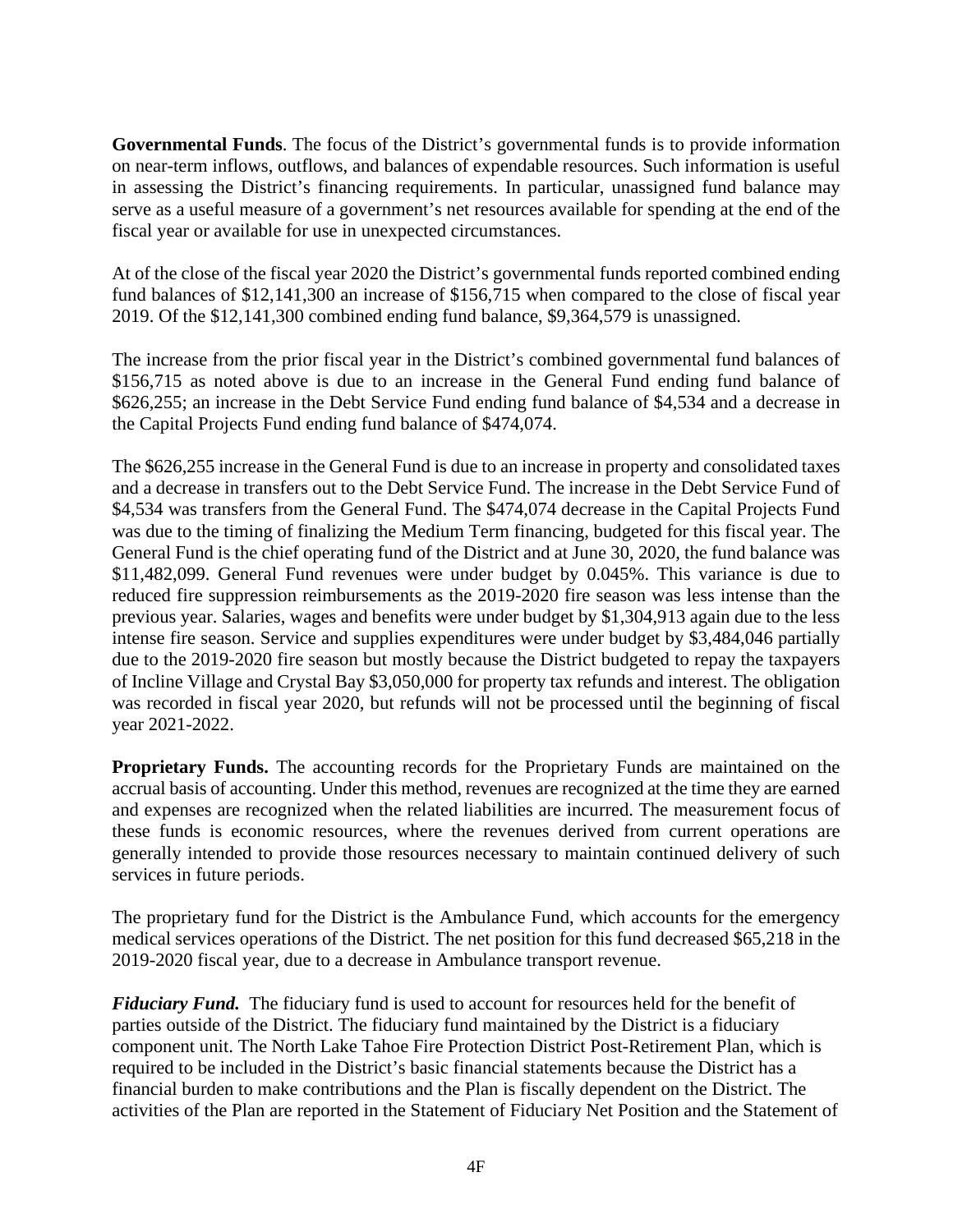**Governmental Funds**. The focus of the District's governmental funds is to provide information on near-term inflows, outflows, and balances of expendable resources. Such information is useful in assessing the District's financing requirements. In particular, unassigned fund balance may serve as a useful measure of a government's net resources available for spending at the end of the fiscal year or available for use in unexpected circumstances.

At of the close of the fiscal year 2020 the District's governmental funds reported combined ending fund balances of $12,141,300 an increase of $156,715 when compared to the close of fiscal year 2019. Of the $12,141,300 combined ending fund balance, $9,364,579 is unassigned.

The increase from the prior fiscal year in the District's combined governmental fund balances of $156,715 as noted above is due to an increase in the General Fund ending fund balance of $626,255; an increase in the Debt Service Fund ending fund balance of $4,534 and a decrease in the Capital Projects Fund ending fund balance of $474,074.

The $626,255 increase in the General Fund is due to an increase in property and consolidated taxes and a decrease in transfers out to the Debt Service Fund. The increase in the Debt Service Fund of $4,534 was transfers from the General Fund. The $474,074 decrease in the Capital Projects Fund was due to the timing of finalizing the Medium Term financing, budgeted for this fiscal year. The General Fund is the chief operating fund of the District and at June 30, 2020, the fund balance was $11,482,099. General Fund revenues were under budget by 0.045%. This variance is due to reduced fire suppression reimbursements as the 2019-2020 fire season was less intense than the previous year. Salaries, wages and benefits were under budget by $1,304,913 again due to the less intense fire season. Service and supplies expenditures were under budget by $3,484,046 partially due to the 2019-2020 fire season but mostly because the District budgeted to repay the taxpayers of Incline Village and Crystal Bay $3,050,000 for property tax refunds and interest. The obligation was recorded in fiscal year 2020, but refunds will not be processed until the beginning of fiscal year 2021-2022.

**Proprietary Funds.** The accounting records for the Proprietary Funds are maintained on the accrual basis of accounting. Under this method, revenues are recognized at the time they are earned and expenses are recognized when the related liabilities are incurred. The measurement focus of these funds is economic resources, where the revenues derived from current operations are generally intended to provide those resources necessary to maintain continued delivery of such services in future periods.

The proprietary fund for the District is the Ambulance Fund, which accounts for the emergency medical services operations of the District. The net position for this fund decreased $65,218 in the 2019-2020 fiscal year, due to a decrease in Ambulance transport revenue.

***Fiduciary Fund.*** The fiduciary fund is used to account for resources held for the benefit of parties outside of the District. The fiduciary fund maintained by the District is a fiduciary component unit. The North Lake Tahoe Fire Protection District Post-Retirement Plan, which is required to be included in the District's basic financial statements because the District has a financial burden to make contributions and the Plan is fiscally dependent on the District. The activities of the Plan are reported in the Statement of Fiduciary Net Position and the Statement of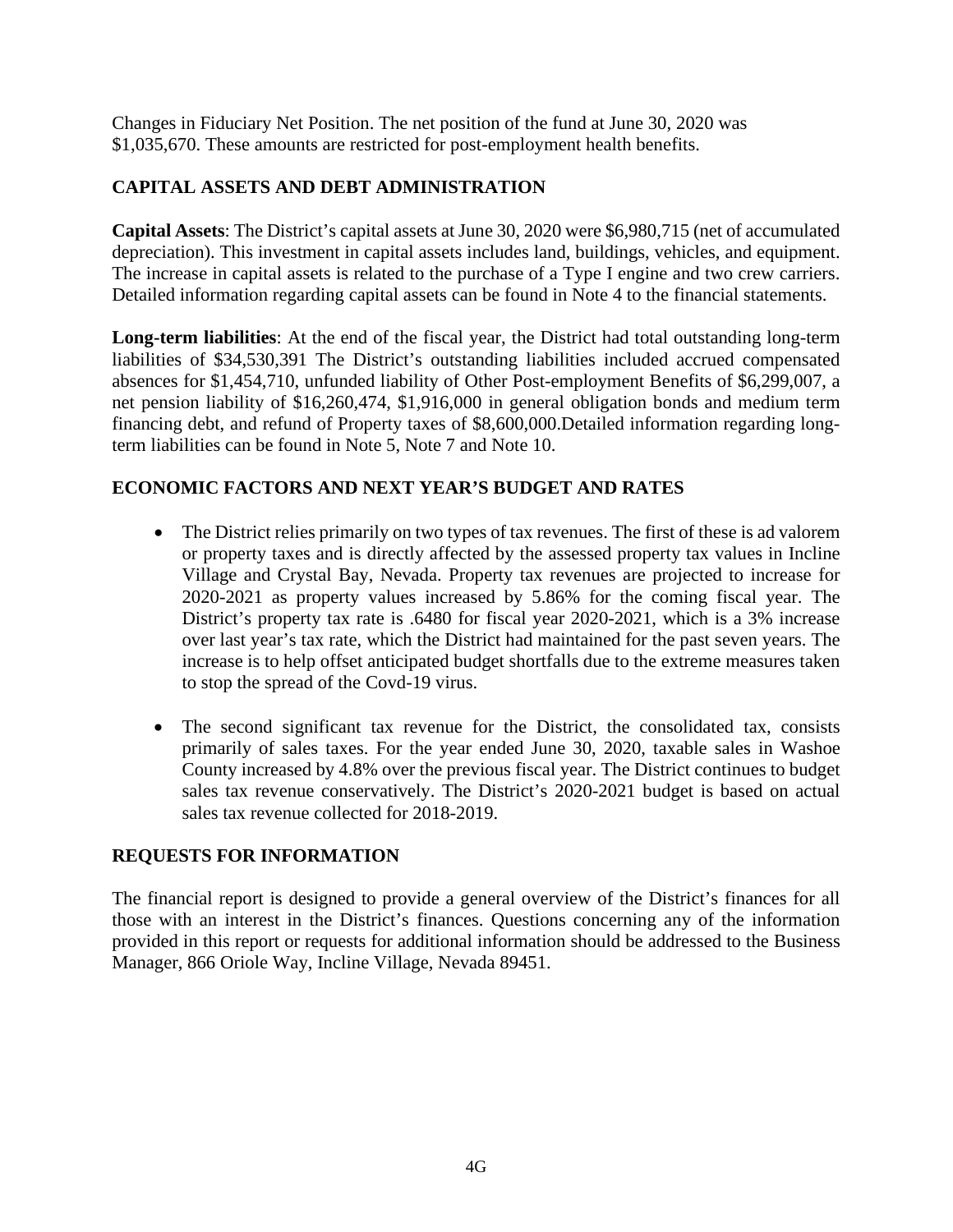Changes in Fiduciary Net Position. The net position of the fund at June 30, 2020 was $1,035,670. These amounts are restricted for post-employment health benefits.

## CAPITAL ASSETS AND DEBT ADMINISTRATION

**Capital Assets**: The District's capital assets at June 30, 2020 were $6,980,715 (net of accumulated depreciation). This investment in capital assets includes land, buildings, vehicles, and equipment. The increase in capital assets is related to the purchase of a Type I engine and two crew carriers. Detailed information regarding capital assets can be found in Note 4 to the financial statements.

**Long-term liabilities**: At the end of the fiscal year, the District had total outstanding long-term liabilities of $34,530,391 The District's outstanding liabilities included accrued compensated absences for $1,454,710, unfunded liability of Other Post-employment Benefits of $6,299,007, a net pension liability of $16,260,474, $1,916,000 in general obligation bonds and medium term financing debt, and refund of Property taxes of $8,600,000.Detailed information regarding long-term liabilities can be found in Note 5, Note 7 and Note 10.

## ECONOMIC FACTORS AND NEXT YEAR'S BUDGET AND RATES

- The District relies primarily on two types of tax revenues. The first of these is ad valorem or property taxes and is directly affected by the assessed property tax values in Incline Village and Crystal Bay, Nevada. Property tax revenues are projected to increase for 2020-2021 as property values increased by 5.86% for the coming fiscal year. The District's property tax rate is .6480 for fiscal year 2020-2021, which is a 3% increase over last year's tax rate, which the District had maintained for the past seven years. The increase is to help offset anticipated budget shortfalls due to the extreme measures taken to stop the spread of the Covd-19 virus.

- The second significant tax revenue for the District, the consolidated tax, consists primarily of sales taxes. For the year ended June 30, 2020, taxable sales in Washoe County increased by 4.8% over the previous fiscal year. The District continues to budget sales tax revenue conservatively. The District's 2020-2021 budget is based on actual sales tax revenue collected for 2018-2019.

## REQUESTS FOR INFORMATION

The financial report is designed to provide a general overview of the District's finances for all those with an interest in the District's finances. Questions concerning any of the information provided in this report or requests for additional information should be addressed to the Business Manager, 866 Oriole Way, Incline Village, Nevada 89451.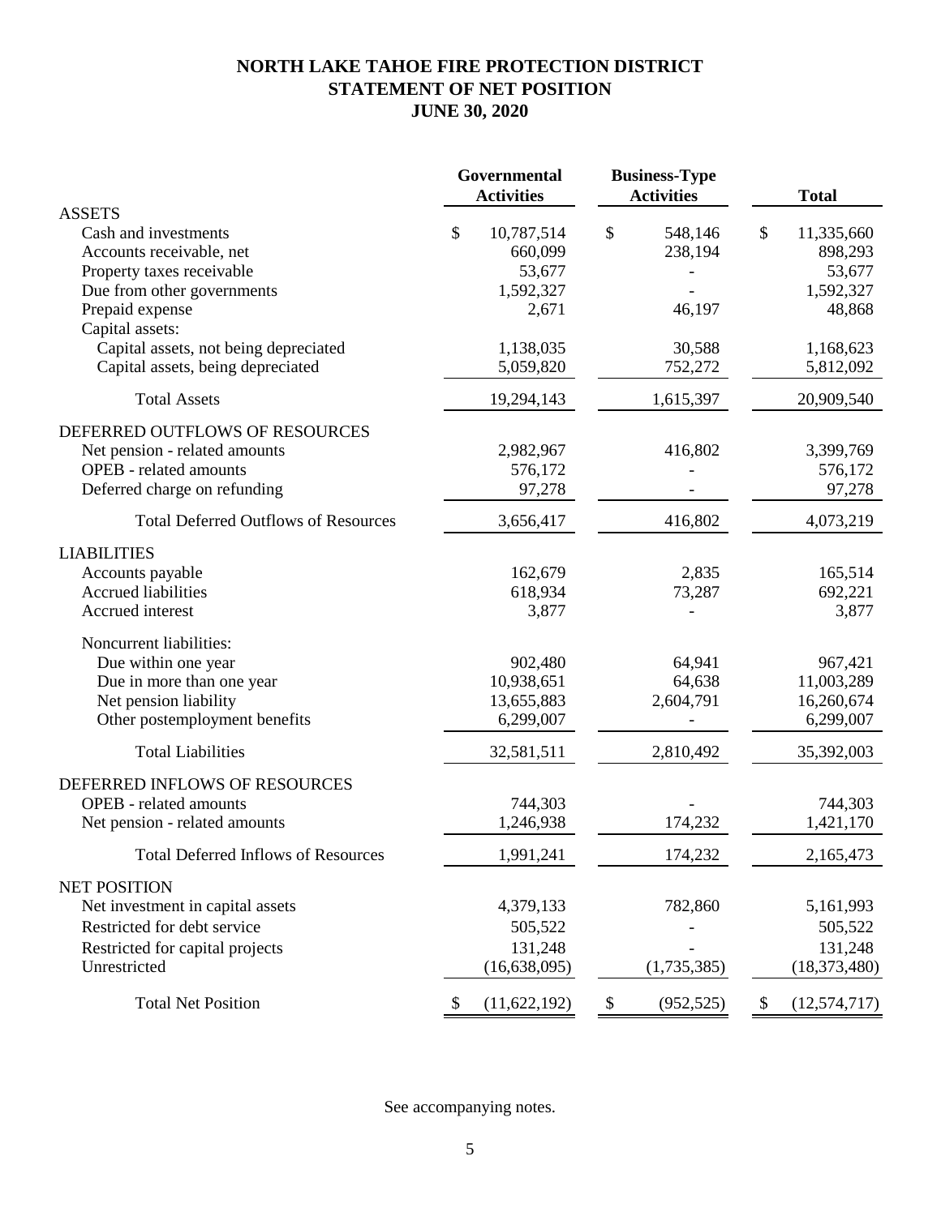# NORTH LAKE TAHOE FIRE PROTECTION DISTRICT
# STATEMENT OF NET POSITION
# JUNE 30, 2020

| | Governmental Activities | Business-Type Activities | Total |
|---|---|---|---|
| **ASSETS** | | | |
| Cash and investments | $ 10,787,514 | $ 548,146 | $ 11,335,660 |
| Accounts receivable, net | 660,099 | 238,194 | 898,293 |
| Property taxes receivable | 53,677 | - | 53,677 |
| Due from other governments | 1,592,327 | - | 1,592,327 |
| Prepaid expense | 2,671 | 46,197 | 48,868 |
| Capital assets: | | | |
| Capital assets, not being depreciated | 1,138,035 | 30,588 | 1,168,623 |
| Capital assets, being depreciated | 5,059,820 | 752,272 | 5,812,092 |
| Total Assets | 19,294,143 | 1,615,397 | 20,909,540 |
| **DEFERRED OUTFLOWS OF RESOURCES** | | | |
| Net pension - related amounts | 2,982,967 | 416,802 | 3,399,769 |
| OPEB - related amounts | 576,172 | - | 576,172 |
| Deferred charge on refunding | 97,278 | - | 97,278 |
| Total Deferred Outflows of Resources | 3,656,417 | 416,802 | 4,073,219 |
| **LIABILITIES** | | | |
| Accounts payable | 162,679 | 2,835 | 165,514 |
| Accrued liabilities | 618,934 | 73,287 | 692,221 |
| Accrued interest | 3,877 | - | 3,877 |
| Noncurrent liabilities: | | | |
| Due within one year | 902,480 | 64,941 | 967,421 |
| Due in more than one year | 10,938,651 | 64,638 | 11,003,289 |
| Net pension liability | 13,655,883 | 2,604,791 | 16,260,674 |
| Other postemployment benefits | 6,299,007 | - | 6,299,007 |
| Total Liabilities | 32,581,511 | 2,810,492 | 35,392,003 |
| **DEFERRED INFLOWS OF RESOURCES** | | | |
| OPEB - related amounts | 744,303 | - | 744,303 |
| Net pension - related amounts | 1,246,938 | 174,232 | 1,421,170 |
| Total Deferred Inflows of Resources | 1,991,241 | 174,232 | 2,165,473 |
| **NET POSITION** | | | |
| Net investment in capital assets | 4,379,133 | 782,860 | 5,161,993 |
| Restricted for debt service | 505,522 | - | 505,522 |
| Restricted for capital projects | 131,248 | - | 131,248 |
| Unrestricted | (16,638,095) | (1,735,385) | (18,373,480) |
| Total Net Position | $ (11,622,192) | $ (952,525) | $ (12,574,717) |

See accompanying notes.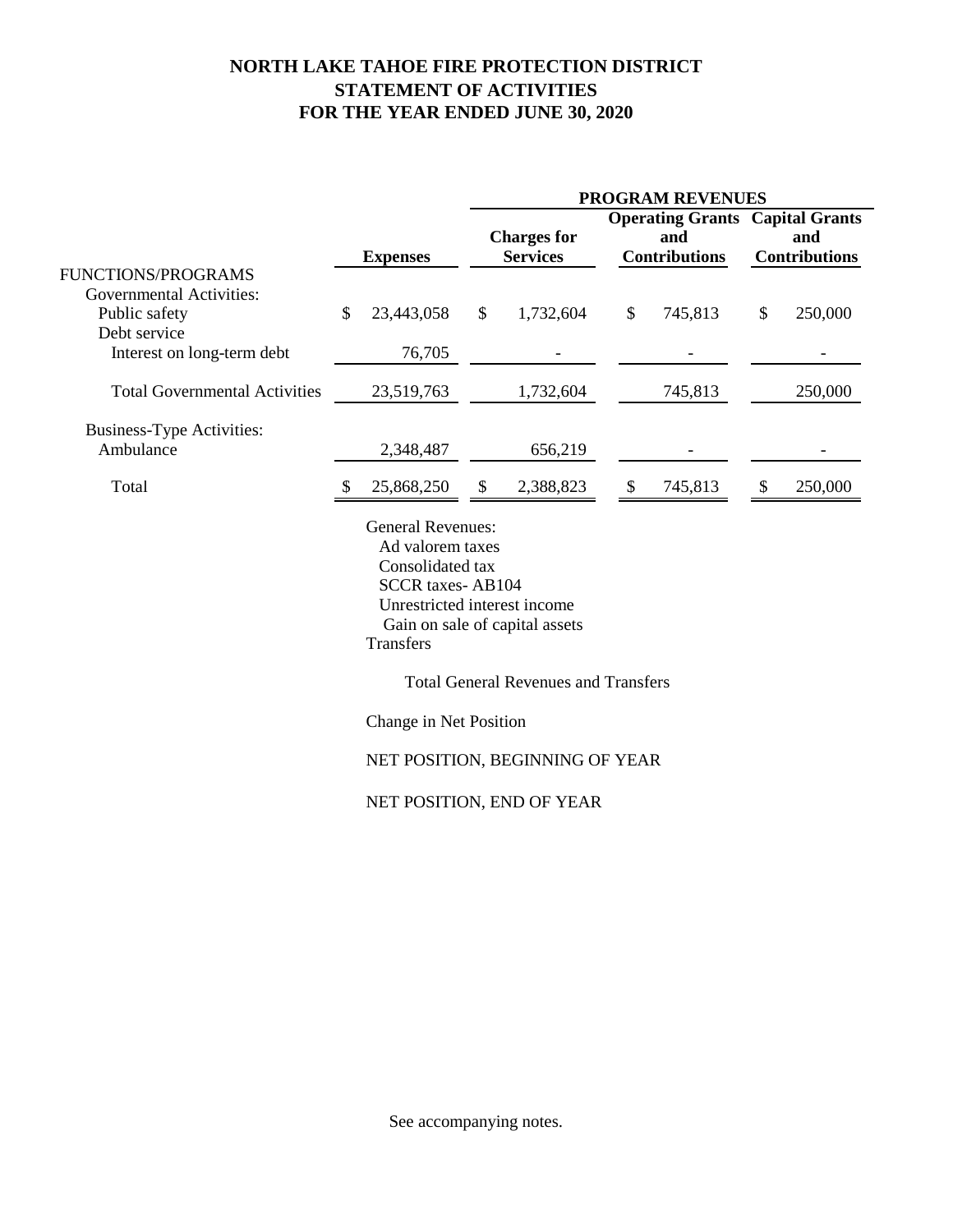# NORTH LAKE TAHOE FIRE PROTECTION DISTRICT
# STATEMENT OF ACTIVITIES
# FOR THE YEAR ENDED JUNE 30, 2020

| | | PROGRAM REVENUES | | |
|---|---|---|---|---|
| | **Expenses** | **Charges for Services** | **Operating Grants and Contributions** | **Capital Grants and Contributions** |
| FUNCTIONS/PROGRAMS | | | | |
| Governmental Activities: | | | | |
| Public safety | $ 23,443,058 | $ 1,732,604 | $ 745,813 | $ 250,000 |
| Debt service | | | | |
| Interest on long-term debt | 76,705 | - | - | - |
| Total Governmental Activities | 23,519,763 | 1,732,604 | 745,813 | 250,000 |
| Business-Type Activities: | | | | |
| Ambulance | 2,348,487 | 656,219 | - | - |
| Total | $ 25,868,250 | $ 2,388,823 | $ 745,813 | $ 250,000 |

General Revenues:
- Ad valorem taxes
- Consolidated tax
- SCCR taxes- AB104
- Unrestricted interest income
- Gain on sale of capital assets

Transfers

Total General Revenues and Transfers

Change in Net Position

NET POSITION, BEGINNING OF YEAR

NET POSITION, END OF YEAR

See accompanying notes.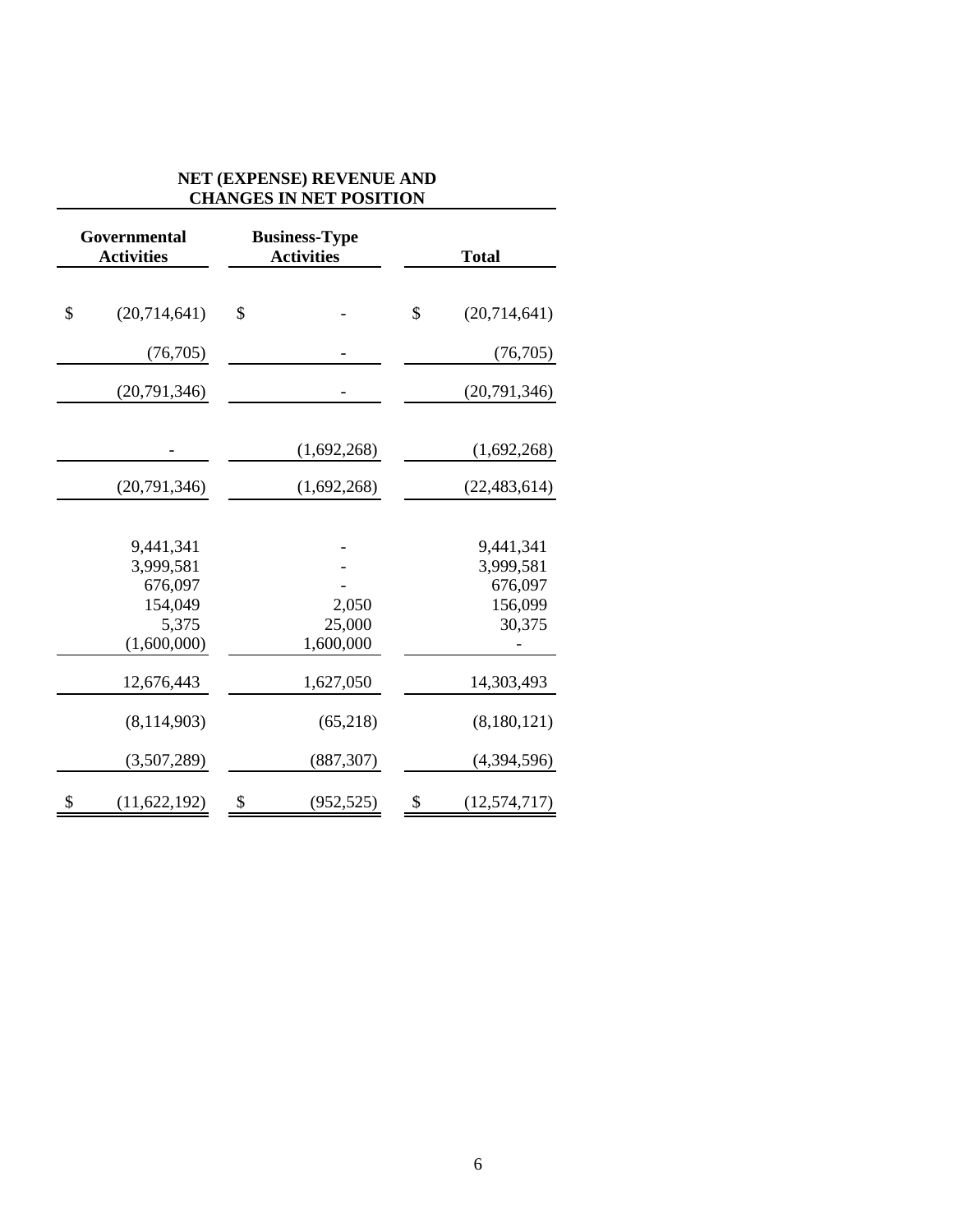| NET (EXPENSE) REVENUE AND CHANGES IN NET POSITION | | |
|---|---|---|
| Governmental Activities | Business-Type Activities | Total |
| $ (20,714,641) | $ - | $ (20,714,641) |
| (76,705) | - | (76,705) |
| (20,791,346) | - | (20,791,346) |
| - | (1,692,268) | (1,692,268) |
| (20,791,346) | (1,692,268) | (22,483,614) |
| 9,441,341 | - | 9,441,341 |
| 3,999,581 | - | 3,999,581 |
| 676,097 | - | 676,097 |
| 154,049 | 2,050 | 156,099 |
| 5,375 | 25,000 | 30,375 |
| (1,600,000) | 1,600,000 | - |
| 12,676,443 | 1,627,050 | 14,303,493 |
| (8,114,903) | (65,218) | (8,180,121) |
| (3,507,289) | (887,307) | (4,394,596) |
| $ (11,622,192) | $ (952,525) | $ (12,574,717) |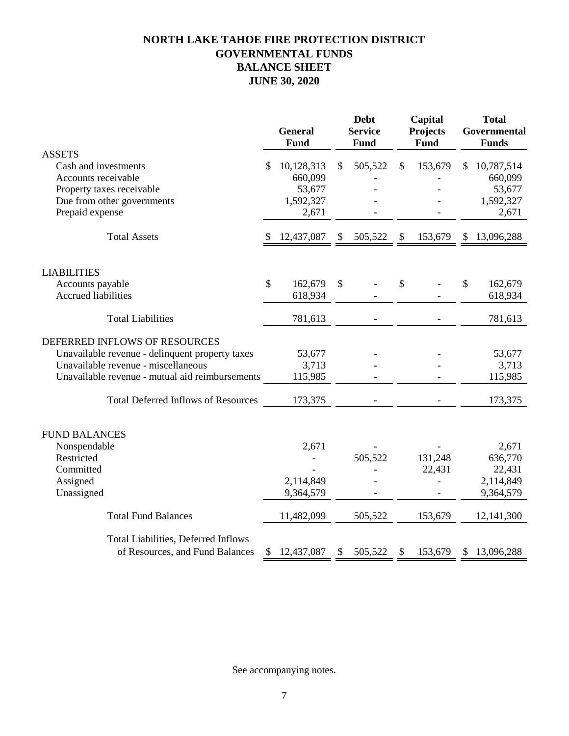# NORTH LAKE TAHOE FIRE PROTECTION DISTRICT
## GOVERNMENTAL FUNDS
## BALANCE SHEET
## JUNE 30, 2020

| | General Fund | Debt Service Fund | Capital Projects Fund | Total Governmental Funds |
|---|---|---|---|---|
| **ASSETS** | | | | |
| Cash and investments | $ 10,128,313 | $ 505,522 | $ 153,679 | $ 10,787,514 |
| Accounts receivable | 660,099 | - | - | 660,099 |
| Property taxes receivable | 53,677 | - | - | 53,677 |
| Due from other governments | 1,592,327 | - | - | 1,592,327 |
| Prepaid expense | 2,671 | - | - | 2,671 |
| Total Assets | $ 12,437,087 | $ 505,522 | $ 153,679 | $ 13,096,288 |
| **LIABILITIES** | | | | |
| Accounts payable | $ 162,679 | $ - | $ - | $ 162,679 |
| Accrued liabilities | 618,934 | - | - | 618,934 |
| Total Liabilities | 781,613 | - | - | 781,613 |
| **DEFERRED INFLOWS OF RESOURCES** | | | | |
| Unavailable revenue - delinquent property taxes | 53,677 | - | - | 53,677 |
| Unavailable revenue - miscellaneous | 3,713 | - | - | 3,713 |
| Unavailable revenue - mutual aid reimbursements | 115,985 | - | - | 115,985 |
| Total Deferred Inflows of Resources | 173,375 | - | - | 173,375 |
| **FUND BALANCES** | | | | |
| Nonspendable | 2,671 | - | - | 2,671 |
| Restricted | - | 505,522 | 131,248 | 636,770 |
| Committed | - | - | 22,431 | 22,431 |
| Assigned | 2,114,849 | - | - | 2,114,849 |
| Unassigned | 9,364,579 | - | - | 9,364,579 |
| Total Fund Balances | 11,482,099 | 505,522 | 153,679 | 12,141,300 |
| Total Liabilities, Deferred Inflows of Resources, and Fund Balances | $ 12,437,087 | $ 505,522 | $ 153,679 | $ 13,096,288 |

See accompanying notes.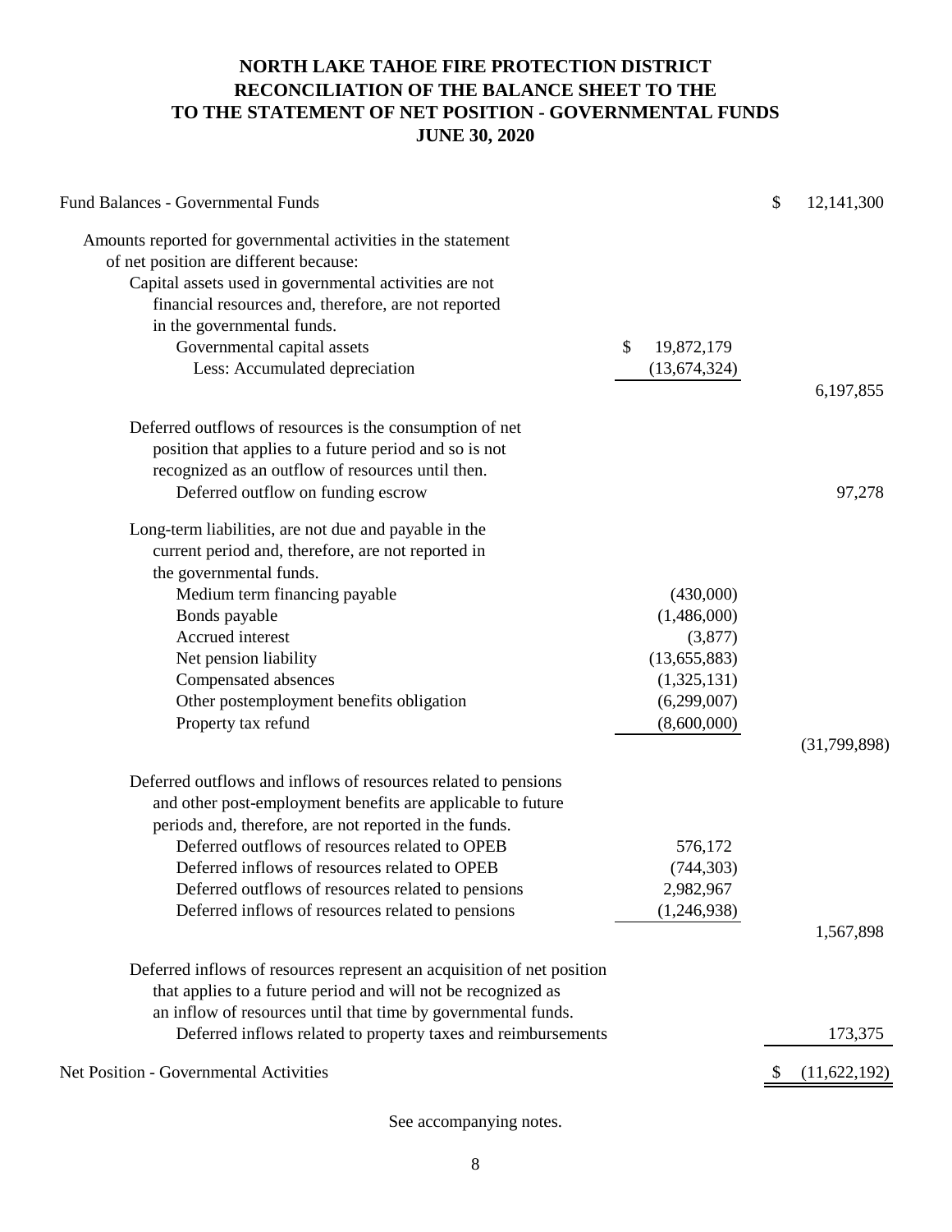# NORTH LAKE TAHOE FIRE PROTECTION DISTRICT
# RECONCILIATION OF THE BALANCE SHEET TO THE TO THE STATEMENT OF NET POSITION - GOVERNMENTAL FUNDS
# JUNE 30, 2020

| | | |
|---|---|---|
| Fund Balances - Governmental Funds | | $ 12,141,300 |
| Amounts reported for governmental activities in the statement of net position are different because: | | |
| Capital assets used in governmental activities are not financial resources and, therefore, are not reported in the governmental funds. | | |
| Governmental capital assets | $ 19,872,179 | |
| Less: Accumulated depreciation | (13,674,324) | |
| | | 6,197,855 |
| Deferred outflows of resources is the consumption of net position that applies to a future period and so is not recognized as an outflow of resources until then. | | |
| Deferred outflow on funding escrow | | 97,278 |
| Long-term liabilities, are not due and payable in the current period and, therefore, are not reported in the governmental funds. | | |
| Medium term financing payable | (430,000) | |
| Bonds payable | (1,486,000) | |
| Accrued interest | (3,877) | |
| Net pension liability | (13,655,883) | |
| Compensated absences | (1,325,131) | |
| Other postemployment benefits obligation | (6,299,007) | |
| Property tax refund | (8,600,000) | |
| | | (31,799,898) |
| Deferred outflows and inflows of resources related to pensions and other post-employment benefits are applicable to future periods and, therefore, are not reported in the funds. | | |
| Deferred outflows of resources related to OPEB | 576,172 | |
| Deferred inflows of resources related to OPEB | (744,303) | |
| Deferred outflows of resources related to pensions | 2,982,967 | |
| Deferred inflows of resources related to pensions | (1,246,938) | |
| | | 1,567,898 |
| Deferred inflows of resources represent an acquisition of net position that applies to a future period and will not be recognized as an inflow of resources until that time by governmental funds. | | |
| Deferred inflows related to property taxes and reimbursements | | 173,375 |
| Net Position - Governmental Activities | | $ (11,622,192) |

See accompanying notes.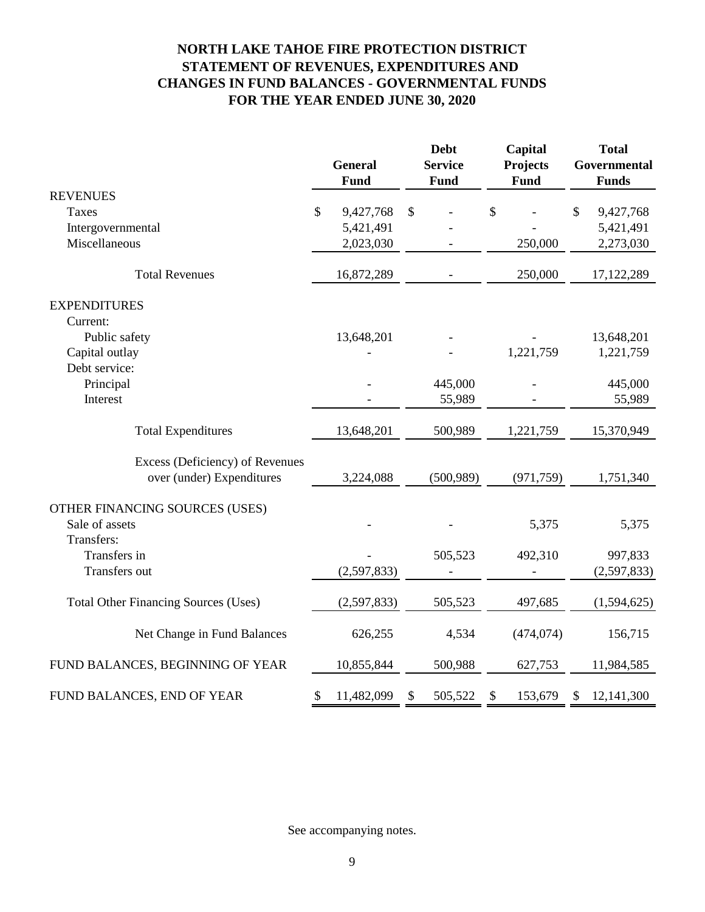# NORTH LAKE TAHOE FIRE PROTECTION DISTRICT
## STATEMENT OF REVENUES, EXPENDITURES AND CHANGES IN FUND BALANCES - GOVERNMENTAL FUNDS
## FOR THE YEAR ENDED JUNE 30, 2020

| | General Fund | Debt Service Fund | Capital Projects Fund | Total Governmental Funds |
|---|---|---|---|---|
| **REVENUES** | | | | |
| Taxes | $ 9,427,768 | $ - | $ - | $ 9,427,768 |
| Intergovernmental | 5,421,491 | - | - | 5,421,491 |
| Miscellaneous | 2,023,030 | - | 250,000 | 2,273,030 |
| Total Revenues | 16,872,289 | - | 250,000 | 17,122,289 |
| **EXPENDITURES** | | | | |
| Current: | | | | |
| Public safety | 13,648,201 | - | - | 13,648,201 |
| Capital outlay | - | - | 1,221,759 | 1,221,759 |
| Debt service: | | | | |
| Principal | - | 445,000 | - | 445,000 |
| Interest | - | 55,989 | - | 55,989 |
| Total Expenditures | 13,648,201 | 500,989 | 1,221,759 | 15,370,949 |
| Excess (Deficiency) of Revenues over (under) Expenditures | 3,224,088 | (500,989) | (971,759) | 1,751,340 |
| **OTHER FINANCING SOURCES (USES)** | | | | |
| Sale of assets | - | - | 5,375 | 5,375 |
| Transfers: | | | | |
| Transfers in | - | 505,523 | 492,310 | 997,833 |
| Transfers out | (2,597,833) | - | - | (2,597,833) |
| Total Other Financing Sources (Uses) | (2,597,833) | 505,523 | 497,685 | (1,594,625) |
| Net Change in Fund Balances | 626,255 | 4,534 | (474,074) | 156,715 |
| FUND BALANCES, BEGINNING OF YEAR | 10,855,844 | 500,988 | 627,753 | 11,984,585 |
| FUND BALANCES, END OF YEAR | $ 11,482,099 | $ 505,522 | $ 153,679 | $ 12,141,300 |

See accompanying notes.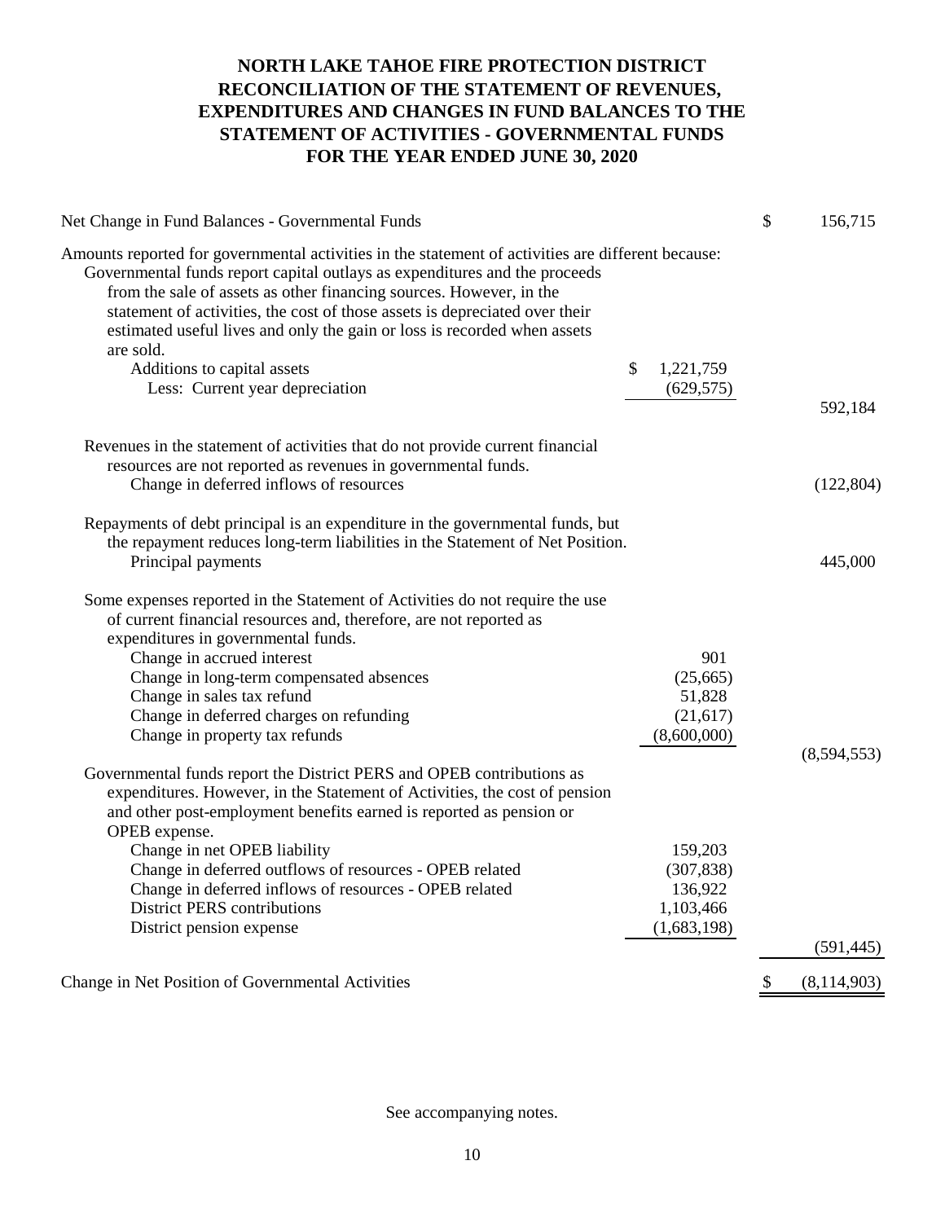# NORTH LAKE TAHOE FIRE PROTECTION DISTRICT
## RECONCILIATION OF THE STATEMENT OF REVENUES, EXPENDITURES AND CHANGES IN FUND BALANCES TO THE STATEMENT OF ACTIVITIES - GOVERNMENTAL FUNDS
## FOR THE YEAR ENDED JUNE 30, 2020

| | | |
|---|---|---|
| Net Change in Fund Balances - Governmental Funds | | $ 156,715 |
| Amounts reported for governmental activities in the statement of activities are different because: | | |
| Governmental funds report capital outlays as expenditures and the proceeds from the sale of assets as other financing sources. However, in the statement of activities, the cost of those assets is depreciated over their estimated useful lives and only the gain or loss is recorded when assets are sold. | | |
| Additions to capital assets | $ 1,221,759 | |
| Less: Current year depreciation | (629,575) | |
| | | 592,184 |
| Revenues in the statement of activities that do not provide current financial resources are not reported as revenues in governmental funds. | | |
| Change in deferred inflows of resources | | (122,804) |
| Repayments of debt principal is an expenditure in the governmental funds, but the repayment reduces long-term liabilities in the Statement of Net Position. | | |
| Principal payments | | 445,000 |
| Some expenses reported in the Statement of Activities do not require the use of current financial resources and, therefore, are not reported as expenditures in governmental funds. | | |
| Change in accrued interest | 901 | |
| Change in long-term compensated absences | (25,665) | |
| Change in sales tax refund | 51,828 | |
| Change in deferred charges on refunding | (21,617) | |
| Change in property tax refunds | (8,600,000) | |
| | | (8,594,553) |
| Governmental funds report the District PERS and OPEB contributions as expenditures. However, in the Statement of Activities, the cost of pension and other post-employment benefits earned is reported as pension or OPEB expense. | | |
| Change in net OPEB liability | 159,203 | |
| Change in deferred outflows of resources - OPEB related | (307,838) | |
| Change in deferred inflows of resources - OPEB related | 136,922 | |
| District PERS contributions | 1,103,466 | |
| District pension expense | (1,683,198) | |
| | | (591,445) |
| Change in Net Position of Governmental Activities | | $ (8,114,903) |

See accompanying notes.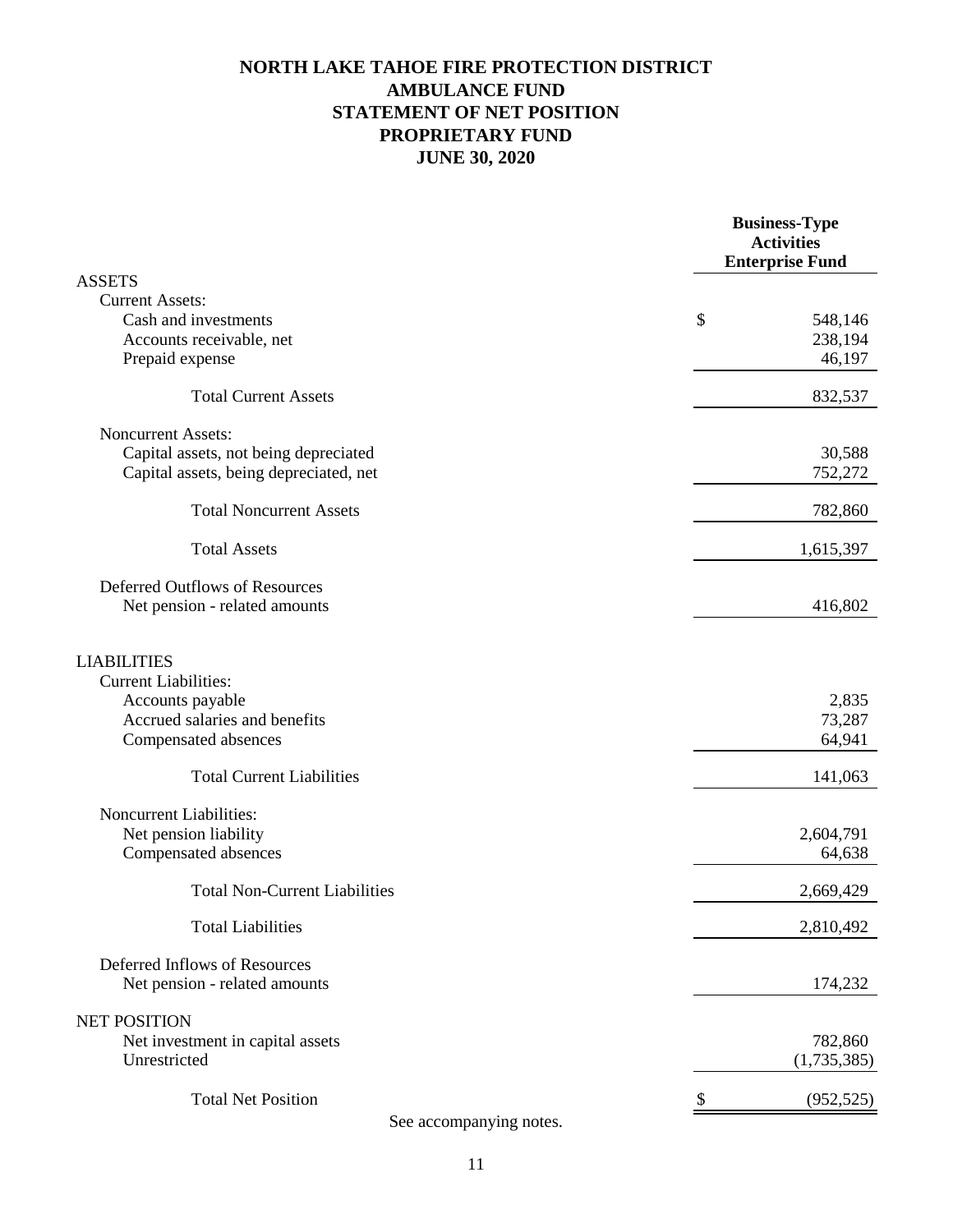# NORTH LAKE TAHOE FIRE PROTECTION DISTRICT
# AMBULANCE FUND
# STATEMENT OF NET POSITION
# PROPRIETARY FUND
# JUNE 30, 2020

| | Business-Type Activities Enterprise Fund |
|---|---|
| **ASSETS** | |
| Current Assets: | |
| Cash and investments | $ 548,146 |
| Accounts receivable, net | 238,194 |
| Prepaid expense | 46,197 |
| Total Current Assets | 832,537 |
| Noncurrent Assets: | |
| Capital assets, not being depreciated | 30,588 |
| Capital assets, being depreciated, net | 752,272 |
| Total Noncurrent Assets | 782,860 |
| Total Assets | 1,615,397 |
| Deferred Outflows of Resources | |
| Net pension - related amounts | 416,802 |
| **LIABILITIES** | |
| Current Liabilities: | |
| Accounts payable | 2,835 |
| Accrued salaries and benefits | 73,287 |
| Compensated absences | 64,941 |
| Total Current Liabilities | 141,063 |
| Noncurrent Liabilities: | |
| Net pension liability | 2,604,791 |
| Compensated absences | 64,638 |
| Total Non-Current Liabilities | 2,669,429 |
| Total Liabilities | 2,810,492 |
| Deferred Inflows of Resources | |
| Net pension - related amounts | 174,232 |
| **NET POSITION** | |
| Net investment in capital assets | 782,860 |
| Unrestricted | (1,735,385) |
| Total Net Position | $ (952,525) |

See accompanying notes.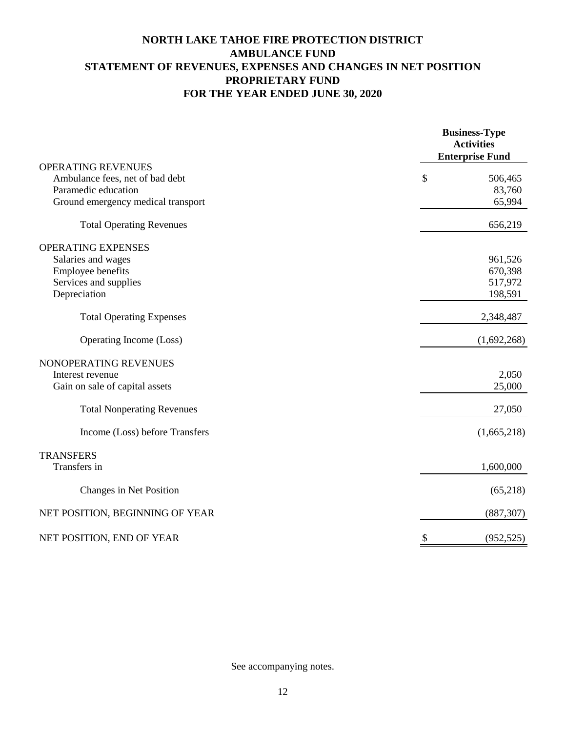# NORTH LAKE TAHOE FIRE PROTECTION DISTRICT
# AMBULANCE FUND
# STATEMENT OF REVENUES, EXPENSES AND CHANGES IN NET POSITION
# PROPRIETARY FUND
# FOR THE YEAR ENDED JUNE 30, 2020

| | Business-Type Activities Enterprise Fund |
|---|---|
| OPERATING REVENUES | |
| Ambulance fees, net of bad debt | $ 506,465 |
| Paramedic education | 83,760 |
| Ground emergency medical transport | 65,994 |
| Total Operating Revenues | 656,219 |
| OPERATING EXPENSES | |
| Salaries and wages | 961,526 |
| Employee benefits | 670,398 |
| Services and supplies | 517,972 |
| Depreciation | 198,591 |
| Total Operating Expenses | 2,348,487 |
| Operating Income (Loss) | (1,692,268) |
| NONOPERATING REVENUES | |
| Interest revenue | 2,050 |
| Gain on sale of capital assets | 25,000 |
| Total Nonperating Revenues | 27,050 |
| Income (Loss) before Transfers | (1,665,218) |
| TRANSFERS | |
| Transfers in | 1,600,000 |
| Changes in Net Position | (65,218) |
| NET POSITION, BEGINNING OF YEAR | (887,307) |
| NET POSITION, END OF YEAR | $ (952,525) |

See accompanying notes.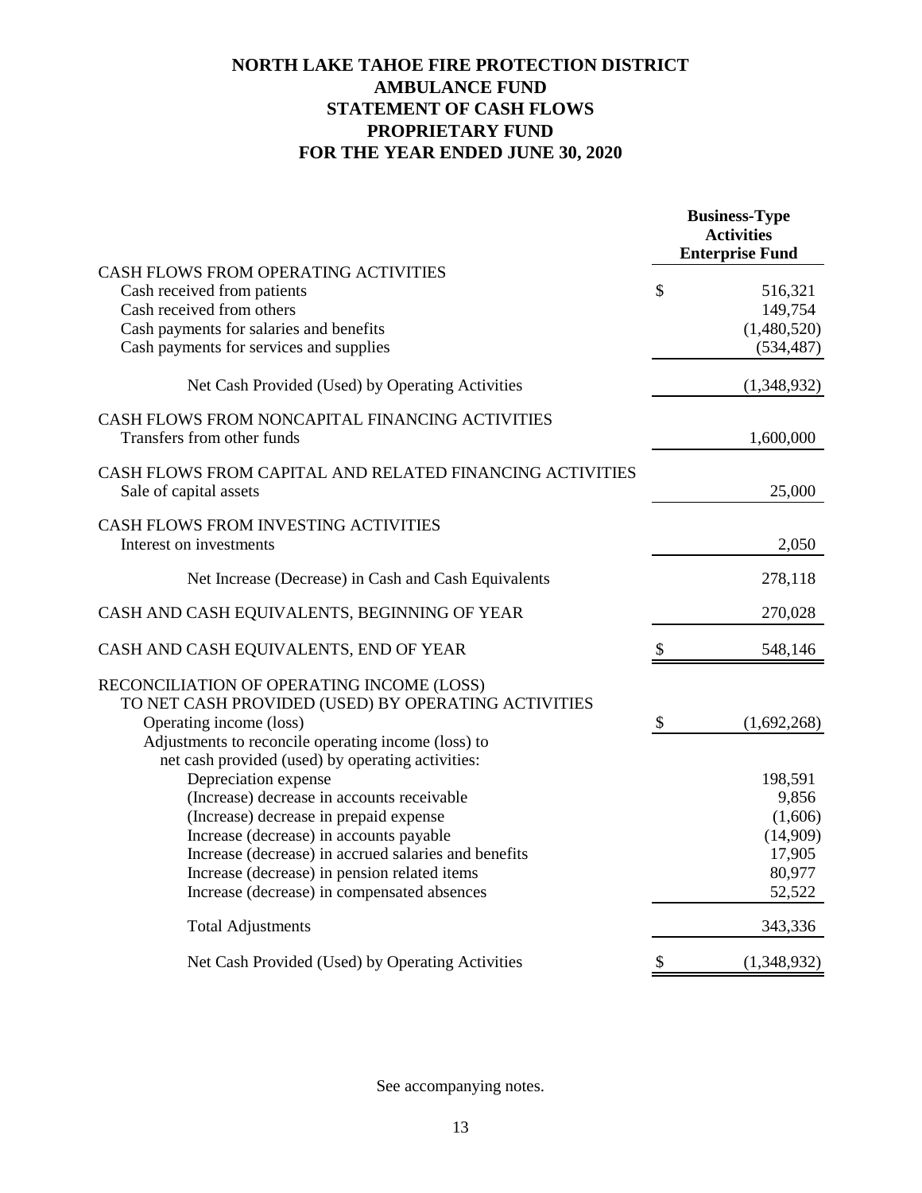# NORTH LAKE TAHOE FIRE PROTECTION DISTRICT
## AMBULANCE FUND
## STATEMENT OF CASH FLOWS
## PROPRIETARY FUND
## FOR THE YEAR ENDED JUNE 30, 2020

| | Business-Type Activities Enterprise Fund |
|---|---|
| **CASH FLOWS FROM OPERATING ACTIVITIES** | |
| Cash received from patients | $ 516,321 |
| Cash received from others | 149,754 |
| Cash payments for salaries and benefits | (1,480,520) |
| Cash payments for services and supplies | (534,487) |
| Net Cash Provided (Used) by Operating Activities | (1,348,932) |
| **CASH FLOWS FROM NONCAPITAL FINANCING ACTIVITIES** | |
| Transfers from other funds | 1,600,000 |
| **CASH FLOWS FROM CAPITAL AND RELATED FINANCING ACTIVITIES** | |
| Sale of capital assets | 25,000 |
| **CASH FLOWS FROM INVESTING ACTIVITIES** | |
| Interest on investments | 2,050 |
| Net Increase (Decrease) in Cash and Cash Equivalents | 278,118 |
| **CASH AND CASH EQUIVALENTS, BEGINNING OF YEAR** | 270,028 |
| **CASH AND CASH EQUIVALENTS, END OF YEAR** | $ 548,146 |
| **RECONCILIATION OF OPERATING INCOME (LOSS) TO NET CASH PROVIDED (USED) BY OPERATING ACTIVITIES** | |
| Operating income (loss) | $ (1,692,268) |
| Adjustments to reconcile operating income (loss) to net cash provided (used) by operating activities: | |
| Depreciation expense | 198,591 |
| (Increase) decrease in accounts receivable | 9,856 |
| (Increase) decrease in prepaid expense | (1,606) |
| Increase (decrease) in accounts payable | (14,909) |
| Increase (decrease) in accrued salaries and benefits | 17,905 |
| Increase (decrease) in pension related items | 80,977 |
| Increase (decrease) in compensated absences | 52,522 |
| Total Adjustments | 343,336 |
| Net Cash Provided (Used) by Operating Activities | $ (1,348,932) |

See accompanying notes.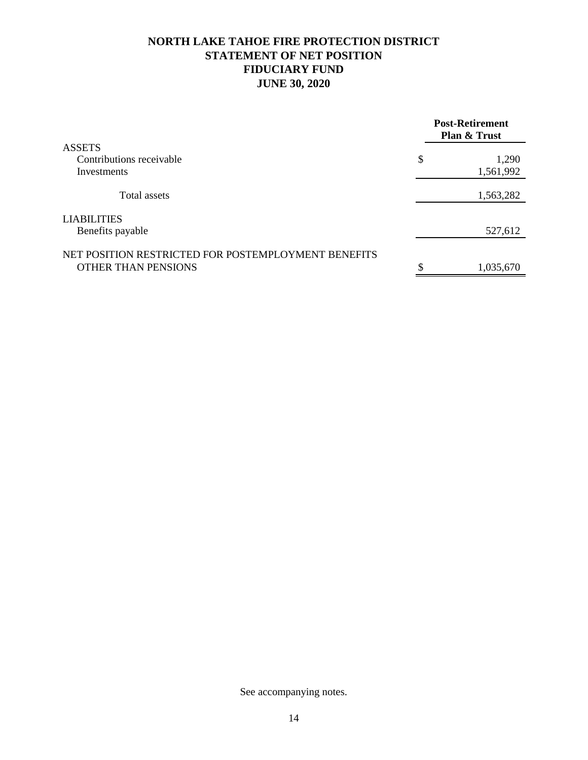# NORTH LAKE TAHOE FIRE PROTECTION DISTRICT
## STATEMENT OF NET POSITION
## FIDUCIARY FUND
## JUNE 30, 2020

| | Post-Retirement Plan & Trust |
|---|---|
| ASSETS | |
| Contributions receivable | $ 1,290 |
| Investments | 1,561,992 |
| Total assets | 1,563,282 |
| LIABILITIES | |
| Benefits payable | 527,612 |
| NET POSITION RESTRICTED FOR POSTEMPLOYMENT BENEFITS OTHER THAN PENSIONS | $ 1,035,670 |

See accompanying notes.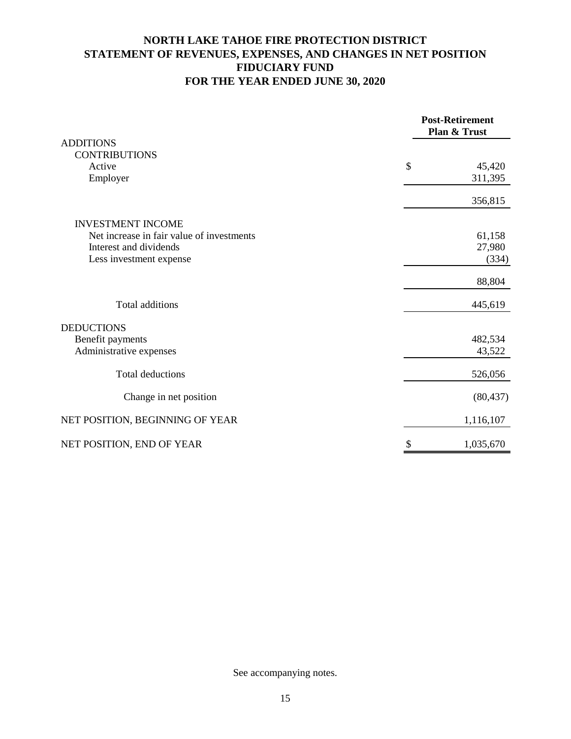# NORTH LAKE TAHOE FIRE PROTECTION DISTRICT
## STATEMENT OF REVENUES, EXPENSES, AND CHANGES IN NET POSITION
## FIDUCIARY FUND
## FOR THE YEAR ENDED JUNE 30, 2020

| | Post-Retirement Plan & Trust |
|---|---|
| ADDITIONS | |
| CONTRIBUTIONS | |
| Active | $ 45,420 |
| Employer | 311,395 |
| | 356,815 |
| INVESTMENT INCOME | |
| Net increase in fair value of investments | 61,158 |
| Interest and dividends | 27,980 |
| Less investment expense | (334) |
| | 88,804 |
| Total additions | 445,619 |
| DEDUCTIONS | |
| Benefit payments | 482,534 |
| Administrative expenses | 43,522 |
| Total deductions | 526,056 |
| Change in net position | (80,437) |
| NET POSITION, BEGINNING OF YEAR | 1,116,107 |
| NET POSITION, END OF YEAR | $ 1,035,670 |

See accompanying notes.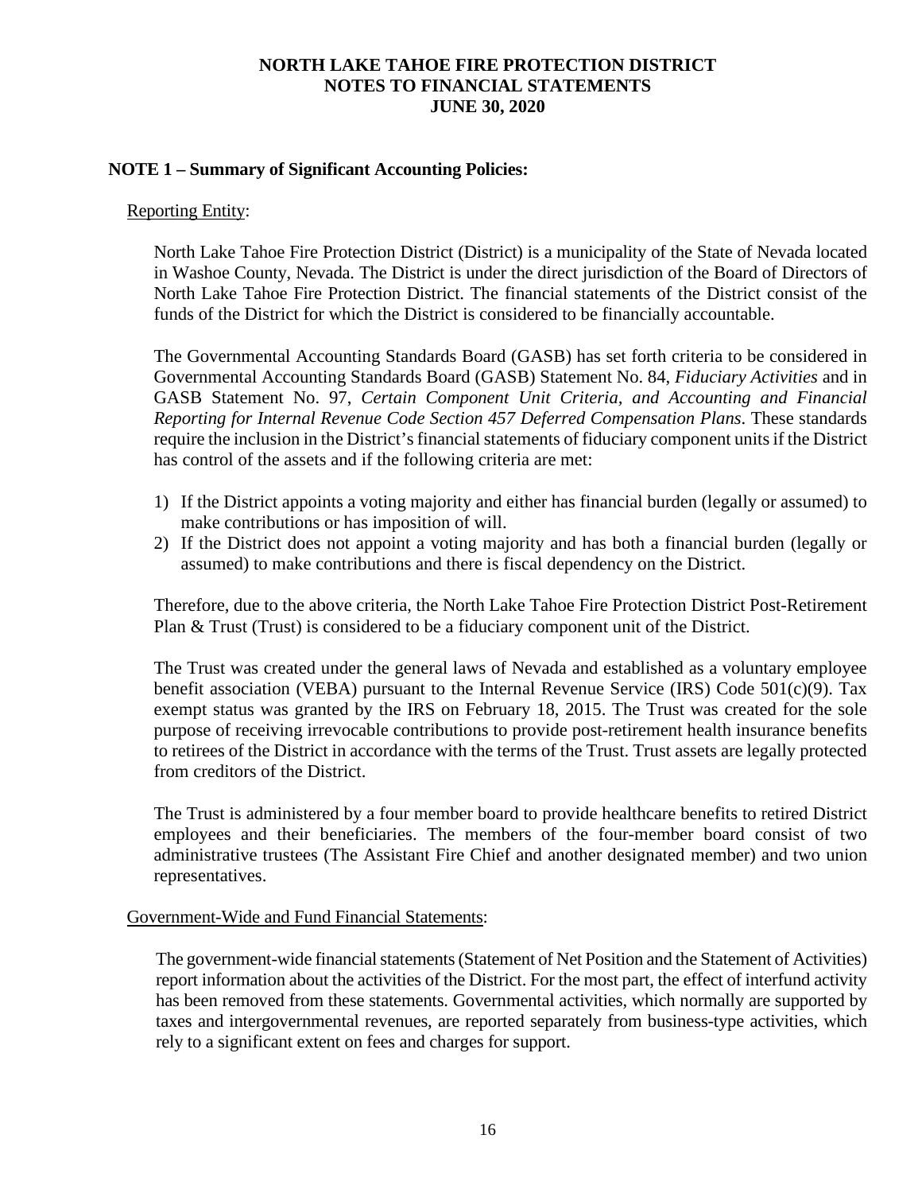# NORTH LAKE TAHOE FIRE PROTECTION DISTRICT
# NOTES TO FINANCIAL STATEMENTS
# JUNE 30, 2020

## NOTE 1 – Summary of Significant Accounting Policies:

Reporting Entity:

North Lake Tahoe Fire Protection District (District) is a municipality of the State of Nevada located in Washoe County, Nevada. The District is under the direct jurisdiction of the Board of Directors of North Lake Tahoe Fire Protection District. The financial statements of the District consist of the funds of the District for which the District is considered to be financially accountable.

The Governmental Accounting Standards Board (GASB) has set forth criteria to be considered in Governmental Accounting Standards Board (GASB) Statement No. 84, *Fiduciary Activities* and in GASB Statement No. 97, *Certain Component Unit Criteria, and Accounting and Financial Reporting for Internal Revenue Code Section 457 Deferred Compensation Plans*. These standards require the inclusion in the District's financial statements of fiduciary component units if the District has control of the assets and if the following criteria are met:

1) If the District appoints a voting majority and either has financial burden (legally or assumed) to make contributions or has imposition of will.
2) If the District does not appoint a voting majority and has both a financial burden (legally or assumed) to make contributions and there is fiscal dependency on the District.

Therefore, due to the above criteria, the North Lake Tahoe Fire Protection District Post-Retirement Plan & Trust (Trust) is considered to be a fiduciary component unit of the District.

The Trust was created under the general laws of Nevada and established as a voluntary employee benefit association (VEBA) pursuant to the Internal Revenue Service (IRS) Code 501(c)(9). Tax exempt status was granted by the IRS on February 18, 2015. The Trust was created for the sole purpose of receiving irrevocable contributions to provide post-retirement health insurance benefits to retirees of the District in accordance with the terms of the Trust. Trust assets are legally protected from creditors of the District.

The Trust is administered by a four member board to provide healthcare benefits to retired District employees and their beneficiaries. The members of the four-member board consist of two administrative trustees (The Assistant Fire Chief and another designated member) and two union representatives.

Government-Wide and Fund Financial Statements:

The government-wide financial statements (Statement of Net Position and the Statement of Activities) report information about the activities of the District. For the most part, the effect of interfund activity has been removed from these statements. Governmental activities, which normally are supported by taxes and intergovernmental revenues, are reported separately from business-type activities, which rely to a significant extent on fees and charges for support.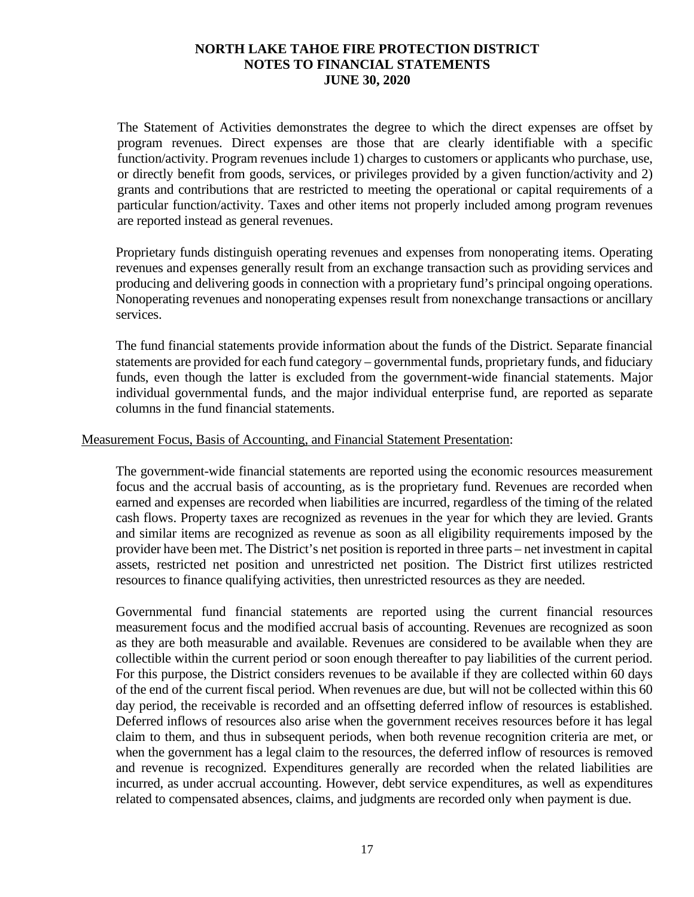The Statement of Activities demonstrates the degree to which the direct expenses are offset by program revenues. Direct expenses are those that are clearly identifiable with a specific function/activity. Program revenues include 1) charges to customers or applicants who purchase, use, or directly benefit from goods, services, or privileges provided by a given function/activity and 2) grants and contributions that are restricted to meeting the operational or capital requirements of a particular function/activity. Taxes and other items not properly included among program revenues are reported instead as general revenues.

Proprietary funds distinguish operating revenues and expenses from nonoperating items. Operating revenues and expenses generally result from an exchange transaction such as providing services and producing and delivering goods in connection with a proprietary fund's principal ongoing operations. Nonoperating revenues and nonoperating expenses result from nonexchange transactions or ancillary services.

The fund financial statements provide information about the funds of the District. Separate financial statements are provided for each fund category – governmental funds, proprietary funds, and fiduciary funds, even though the latter is excluded from the government-wide financial statements. Major individual governmental funds, and the major individual enterprise fund, are reported as separate columns in the fund financial statements.

Measurement Focus, Basis of Accounting, and Financial Statement Presentation:

The government-wide financial statements are reported using the economic resources measurement focus and the accrual basis of accounting, as is the proprietary fund. Revenues are recorded when earned and expenses are recorded when liabilities are incurred, regardless of the timing of the related cash flows. Property taxes are recognized as revenues in the year for which they are levied. Grants and similar items are recognized as revenue as soon as all eligibility requirements imposed by the provider have been met. The District's net position is reported in three parts – net investment in capital assets, restricted net position and unrestricted net position. The District first utilizes restricted resources to finance qualifying activities, then unrestricted resources as they are needed.

Governmental fund financial statements are reported using the current financial resources measurement focus and the modified accrual basis of accounting. Revenues are recognized as soon as they are both measurable and available. Revenues are considered to be available when they are collectible within the current period or soon enough thereafter to pay liabilities of the current period. For this purpose, the District considers revenues to be available if they are collected within 60 days of the end of the current fiscal period. When revenues are due, but will not be collected within this 60 day period, the receivable is recorded and an offsetting deferred inflow of resources is established. Deferred inflows of resources also arise when the government receives resources before it has legal claim to them, and thus in subsequent periods, when both revenue recognition criteria are met, or when the government has a legal claim to the resources, the deferred inflow of resources is removed and revenue is recognized. Expenditures generally are recorded when the related liabilities are incurred, as under accrual accounting. However, debt service expenditures, as well as expenditures related to compensated absences, claims, and judgments are recorded only when payment is due.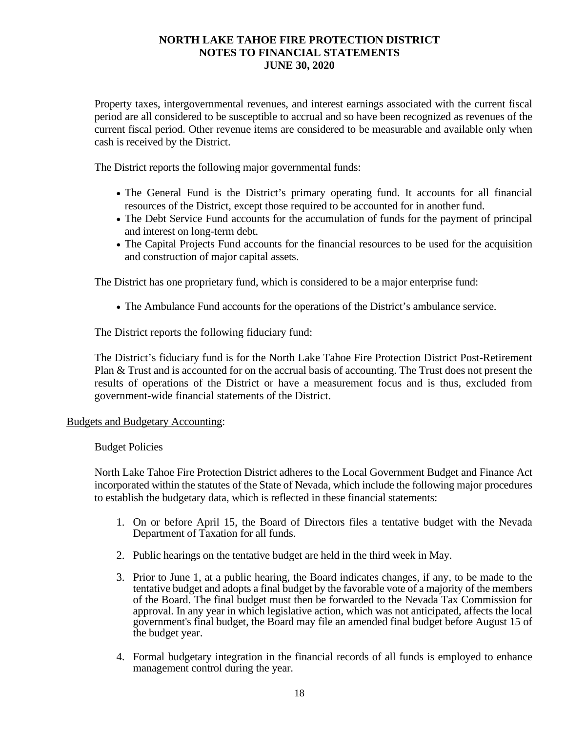Property taxes, intergovernmental revenues, and interest earnings associated with the current fiscal period are all considered to be susceptible to accrual and so have been recognized as revenues of the current fiscal period. Other revenue items are considered to be measurable and available only when cash is received by the District.

The District reports the following major governmental funds:

- The General Fund is the District's primary operating fund. It accounts for all financial resources of the District, except those required to be accounted for in another fund.
- The Debt Service Fund accounts for the accumulation of funds for the payment of principal and interest on long-term debt.
- The Capital Projects Fund accounts for the financial resources to be used for the acquisition and construction of major capital assets.

The District has one proprietary fund, which is considered to be a major enterprise fund:

- The Ambulance Fund accounts for the operations of the District's ambulance service.

The District reports the following fiduciary fund:

The District's fiduciary fund is for the North Lake Tahoe Fire Protection District Post-Retirement Plan & Trust and is accounted for on the accrual basis of accounting. The Trust does not present the results of operations of the District or have a measurement focus and is thus, excluded from government-wide financial statements of the District.

Budgets and Budgetary Accounting:

Budget Policies

North Lake Tahoe Fire Protection District adheres to the Local Government Budget and Finance Act incorporated within the statutes of the State of Nevada, which include the following major procedures to establish the budgetary data, which is reflected in these financial statements:

1. On or before April 15, the Board of Directors files a tentative budget with the Nevada Department of Taxation for all funds.
2. Public hearings on the tentative budget are held in the third week in May.
3. Prior to June 1, at a public hearing, the Board indicates changes, if any, to be made to the tentative budget and adopts a final budget by the favorable vote of a majority of the members of the Board. The final budget must then be forwarded to the Nevada Tax Commission for approval. In any year in which legislative action, which was not anticipated, affects the local government's final budget, the Board may file an amended final budget before August 15 of the budget year.
4. Formal budgetary integration in the financial records of all funds is employed to enhance management control during the year.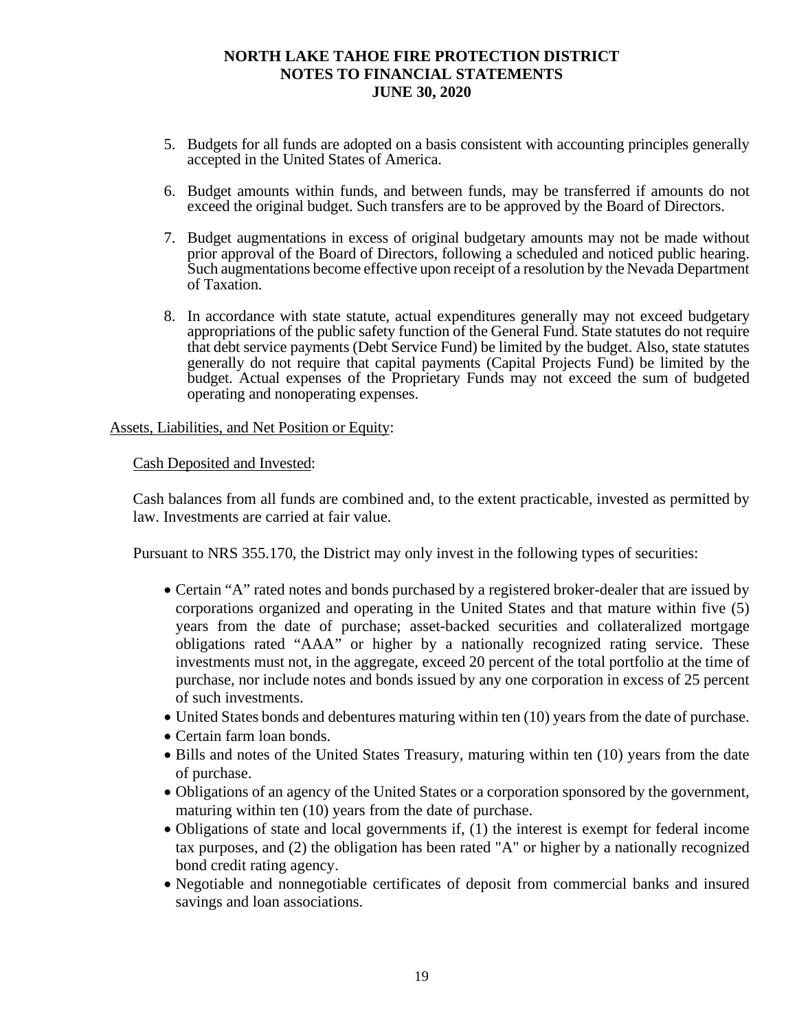5. Budgets for all funds are adopted on a basis consistent with accounting principles generally accepted in the United States of America.

6. Budget amounts within funds, and between funds, may be transferred if amounts do not exceed the original budget. Such transfers are to be approved by the Board of Directors.

7. Budget augmentations in excess of original budgetary amounts may not be made without prior approval of the Board of Directors, following a scheduled and noticed public hearing. Such augmentations become effective upon receipt of a resolution by the Nevada Department of Taxation.

8. In accordance with state statute, actual expenditures generally may not exceed budgetary appropriations of the public safety function of the General Fund. State statutes do not require that debt service payments (Debt Service Fund) be limited by the budget. Also, state statutes generally do not require that capital payments (Capital Projects Fund) be limited by the budget. Actual expenses of the Proprietary Funds may not exceed the sum of budgeted operating and nonoperating expenses.

Assets, Liabilities, and Net Position or Equity:

Cash Deposited and Invested:

Cash balances from all funds are combined and, to the extent practicable, invested as permitted by law. Investments are carried at fair value.

Pursuant to NRS 355.170, the District may only invest in the following types of securities:

- Certain "A" rated notes and bonds purchased by a registered broker-dealer that are issued by corporations organized and operating in the United States and that mature within five (5) years from the date of purchase; asset-backed securities and collateralized mortgage obligations rated "AAA" or higher by a nationally recognized rating service. These investments must not, in the aggregate, exceed 20 percent of the total portfolio at the time of purchase, nor include notes and bonds issued by any one corporation in excess of 25 percent of such investments.
- United States bonds and debentures maturing within ten (10) years from the date of purchase.
- Certain farm loan bonds.
- Bills and notes of the United States Treasury, maturing within ten (10) years from the date of purchase.
- Obligations of an agency of the United States or a corporation sponsored by the government, maturing within ten (10) years from the date of purchase.
- Obligations of state and local governments if, (1) the interest is exempt for federal income tax purposes, and (2) the obligation has been rated "A" or higher by a nationally recognized bond credit rating agency.
- Negotiable and nonnegotiable certificates of deposit from commercial banks and insured savings and loan associations.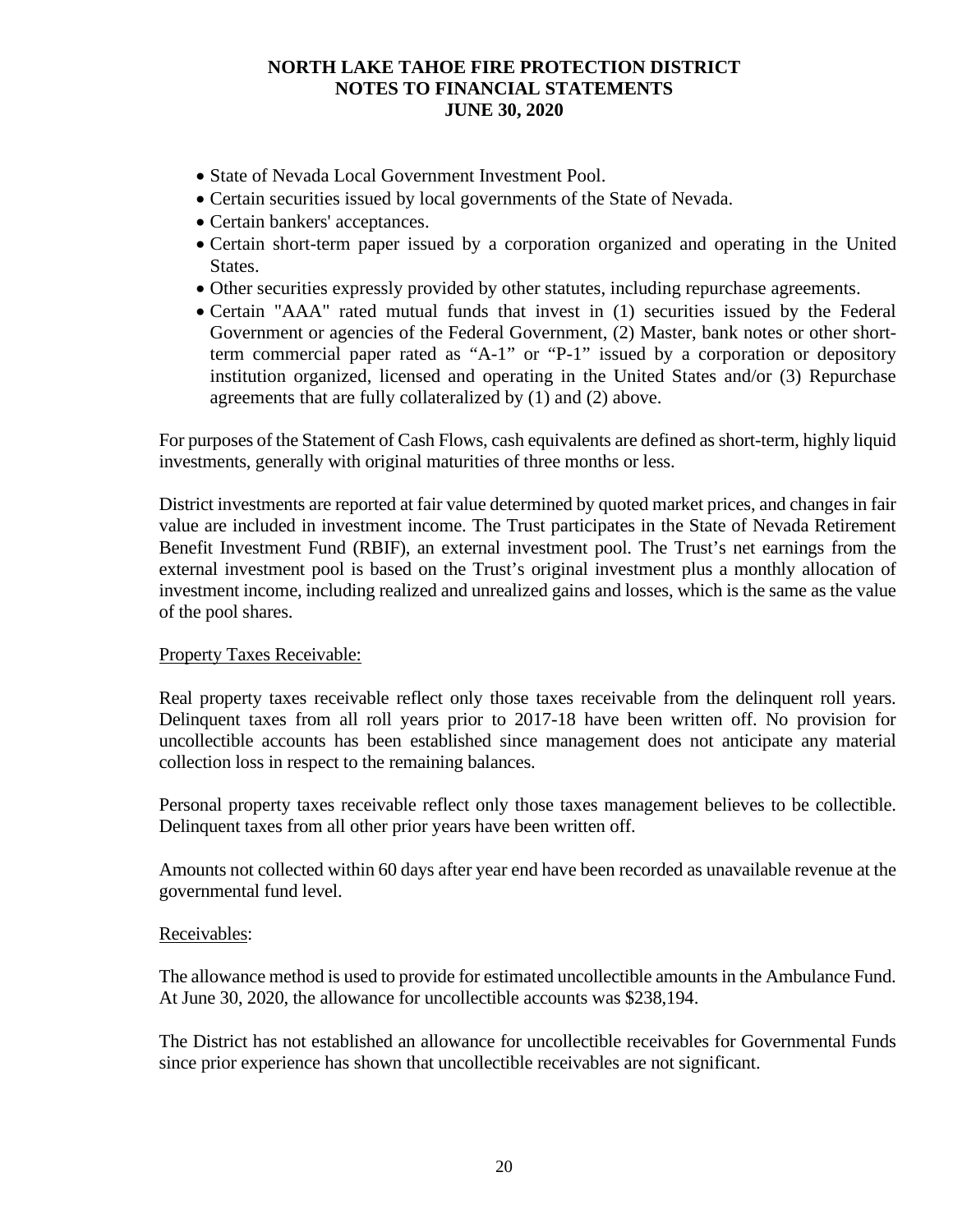- State of Nevada Local Government Investment Pool.
- Certain securities issued by local governments of the State of Nevada.
- Certain bankers' acceptances.
- Certain short-term paper issued by a corporation organized and operating in the United States.
- Other securities expressly provided by other statutes, including repurchase agreements.
- Certain "AAA" rated mutual funds that invest in (1) securities issued by the Federal Government or agencies of the Federal Government, (2) Master, bank notes or other short-term commercial paper rated as “A-1” or “P-1” issued by a corporation or depository institution organized, licensed and operating in the United States and/or (3) Repurchase agreements that are fully collateralized by (1) and (2) above.

For purposes of the Statement of Cash Flows, cash equivalents are defined as short-term, highly liquid investments, generally with original maturities of three months or less.

District investments are reported at fair value determined by quoted market prices, and changes in fair value are included in investment income. The Trust participates in the State of Nevada Retirement Benefit Investment Fund (RBIF), an external investment pool. The Trust’s net earnings from the external investment pool is based on the Trust’s original investment plus a monthly allocation of investment income, including realized and unrealized gains and losses, which is the same as the value of the pool shares.

Property Taxes Receivable:

Real property taxes receivable reflect only those taxes receivable from the delinquent roll years. Delinquent taxes from all roll years prior to 2017-18 have been written off. No provision for uncollectible accounts has been established since management does not anticipate any material collection loss in respect to the remaining balances.

Personal property taxes receivable reflect only those taxes management believes to be collectible. Delinquent taxes from all other prior years have been written off.

Amounts not collected within 60 days after year end have been recorded as unavailable revenue at the governmental fund level.

Receivables:

The allowance method is used to provide for estimated uncollectible amounts in the Ambulance Fund. At June 30, 2020, the allowance for uncollectible accounts was $238,194.

The District has not established an allowance for uncollectible receivables for Governmental Funds since prior experience has shown that uncollectible receivables are not significant.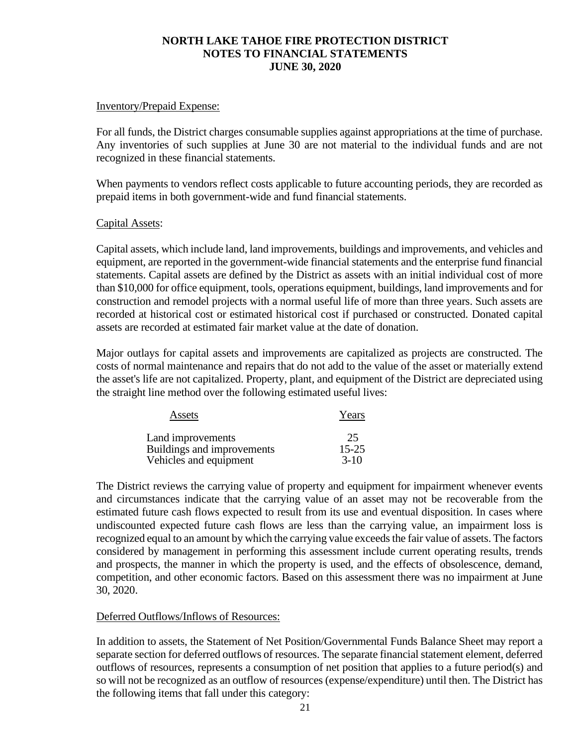Inventory/Prepaid Expense:

For all funds, the District charges consumable supplies against appropriations at the time of purchase. Any inventories of such supplies at June 30 are not material to the individual funds and are not recognized in these financial statements.

When payments to vendors reflect costs applicable to future accounting periods, they are recorded as prepaid items in both government-wide and fund financial statements.

Capital Assets:

Capital assets, which include land, land improvements, buildings and improvements, and vehicles and equipment, are reported in the government-wide financial statements and the enterprise fund financial statements. Capital assets are defined by the District as assets with an initial individual cost of more than $10,000 for office equipment, tools, operations equipment, buildings, land improvements and for construction and remodel projects with a normal useful life of more than three years. Such assets are recorded at historical cost or estimated historical cost if purchased or constructed. Donated capital assets are recorded at estimated fair market value at the date of donation.

Major outlays for capital assets and improvements are capitalized as projects are constructed. The costs of normal maintenance and repairs that do not add to the value of the asset or materially extend the asset's life are not capitalized. Property, plant, and equipment of the District are depreciated using the straight line method over the following estimated useful lives:

| Assets | Years |
|---|---|
| Land improvements | 25 |
| Buildings and improvements | 15-25 |
| Vehicles and equipment | 3-10 |

The District reviews the carrying value of property and equipment for impairment whenever events and circumstances indicate that the carrying value of an asset may not be recoverable from the estimated future cash flows expected to result from its use and eventual disposition. In cases where undiscounted expected future cash flows are less than the carrying value, an impairment loss is recognized equal to an amount by which the carrying value exceeds the fair value of assets. The factors considered by management in performing this assessment include current operating results, trends and prospects, the manner in which the property is used, and the effects of obsolescence, demand, competition, and other economic factors. Based on this assessment there was no impairment at June 30, 2020.

Deferred Outflows/Inflows of Resources:

In addition to assets, the Statement of Net Position/Governmental Funds Balance Sheet may report a separate section for deferred outflows of resources. The separate financial statement element, deferred outflows of resources, represents a consumption of net position that applies to a future period(s) and so will not be recognized as an outflow of resources (expense/expenditure) until then. The District has the following items that fall under this category: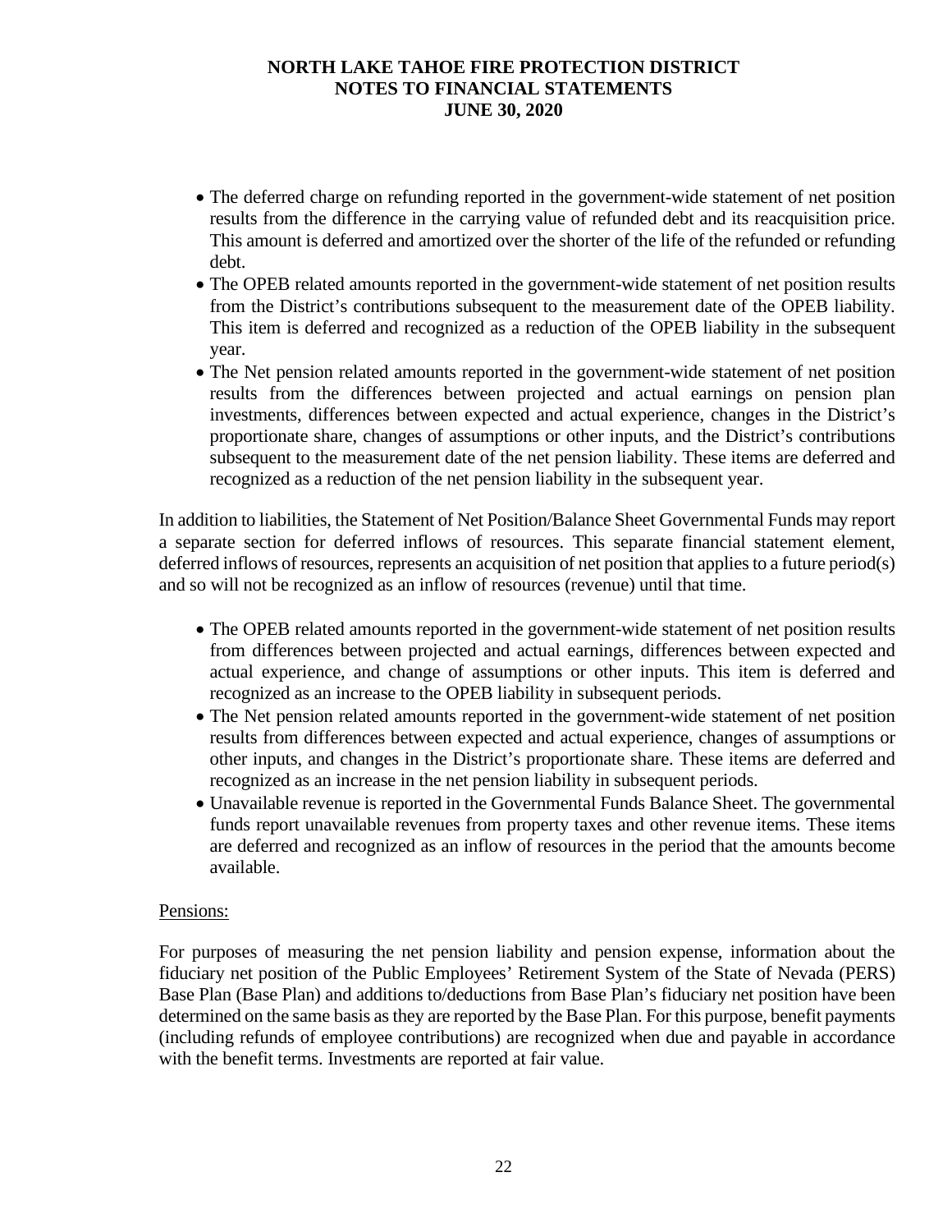- The deferred charge on refunding reported in the government-wide statement of net position results from the difference in the carrying value of refunded debt and its reacquisition price. This amount is deferred and amortized over the shorter of the life of the refunded or refunding debt.
- The OPEB related amounts reported in the government-wide statement of net position results from the District's contributions subsequent to the measurement date of the OPEB liability. This item is deferred and recognized as a reduction of the OPEB liability in the subsequent year.
- The Net pension related amounts reported in the government-wide statement of net position results from the differences between projected and actual earnings on pension plan investments, differences between expected and actual experience, changes in the District's proportionate share, changes of assumptions or other inputs, and the District's contributions subsequent to the measurement date of the net pension liability. These items are deferred and recognized as a reduction of the net pension liability in the subsequent year.

In addition to liabilities, the Statement of Net Position/Balance Sheet Governmental Funds may report a separate section for deferred inflows of resources. This separate financial statement element, deferred inflows of resources, represents an acquisition of net position that applies to a future period(s) and so will not be recognized as an inflow of resources (revenue) until that time.

- The OPEB related amounts reported in the government-wide statement of net position results from differences between projected and actual earnings, differences between expected and actual experience, and change of assumptions or other inputs. This item is deferred and recognized as an increase to the OPEB liability in subsequent periods.
- The Net pension related amounts reported in the government-wide statement of net position results from differences between expected and actual experience, changes of assumptions or other inputs, and changes in the District's proportionate share. These items are deferred and recognized as an increase in the net pension liability in subsequent periods.
- Unavailable revenue is reported in the Governmental Funds Balance Sheet. The governmental funds report unavailable revenues from property taxes and other revenue items. These items are deferred and recognized as an inflow of resources in the period that the amounts become available.

Pensions:

For purposes of measuring the net pension liability and pension expense, information about the fiduciary net position of the Public Employees' Retirement System of the State of Nevada (PERS) Base Plan (Base Plan) and additions to/deductions from Base Plan's fiduciary net position have been determined on the same basis as they are reported by the Base Plan. For this purpose, benefit payments (including refunds of employee contributions) are recognized when due and payable in accordance with the benefit terms. Investments are reported at fair value.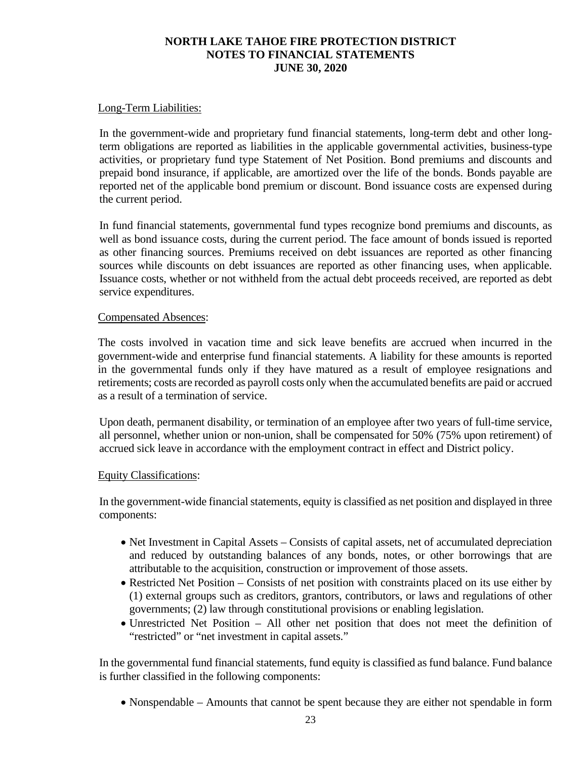Long-Term Liabilities:

In the government-wide and proprietary fund financial statements, long-term debt and other long-term obligations are reported as liabilities in the applicable governmental activities, business-type activities, or proprietary fund type Statement of Net Position. Bond premiums and discounts and prepaid bond insurance, if applicable, are amortized over the life of the bonds. Bonds payable are reported net of the applicable bond premium or discount. Bond issuance costs are expensed during the current period.

In fund financial statements, governmental fund types recognize bond premiums and discounts, as well as bond issuance costs, during the current period. The face amount of bonds issued is reported as other financing sources. Premiums received on debt issuances are reported as other financing sources while discounts on debt issuances are reported as other financing uses, when applicable. Issuance costs, whether or not withheld from the actual debt proceeds received, are reported as debt service expenditures.

Compensated Absences:

The costs involved in vacation time and sick leave benefits are accrued when incurred in the government-wide and enterprise fund financial statements. A liability for these amounts is reported in the governmental funds only if they have matured as a result of employee resignations and retirements; costs are recorded as payroll costs only when the accumulated benefits are paid or accrued as a result of a termination of service.

Upon death, permanent disability, or termination of an employee after two years of full-time service, all personnel, whether union or non-union, shall be compensated for 50% (75% upon retirement) of accrued sick leave in accordance with the employment contract in effect and District policy.

Equity Classifications:

In the government-wide financial statements, equity is classified as net position and displayed in three components:

- Net Investment in Capital Assets – Consists of capital assets, net of accumulated depreciation and reduced by outstanding balances of any bonds, notes, or other borrowings that are attributable to the acquisition, construction or improvement of those assets.
- Restricted Net Position – Consists of net position with constraints placed on its use either by (1) external groups such as creditors, grantors, contributors, or laws and regulations of other governments; (2) law through constitutional provisions or enabling legislation.
- Unrestricted Net Position – All other net position that does not meet the definition of "restricted" or "net investment in capital assets."

In the governmental fund financial statements, fund equity is classified as fund balance. Fund balance is further classified in the following components:

- Nonspendable – Amounts that cannot be spent because they are either not spendable in form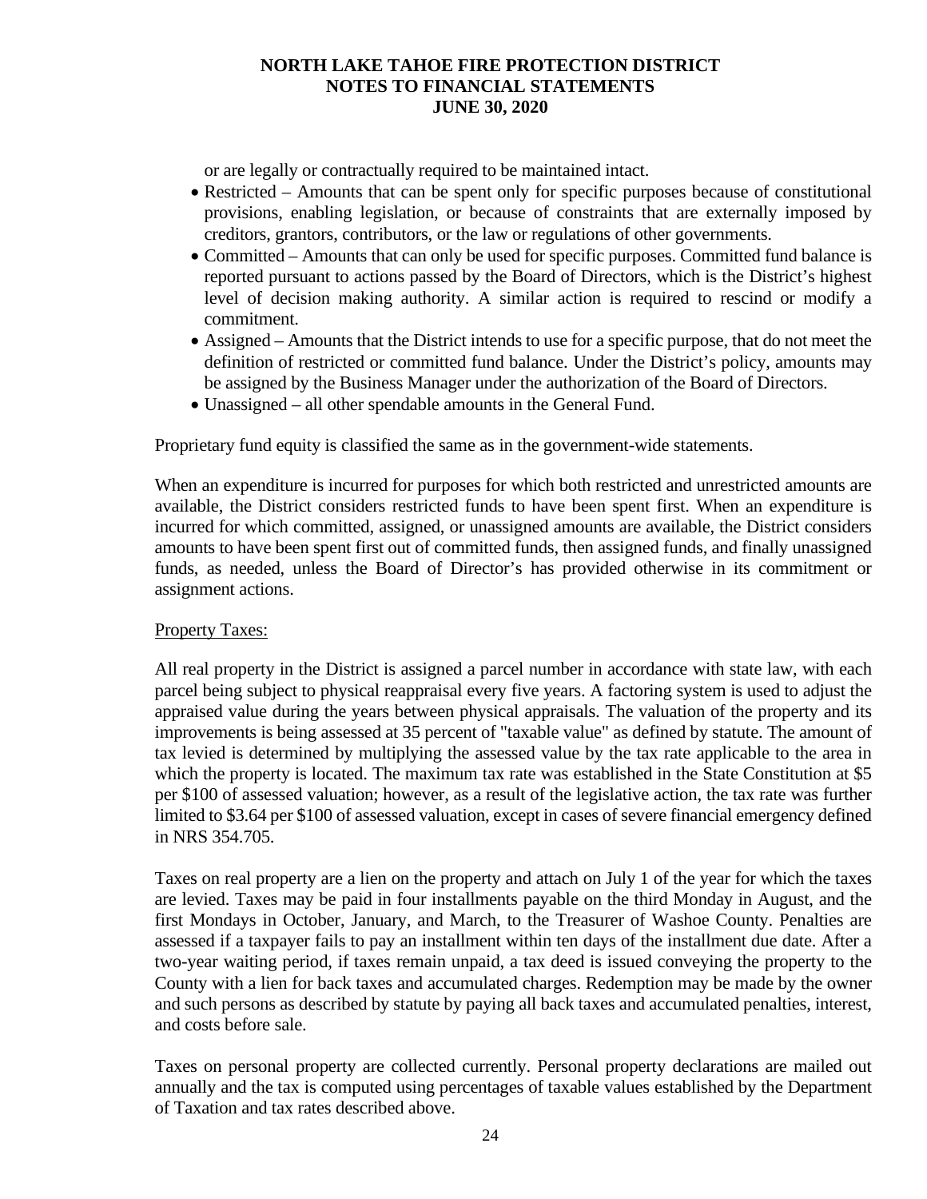or are legally or contractually required to be maintained intact.

- Restricted – Amounts that can be spent only for specific purposes because of constitutional provisions, enabling legislation, or because of constraints that are externally imposed by creditors, grantors, contributors, or the law or regulations of other governments.
- Committed – Amounts that can only be used for specific purposes. Committed fund balance is reported pursuant to actions passed by the Board of Directors, which is the District's highest level of decision making authority. A similar action is required to rescind or modify a commitment.
- Assigned – Amounts that the District intends to use for a specific purpose, that do not meet the definition of restricted or committed fund balance. Under the District's policy, amounts may be assigned by the Business Manager under the authorization of the Board of Directors.
- Unassigned – all other spendable amounts in the General Fund.

Proprietary fund equity is classified the same as in the government-wide statements.

When an expenditure is incurred for purposes for which both restricted and unrestricted amounts are available, the District considers restricted funds to have been spent first. When an expenditure is incurred for which committed, assigned, or unassigned amounts are available, the District considers amounts to have been spent first out of committed funds, then assigned funds, and finally unassigned funds, as needed, unless the Board of Director's has provided otherwise in its commitment or assignment actions.

Property Taxes:

All real property in the District is assigned a parcel number in accordance with state law, with each parcel being subject to physical reappraisal every five years. A factoring system is used to adjust the appraised value during the years between physical appraisals. The valuation of the property and its improvements is being assessed at 35 percent of "taxable value" as defined by statute. The amount of tax levied is determined by multiplying the assessed value by the tax rate applicable to the area in which the property is located. The maximum tax rate was established in the State Constitution at $5 per $100 of assessed valuation; however, as a result of the legislative action, the tax rate was further limited to $3.64 per $100 of assessed valuation, except in cases of severe financial emergency defined in NRS 354.705.

Taxes on real property are a lien on the property and attach on July 1 of the year for which the taxes are levied. Taxes may be paid in four installments payable on the third Monday in August, and the first Mondays in October, January, and March, to the Treasurer of Washoe County. Penalties are assessed if a taxpayer fails to pay an installment within ten days of the installment due date. After a two-year waiting period, if taxes remain unpaid, a tax deed is issued conveying the property to the County with a lien for back taxes and accumulated charges. Redemption may be made by the owner and such persons as described by statute by paying all back taxes and accumulated penalties, interest, and costs before sale.

Taxes on personal property are collected currently. Personal property declarations are mailed out annually and the tax is computed using percentages of taxable values established by the Department of Taxation and tax rates described above.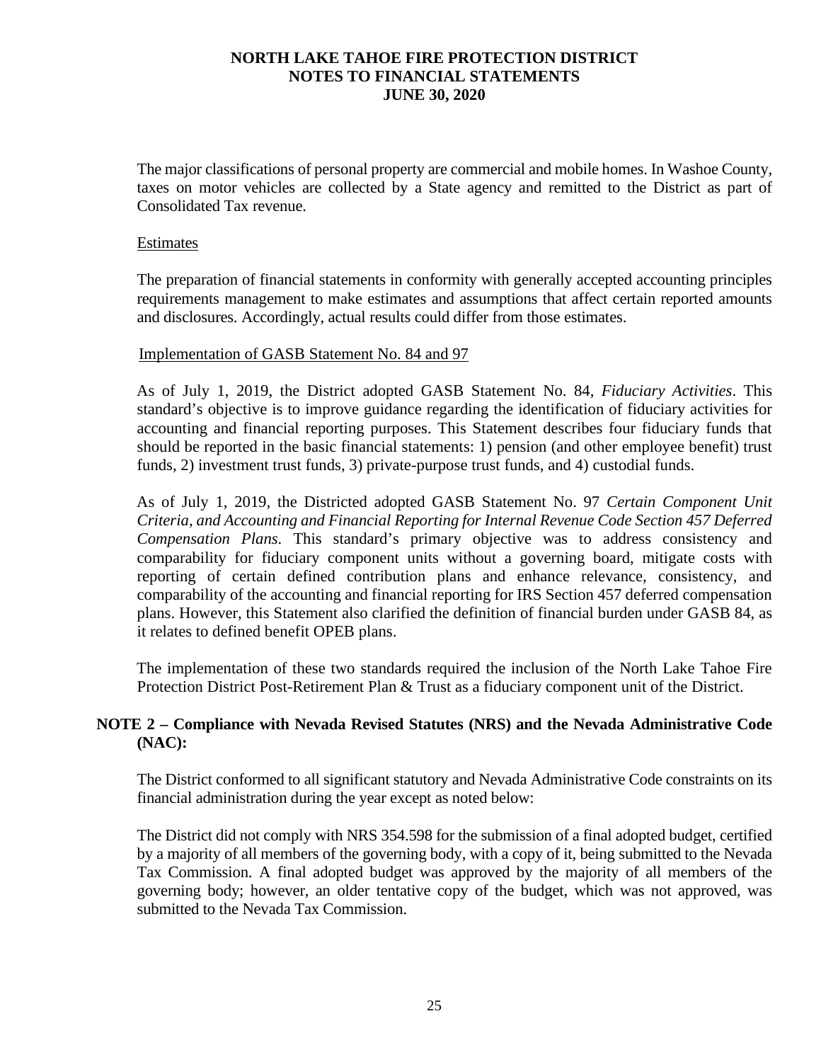The major classifications of personal property are commercial and mobile homes. In Washoe County, taxes on motor vehicles are collected by a State agency and remitted to the District as part of Consolidated Tax revenue.

Estimates

The preparation of financial statements in conformity with generally accepted accounting principles requirements management to make estimates and assumptions that affect certain reported amounts and disclosures. Accordingly, actual results could differ from those estimates.

Implementation of GASB Statement No. 84 and 97

As of July 1, 2019, the District adopted GASB Statement No. 84, *Fiduciary Activities*. This standard's objective is to improve guidance regarding the identification of fiduciary activities for accounting and financial reporting purposes. This Statement describes four fiduciary funds that should be reported in the basic financial statements: 1) pension (and other employee benefit) trust funds, 2) investment trust funds, 3) private-purpose trust funds, and 4) custodial funds.

As of July 1, 2019, the Districted adopted GASB Statement No. 97 *Certain Component Unit Criteria, and Accounting and Financial Reporting for Internal Revenue Code Section 457 Deferred Compensation Plans*. This standard's primary objective was to address consistency and comparability for fiduciary component units without a governing board, mitigate costs with reporting of certain defined contribution plans and enhance relevance, consistency, and comparability of the accounting and financial reporting for IRS Section 457 deferred compensation plans. However, this Statement also clarified the definition of financial burden under GASB 84, as it relates to defined benefit OPEB plans.

The implementation of these two standards required the inclusion of the North Lake Tahoe Fire Protection District Post-Retirement Plan & Trust as a fiduciary component unit of the District.

## NOTE 2 – Compliance with Nevada Revised Statutes (NRS) and the Nevada Administrative Code (NAC):

The District conformed to all significant statutory and Nevada Administrative Code constraints on its financial administration during the year except as noted below:

The District did not comply with NRS 354.598 for the submission of a final adopted budget, certified by a majority of all members of the governing body, with a copy of it, being submitted to the Nevada Tax Commission. A final adopted budget was approved by the majority of all members of the governing body; however, an older tentative copy of the budget, which was not approved, was submitted to the Nevada Tax Commission.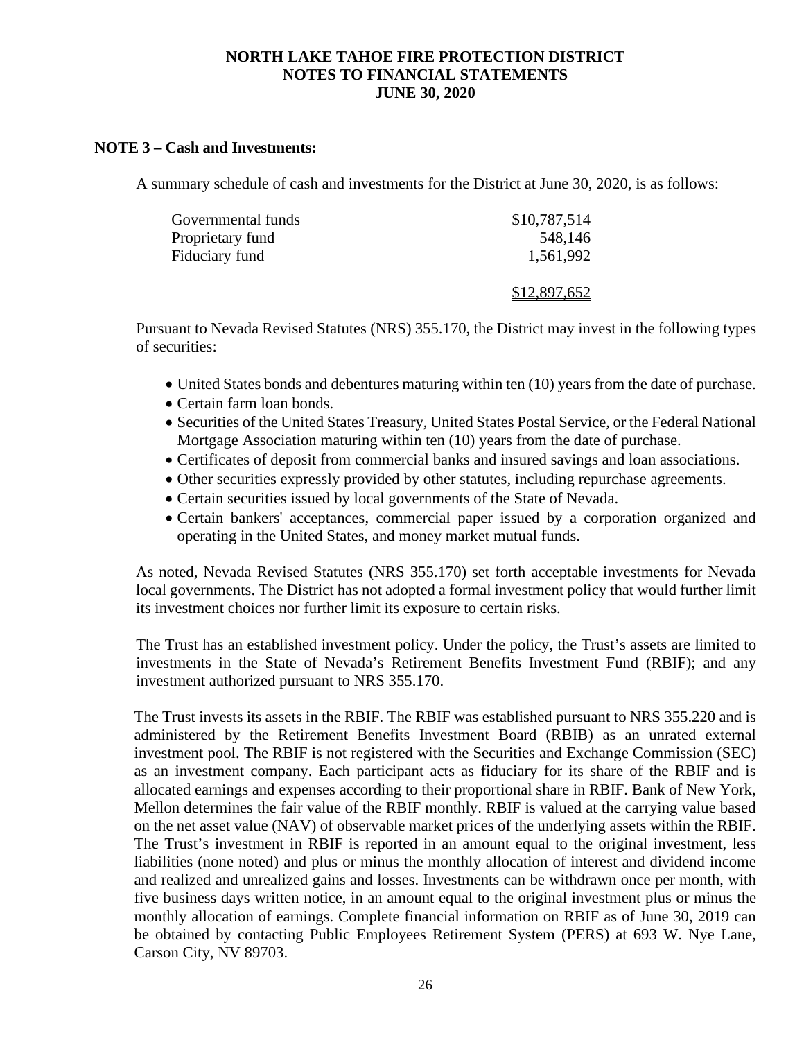# NORTH LAKE TAHOE FIRE PROTECTION DISTRICT
## NOTES TO FINANCIAL STATEMENTS
## JUNE 30, 2020

**NOTE 3 – Cash and Investments:**

A summary schedule of cash and investments for the District at June 30, 2020, is as follows:

| | |
|---|---|
| Governmental funds | $10,787,514 |
| Proprietary fund | 548,146 |
| Fiduciary fund | 1,561,992 |
| | $12,897,652 |

Pursuant to Nevada Revised Statutes (NRS) 355.170, the District may invest in the following types of securities:

- United States bonds and debentures maturing within ten (10) years from the date of purchase.
- Certain farm loan bonds.
- Securities of the United States Treasury, United States Postal Service, or the Federal National Mortgage Association maturing within ten (10) years from the date of purchase.
- Certificates of deposit from commercial banks and insured savings and loan associations.
- Other securities expressly provided by other statutes, including repurchase agreements.
- Certain securities issued by local governments of the State of Nevada.
- Certain bankers' acceptances, commercial paper issued by a corporation organized and operating in the United States, and money market mutual funds.

As noted, Nevada Revised Statutes (NRS 355.170) set forth acceptable investments for Nevada local governments. The District has not adopted a formal investment policy that would further limit its investment choices nor further limit its exposure to certain risks.

The Trust has an established investment policy. Under the policy, the Trust's assets are limited to investments in the State of Nevada's Retirement Benefits Investment Fund (RBIF); and any investment authorized pursuant to NRS 355.170.

The Trust invests its assets in the RBIF. The RBIF was established pursuant to NRS 355.220 and is administered by the Retirement Benefits Investment Board (RBIB) as an unrated external investment pool. The RBIF is not registered with the Securities and Exchange Commission (SEC) as an investment company. Each participant acts as fiduciary for its share of the RBIF and is allocated earnings and expenses according to their proportional share in RBIF. Bank of New York, Mellon determines the fair value of the RBIF monthly. RBIF is valued at the carrying value based on the net asset value (NAV) of observable market prices of the underlying assets within the RBIF. The Trust's investment in RBIF is reported in an amount equal to the original investment, less liabilities (none noted) and plus or minus the monthly allocation of interest and dividend income and realized and unrealized gains and losses. Investments can be withdrawn once per month, with five business days written notice, in an amount equal to the original investment plus or minus the monthly allocation of earnings. Complete financial information on RBIF as of June 30, 2019 can be obtained by contacting Public Employees Retirement System (PERS) at 693 W. Nye Lane, Carson City, NV 89703.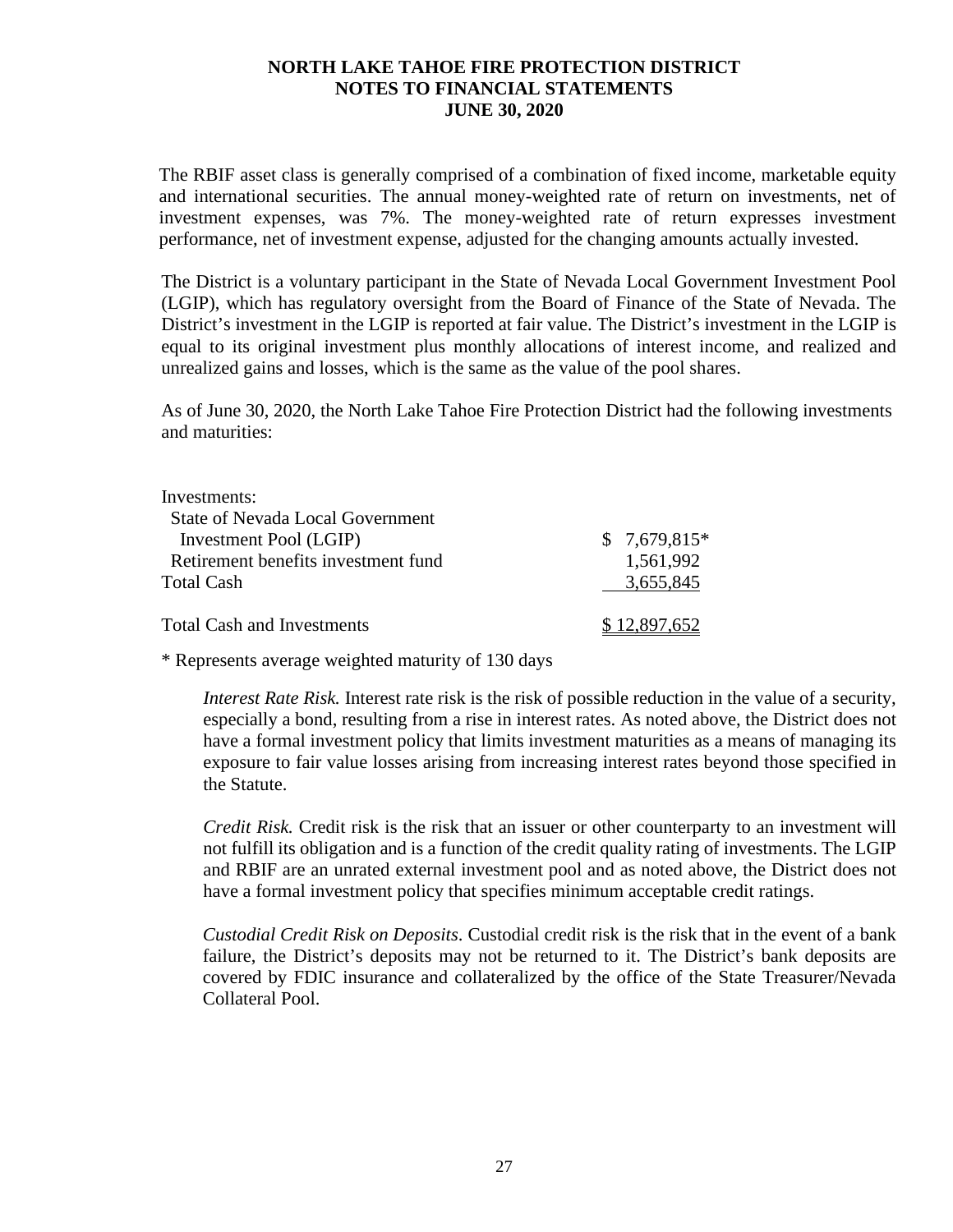The RBIF asset class is generally comprised of a combination of fixed income, marketable equity and international securities. The annual money-weighted rate of return on investments, net of investment expenses, was 7%. The money-weighted rate of return expresses investment performance, net of investment expense, adjusted for the changing amounts actually invested.

The District is a voluntary participant in the State of Nevada Local Government Investment Pool (LGIP), which has regulatory oversight from the Board of Finance of the State of Nevada. The District's investment in the LGIP is reported at fair value. The District's investment in the LGIP is equal to its original investment plus monthly allocations of interest income, and realized and unrealized gains and losses, which is the same as the value of the pool shares.

As of June 30, 2020, the North Lake Tahoe Fire Protection District had the following investments and maturities:

| | |
|---|---|
| Investments: | |
| State of Nevada Local Government Investment Pool (LGIP) | $ 7,679,815* |
| Retirement benefits investment fund | 1,561,992 |
| Total Cash | 3,655,845 |
| Total Cash and Investments | $ 12,897,652 |

* Represents average weighted maturity of 130 days

*Interest Rate Risk.* Interest rate risk is the risk of possible reduction in the value of a security, especially a bond, resulting from a rise in interest rates. As noted above, the District does not have a formal investment policy that limits investment maturities as a means of managing its exposure to fair value losses arising from increasing interest rates beyond those specified in the Statute.

*Credit Risk.* Credit risk is the risk that an issuer or other counterparty to an investment will not fulfill its obligation and is a function of the credit quality rating of investments. The LGIP and RBIF are an unrated external investment pool and as noted above, the District does not have a formal investment policy that specifies minimum acceptable credit ratings.

*Custodial Credit Risk on Deposits*. Custodial credit risk is the risk that in the event of a bank failure, the District's deposits may not be returned to it. The District's bank deposits are covered by FDIC insurance and collateralized by the office of the State Treasurer/Nevada Collateral Pool.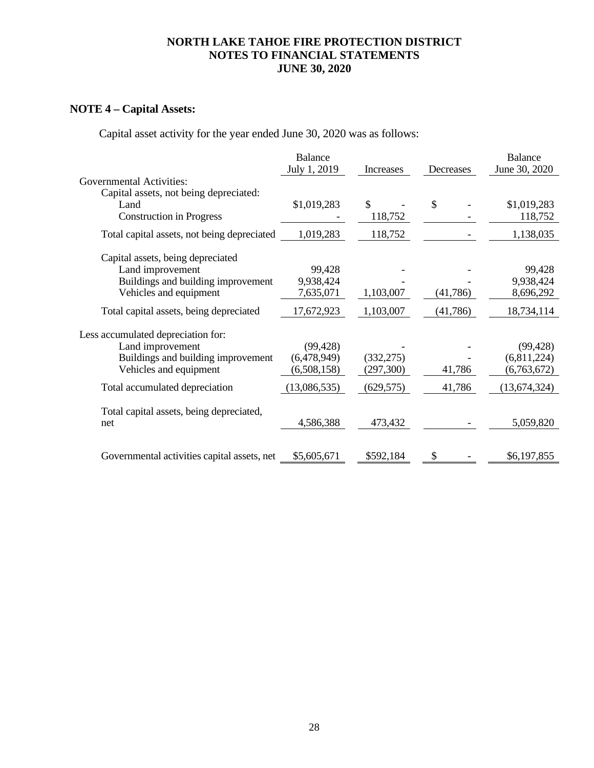# NORTH LAKE TAHOE FIRE PROTECTION DISTRICT
# NOTES TO FINANCIAL STATEMENTS
# JUNE 30, 2020

## NOTE 4 – Capital Assets:

Capital asset activity for the year ended June 30, 2020 was as follows:

| | Balance July 1, 2019 | Increases | Decreases | Balance June 30, 2020 |
|---|---|---|---|---|
| Governmental Activities: | | | | |
| Capital assets, not being depreciated: | | | | |
| Land | $1,019,283 | $ - | $ - | $1,019,283 |
| Construction in Progress | - | 118,752 | - | 118,752 |
| Total capital assets, not being depreciated | 1,019,283 | 118,752 | - | 1,138,035 |
| Capital assets, being depreciated | | | | |
| Land improvement | 99,428 | - | - | 99,428 |
| Buildings and building improvement | 9,938,424 | - | - | 9,938,424 |
| Vehicles and equipment | 7,635,071 | 1,103,007 | (41,786) | 8,696,292 |
| Total capital assets, being depreciated | 17,672,923 | 1,103,007 | (41,786) | 18,734,114 |
| Less accumulated depreciation for: | | | | |
| Land improvement | (99,428) | - | - | (99,428) |
| Buildings and building improvement | (6,478,949) | (332,275) | - | (6,811,224) |
| Vehicles and equipment | (6,508,158) | (297,300) | 41,786 | (6,763,672) |
| Total accumulated depreciation | (13,086,535) | (629,575) | 41,786 | (13,674,324) |
| Total capital assets, being depreciated, net | 4,586,388 | 473,432 | - | 5,059,820 |
| Governmental activities capital assets, net | $5,605,671 | $592,184 | $ - | $6,197,855 |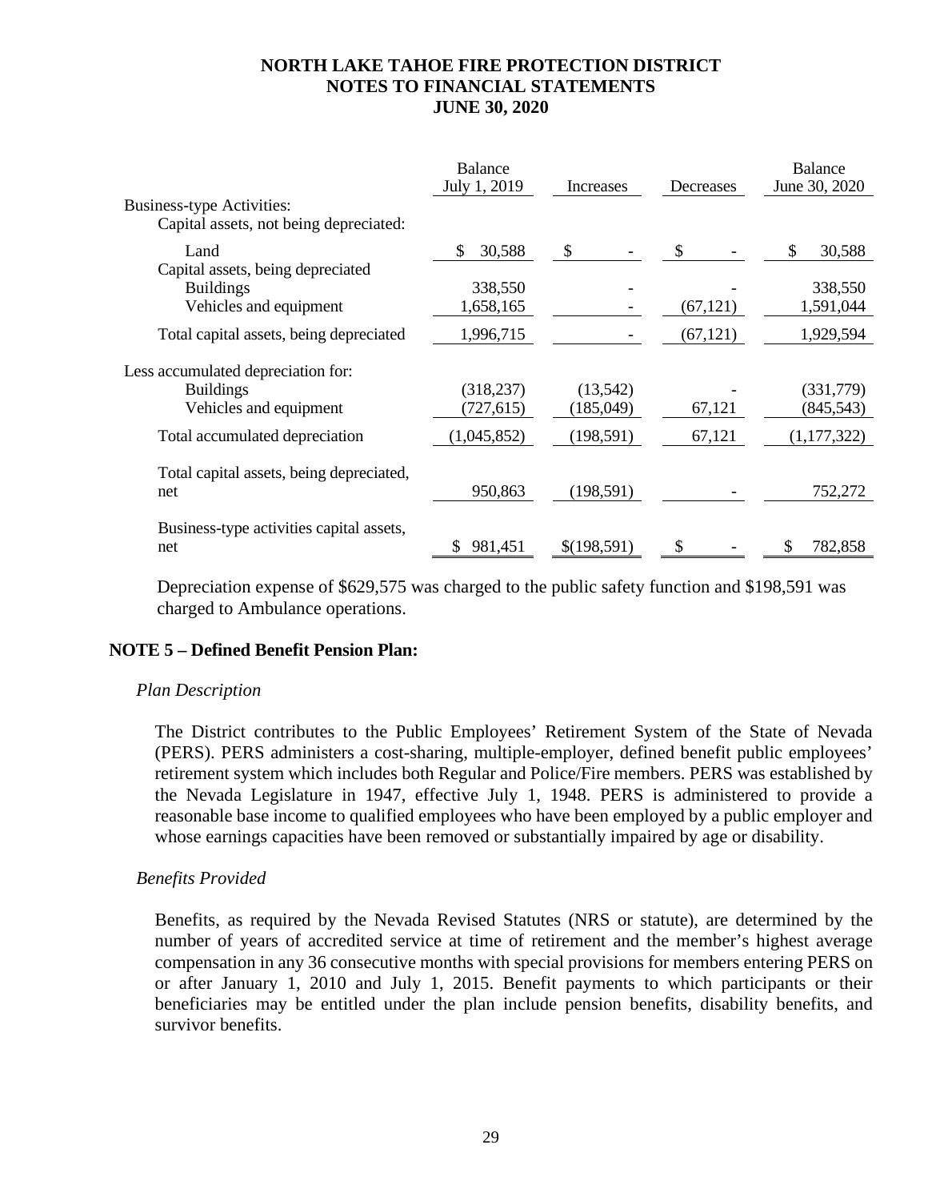# NORTH LAKE TAHOE FIRE PROTECTION DISTRICT
## NOTES TO FINANCIAL STATEMENTS
### JUNE 30, 2020

| | Balance July 1, 2019 | Increases | Decreases | Balance June 30, 2020 |
|---|---|---|---|---|
| Business-type Activities: | | | | |
| Capital assets, not being depreciated: | | | | |
| Land | $ 30,588 | $ - | $ - | $ 30,588 |
| Capital assets, being depreciated | | | | |
| Buildings | 338,550 | - | - | 338,550 |
| Vehicles and equipment | 1,658,165 | - | (67,121) | 1,591,044 |
| Total capital assets, being depreciated | 1,996,715 | - | (67,121) | 1,929,594 |
| Less accumulated depreciation for: | | | | |
| Buildings | (318,237) | (13,542) | - | (331,779) |
| Vehicles and equipment | (727,615) | (185,049) | 67,121 | (845,543) |
| Total accumulated depreciation | (1,045,852) | (198,591) | 67,121 | (1,177,322) |
| Total capital assets, being depreciated, net | 950,863 | (198,591) | - | 752,272 |
| Business-type activities capital assets, net | $ 981,451 | $(198,591) | $ - | $ 782,858 |

Depreciation expense of $629,575 was charged to the public safety function and $198,591 was charged to Ambulance operations.

## NOTE 5 – Defined Benefit Pension Plan:

*Plan Description*

The District contributes to the Public Employees' Retirement System of the State of Nevada (PERS). PERS administers a cost-sharing, multiple-employer, defined benefit public employees' retirement system which includes both Regular and Police/Fire members. PERS was established by the Nevada Legislature in 1947, effective July 1, 1948. PERS is administered to provide a reasonable base income to qualified employees who have been employed by a public employer and whose earnings capacities have been removed or substantially impaired by age or disability.

*Benefits Provided*

Benefits, as required by the Nevada Revised Statutes (NRS or statute), are determined by the number of years of accredited service at time of retirement and the member's highest average compensation in any 36 consecutive months with special provisions for members entering PERS on or after January 1, 2010 and July 1, 2015. Benefit payments to which participants or their beneficiaries may be entitled under the plan include pension benefits, disability benefits, and survivor benefits.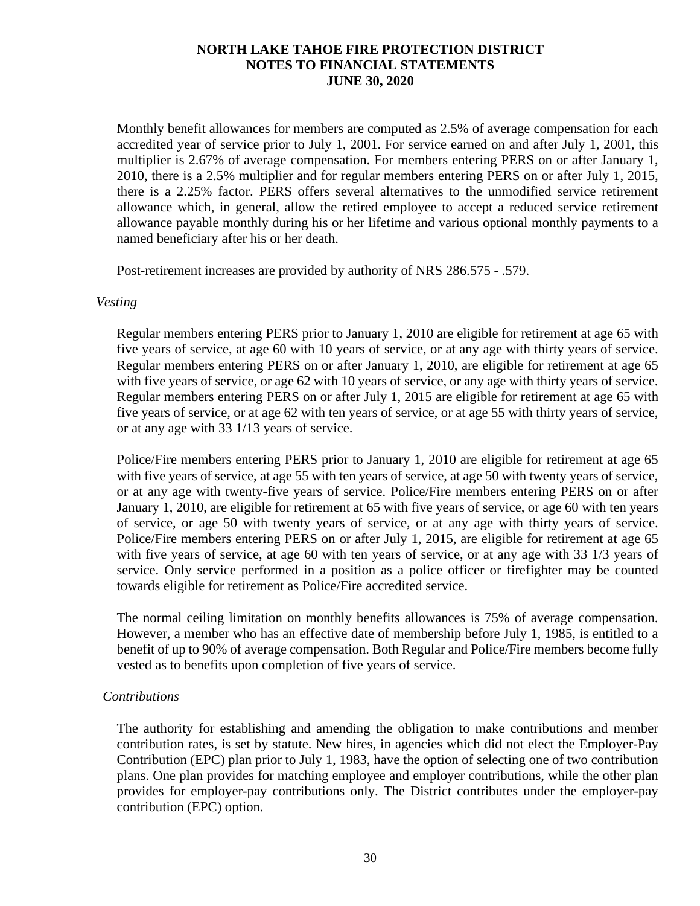Monthly benefit allowances for members are computed as 2.5% of average compensation for each accredited year of service prior to July 1, 2001. For service earned on and after July 1, 2001, this multiplier is 2.67% of average compensation. For members entering PERS on or after January 1, 2010, there is a 2.5% multiplier and for regular members entering PERS on or after July 1, 2015, there is a 2.25% factor. PERS offers several alternatives to the unmodified service retirement allowance which, in general, allow the retired employee to accept a reduced service retirement allowance payable monthly during his or her lifetime and various optional monthly payments to a named beneficiary after his or her death.

Post-retirement increases are provided by authority of NRS 286.575 - .579.

*Vesting*

Regular members entering PERS prior to January 1, 2010 are eligible for retirement at age 65 with five years of service, at age 60 with 10 years of service, or at any age with thirty years of service. Regular members entering PERS on or after January 1, 2010, are eligible for retirement at age 65 with five years of service, or age 62 with 10 years of service, or any age with thirty years of service. Regular members entering PERS on or after July 1, 2015 are eligible for retirement at age 65 with five years of service, or at age 62 with ten years of service, or at age 55 with thirty years of service, or at any age with 33 1/13 years of service.

Police/Fire members entering PERS prior to January 1, 2010 are eligible for retirement at age 65 with five years of service, at age 55 with ten years of service, at age 50 with twenty years of service, or at any age with twenty-five years of service. Police/Fire members entering PERS on or after January 1, 2010, are eligible for retirement at 65 with five years of service, or age 60 with ten years of service, or age 50 with twenty years of service, or at any age with thirty years of service. Police/Fire members entering PERS on or after July 1, 2015, are eligible for retirement at age 65 with five years of service, at age 60 with ten years of service, or at any age with 33 1/3 years of service. Only service performed in a position as a police officer or firefighter may be counted towards eligible for retirement as Police/Fire accredited service.

The normal ceiling limitation on monthly benefits allowances is 75% of average compensation. However, a member who has an effective date of membership before July 1, 1985, is entitled to a benefit of up to 90% of average compensation. Both Regular and Police/Fire members become fully vested as to benefits upon completion of five years of service.

*Contributions*

The authority for establishing and amending the obligation to make contributions and member contribution rates, is set by statute. New hires, in agencies which did not elect the Employer-Pay Contribution (EPC) plan prior to July 1, 1983, have the option of selecting one of two contribution plans. One plan provides for matching employee and employer contributions, while the other plan provides for employer-pay contributions only. The District contributes under the employer-pay contribution (EPC) option.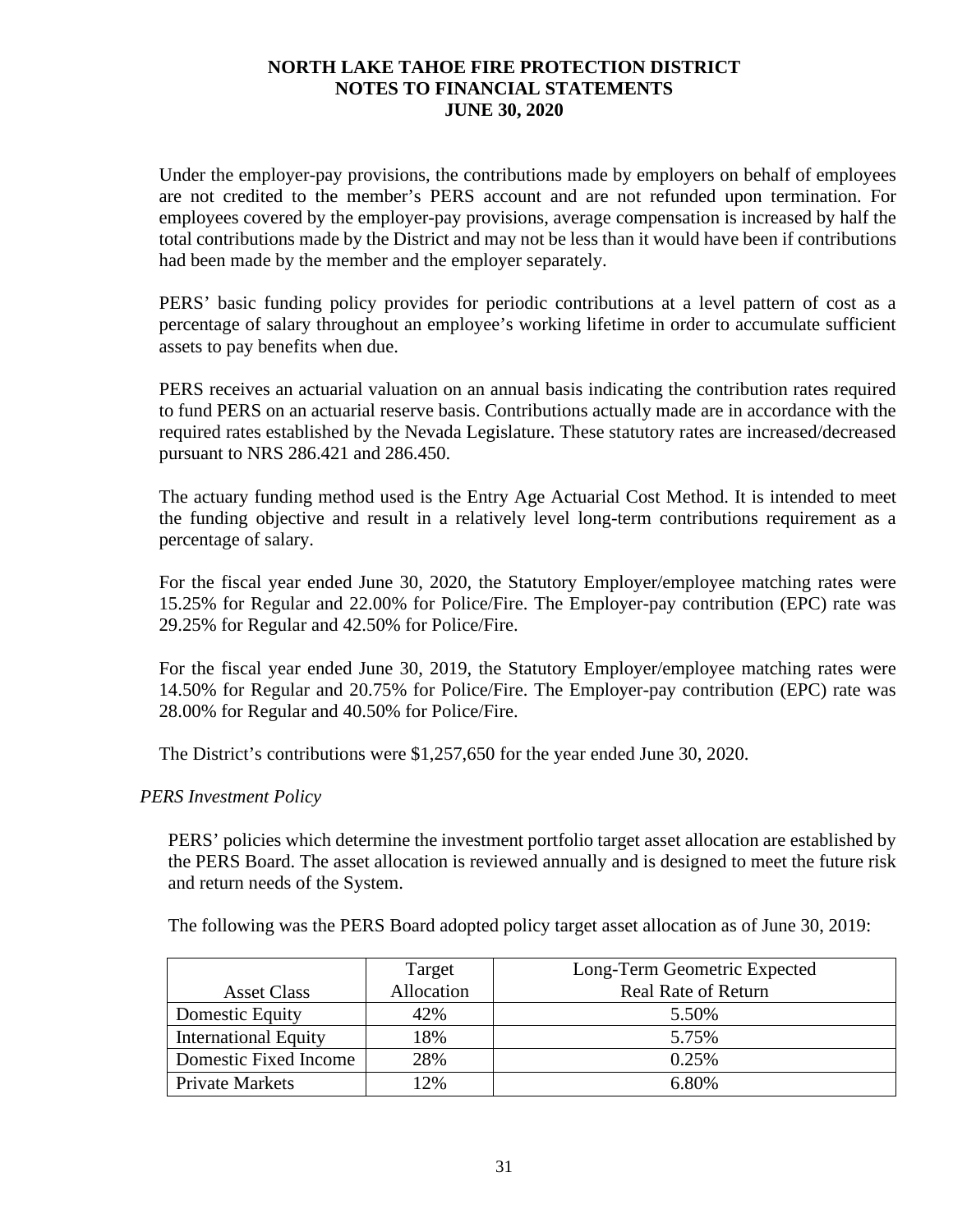Under the employer-pay provisions, the contributions made by employers on behalf of employees are not credited to the member's PERS account and are not refunded upon termination. For employees covered by the employer-pay provisions, average compensation is increased by half the total contributions made by the District and may not be less than it would have been if contributions had been made by the member and the employer separately.

PERS' basic funding policy provides for periodic contributions at a level pattern of cost as a percentage of salary throughout an employee's working lifetime in order to accumulate sufficient assets to pay benefits when due.

PERS receives an actuarial valuation on an annual basis indicating the contribution rates required to fund PERS on an actuarial reserve basis. Contributions actually made are in accordance with the required rates established by the Nevada Legislature. These statutory rates are increased/decreased pursuant to NRS 286.421 and 286.450.

The actuary funding method used is the Entry Age Actuarial Cost Method. It is intended to meet the funding objective and result in a relatively level long-term contributions requirement as a percentage of salary.

For the fiscal year ended June 30, 2020, the Statutory Employer/employee matching rates were 15.25% for Regular and 22.00% for Police/Fire. The Employer-pay contribution (EPC) rate was 29.25% for Regular and 42.50% for Police/Fire.

For the fiscal year ended June 30, 2019, the Statutory Employer/employee matching rates were 14.50% for Regular and 20.75% for Police/Fire. The Employer-pay contribution (EPC) rate was 28.00% for Regular and 40.50% for Police/Fire.

The District's contributions were $1,257,650 for the year ended June 30, 2020.

*PERS Investment Policy*

PERS' policies which determine the investment portfolio target asset allocation are established by the PERS Board. The asset allocation is reviewed annually and is designed to meet the future risk and return needs of the System.

The following was the PERS Board adopted policy target asset allocation as of June 30, 2019:

| Asset Class | Target Allocation | Long-Term Geometric Expected Real Rate of Return |
|---|---|---|
| Domestic Equity | 42% | 5.50% |
| International Equity | 18% | 5.75% |
| Domestic Fixed Income | 28% | 0.25% |
| Private Markets | 12% | 6.80% |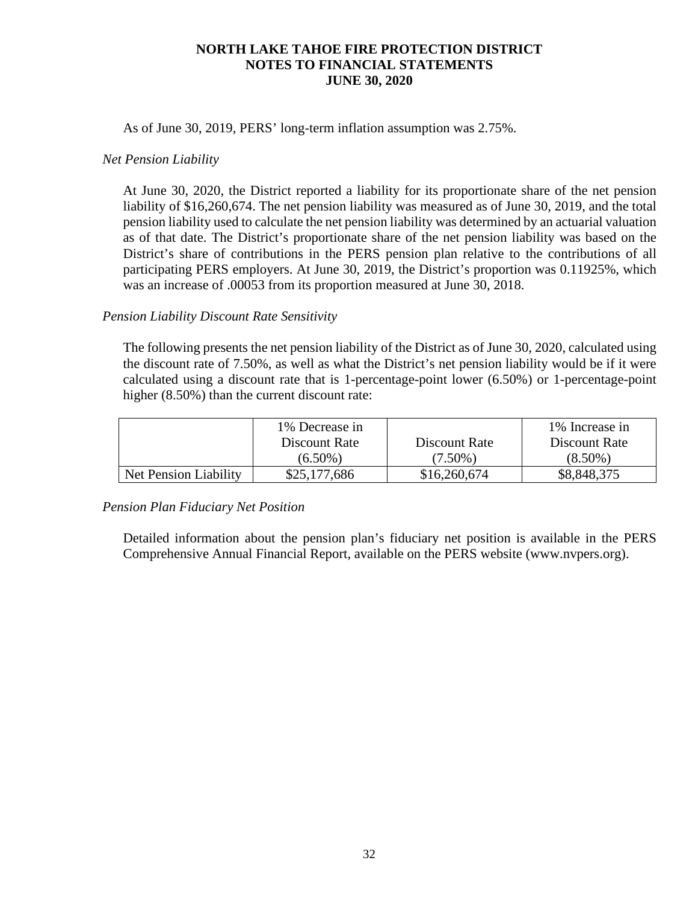As of June 30, 2019, PERS' long-term inflation assumption was 2.75%.

*Net Pension Liability*

At June 30, 2020, the District reported a liability for its proportionate share of the net pension liability of $16,260,674. The net pension liability was measured as of June 30, 2019, and the total pension liability used to calculate the net pension liability was determined by an actuarial valuation as of that date. The District's proportionate share of the net pension liability was based on the District's share of contributions in the PERS pension plan relative to the contributions of all participating PERS employers. At June 30, 2019, the District's proportion was 0.11925%, which was an increase of .00053 from its proportion measured at June 30, 2018.

*Pension Liability Discount Rate Sensitivity*

The following presents the net pension liability of the District as of June 30, 2020, calculated using the discount rate of 7.50%, as well as what the District's net pension liability would be if it were calculated using a discount rate that is 1-percentage-point lower (6.50%) or 1-percentage-point higher (8.50%) than the current discount rate:

| | 1% Decrease in Discount Rate (6.50%) | Discount Rate (7.50%) | 1% Increase in Discount Rate (8.50%) |
|---|---|---|---|
| Net Pension Liability | $25,177,686 | $16,260,674 | $8,848,375 |

*Pension Plan Fiduciary Net Position*

Detailed information about the pension plan's fiduciary net position is available in the PERS Comprehensive Annual Financial Report, available on the PERS website (www.nvpers.org).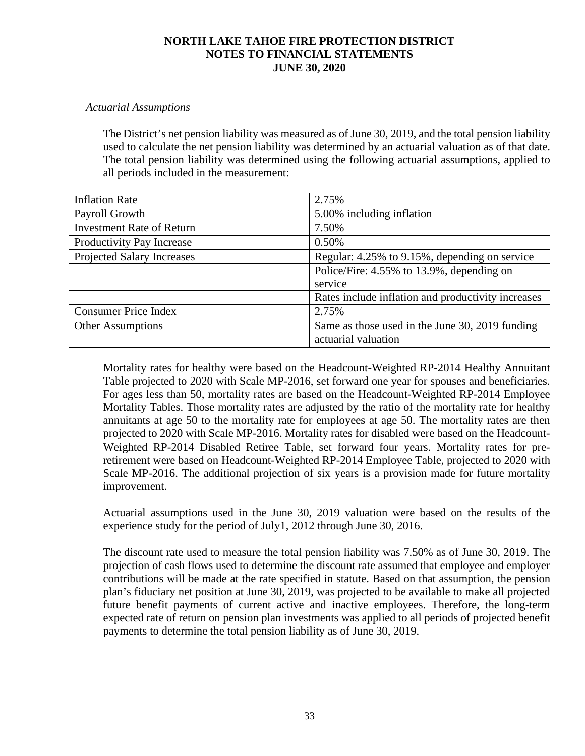*Actuarial Assumptions*

The District's net pension liability was measured as of June 30, 2019, and the total pension liability used to calculate the net pension liability was determined by an actuarial valuation as of that date. The total pension liability was determined using the following actuarial assumptions, applied to all periods included in the measurement:

| | |
|---|---|
| Inflation Rate | 2.75% |
| Payroll Growth | 5.00% including inflation |
| Investment Rate of Return | 7.50% |
| Productivity Pay Increase | 0.50% |
| Projected Salary Increases | Regular: 4.25% to 9.15%, depending on service |
| | Police/Fire: 4.55% to 13.9%, depending on service |
| | Rates include inflation and productivity increases |
| Consumer Price Index | 2.75% |
| Other Assumptions | Same as those used in the June 30, 2019 funding actuarial valuation |

Mortality rates for healthy were based on the Headcount-Weighted RP-2014 Healthy Annuitant Table projected to 2020 with Scale MP-2016, set forward one year for spouses and beneficiaries. For ages less than 50, mortality rates are based on the Headcount-Weighted RP-2014 Employee Mortality Tables. Those mortality rates are adjusted by the ratio of the mortality rate for healthy annuitants at age 50 to the mortality rate for employees at age 50. The mortality rates are then projected to 2020 with Scale MP-2016. Mortality rates for disabled were based on the Headcount-Weighted RP-2014 Disabled Retiree Table, set forward four years. Mortality rates for pre-retirement were based on Headcount-Weighted RP-2014 Employee Table, projected to 2020 with Scale MP-2016. The additional projection of six years is a provision made for future mortality improvement.

Actuarial assumptions used in the June 30, 2019 valuation were based on the results of the experience study for the period of July1, 2012 through June 30, 2016.

The discount rate used to measure the total pension liability was 7.50% as of June 30, 2019. The projection of cash flows used to determine the discount rate assumed that employee and employer contributions will be made at the rate specified in statute. Based on that assumption, the pension plan's fiduciary net position at June 30, 2019, was projected to be available to make all projected future benefit payments of current active and inactive employees. Therefore, the long-term expected rate of return on pension plan investments was applied to all periods of projected benefit payments to determine the total pension liability as of June 30, 2019.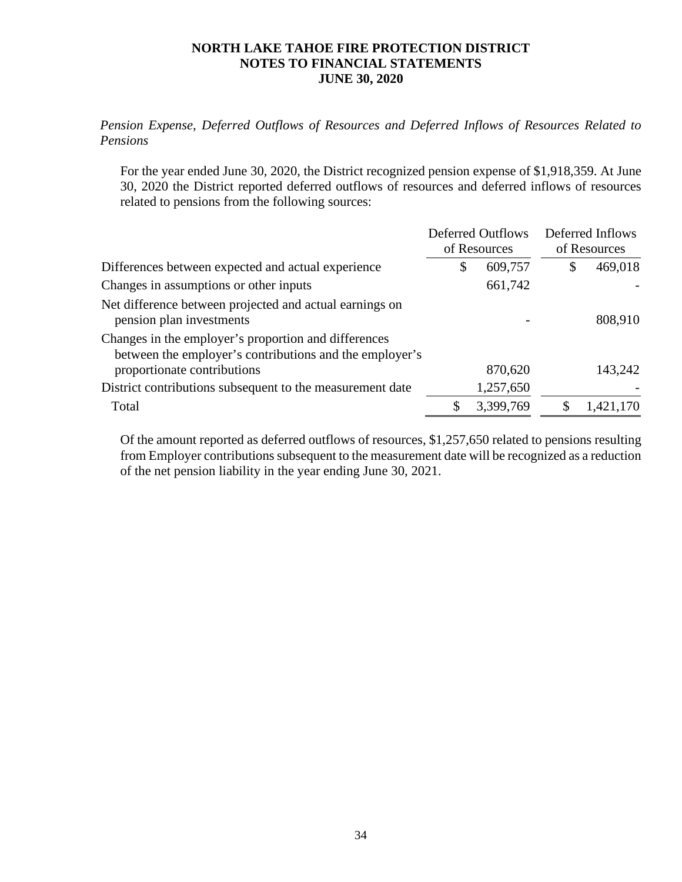*Pension Expense, Deferred Outflows of Resources and Deferred Inflows of Resources Related to Pensions*

For the year ended June 30, 2020, the District recognized pension expense of $1,918,359. At June 30, 2020 the District reported deferred outflows of resources and deferred inflows of resources related to pensions from the following sources:

| | Deferred Outflows of Resources | Deferred Inflows of Resources |
|---|---|---|
| Differences between expected and actual experience | $ 609,757 | $ 469,018 |
| Changes in assumptions or other inputs | 661,742 | - |
| Net difference between projected and actual earnings on pension plan investments | - | 808,910 |
| Changes in the employer's proportion and differences between the employer's contributions and the employer's proportionate contributions | 870,620 | 143,242 |
| District contributions subsequent to the measurement date | 1,257,650 | - |
| Total | $ 3,399,769 | $ 1,421,170 |

Of the amount reported as deferred outflows of resources, $1,257,650 related to pensions resulting from Employer contributions subsequent to the measurement date will be recognized as a reduction of the net pension liability in the year ending June 30, 2021.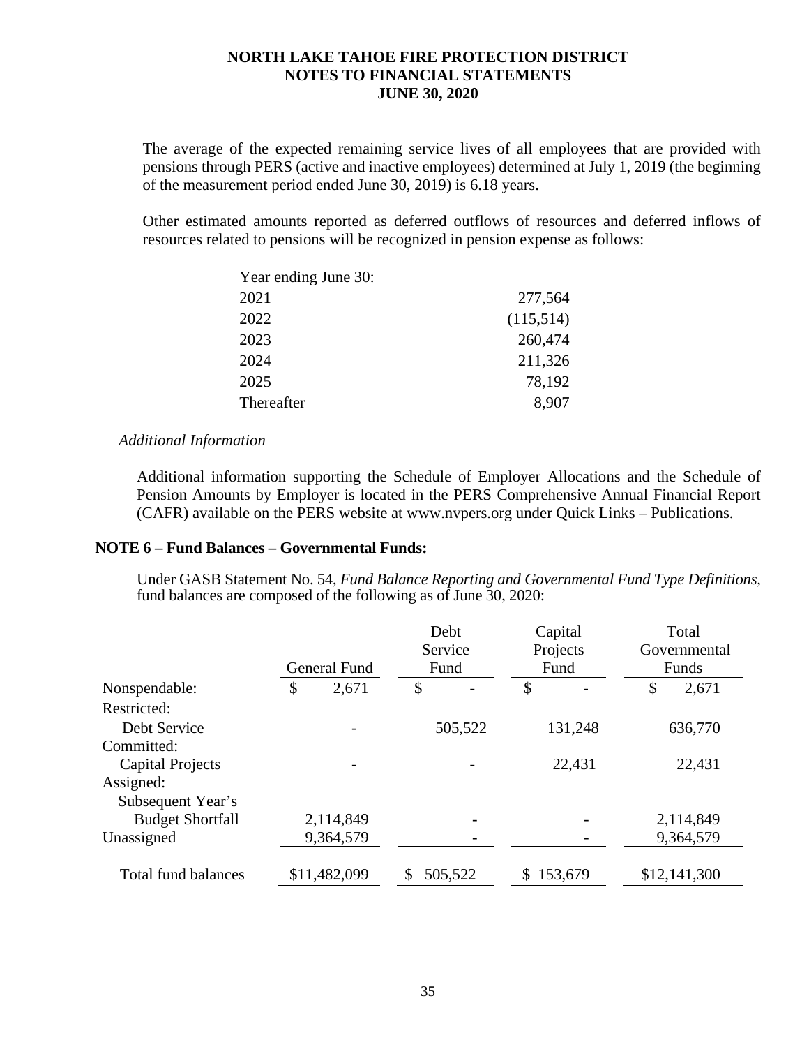The average of the expected remaining service lives of all employees that are provided with pensions through PERS (active and inactive employees) determined at July 1, 2019 (the beginning of the measurement period ended June 30, 2019) is 6.18 years.

Other estimated amounts reported as deferred outflows of resources and deferred inflows of resources related to pensions will be recognized in pension expense as follows:

| Year ending June 30: | |
|---|---|
| 2021 | 277,564 |
| 2022 | (115,514) |
| 2023 | 260,474 |
| 2024 | 211,326 |
| 2025 | 78,192 |
| Thereafter | 8,907 |

*Additional Information*

Additional information supporting the Schedule of Employer Allocations and the Schedule of Pension Amounts by Employer is located in the PERS Comprehensive Annual Financial Report (CAFR) available on the PERS website at www.nvpers.org under Quick Links – Publications.

## NOTE 6 – Fund Balances – Governmental Funds:

Under GASB Statement No. 54, *Fund Balance Reporting and Governmental Fund Type Definitions,* fund balances are composed of the following as of June 30, 2020:

| | General Fund | Debt Service Fund | Capital Projects Fund | Total Governmental Funds |
|---|---|---|---|---|
| Nonspendable: | $ 2,671 | $ - | $ - | $ 2,671 |
| Restricted: | | | | |
| Debt Service | - | 505,522 | 131,248 | 636,770 |
| Committed: | | | | |
| Capital Projects | - | - | 22,431 | 22,431 |
| Assigned: | | | | |
| Subsequent Year's Budget Shortfall | 2,114,849 | - | - | 2,114,849 |
| Unassigned | 9,364,579 | - | - | 9,364,579 |
| Total fund balances | $11,482,099 | $ 505,522 | $ 153,679 | $12,141,300 |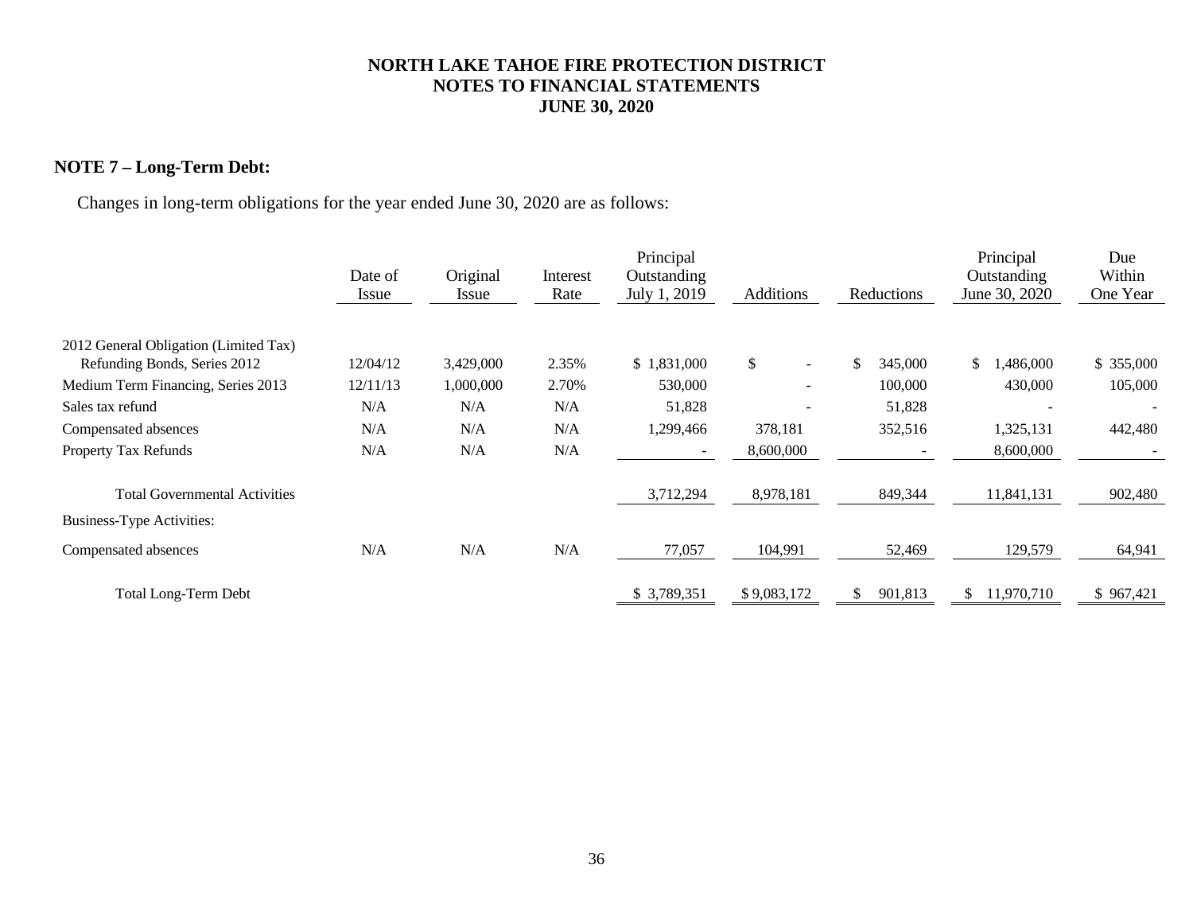# NORTH LAKE TAHOE FIRE PROTECTION DISTRICT
## NOTES TO FINANCIAL STATEMENTS
## JUNE 30, 2020

### NOTE 7 – Long-Term Debt:

Changes in long-term obligations for the year ended June 30, 2020 are as follows:

| | Date of Issue | Original Issue | Interest Rate | Principal Outstanding July 1, 2019 | Additions | Reductions | Principal Outstanding June 30, 2020 | Due Within One Year |
|---|---|---|---|---|---|---|---|---|
| 2012 General Obligation (Limited Tax) Refunding Bonds, Series 2012 | 12/04/12 | 3,429,000 | 2.35% | $ 1,831,000 | $ - | $ 345,000 | $ 1,486,000 | $ 355,000 |
| Medium Term Financing, Series 2013 | 12/11/13 | 1,000,000 | 2.70% | 530,000 | - | 100,000 | 430,000 | 105,000 |
| Sales tax refund | N/A | N/A | N/A | 51,828 | - | 51,828 | - | - |
| Compensated absences | N/A | N/A | N/A | 1,299,466 | 378,181 | 352,516 | 1,325,131 | 442,480 |
| Property Tax Refunds | N/A | N/A | N/A | - | 8,600,000 | - | 8,600,000 | - |
| Total Governmental Activities | | | | 3,712,294 | 8,978,181 | 849,344 | 11,841,131 | 902,480 |
| Business-Type Activities: | | | | | | | | |
| Compensated absences | N/A | N/A | N/A | 77,057 | 104,991 | 52,469 | 129,579 | 64,941 |
| Total Long-Term Debt | | | | $ 3,789,351 | $ 9,083,172 | $ 901,813 | $ 11,970,710 | $ 967,421 |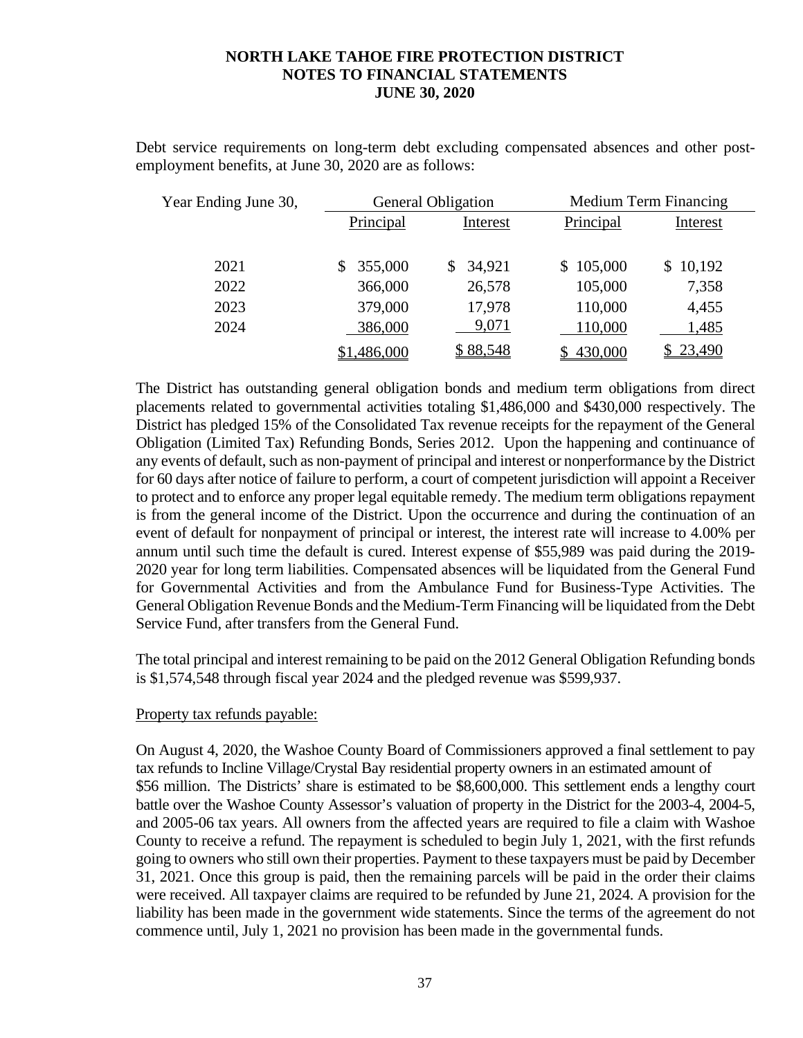Debt service requirements on long-term debt excluding compensated absences and other post-employment benefits, at June 30, 2020 are as follows:

| Year Ending June 30, | General Obligation | | Medium Term Financing | |
|---|---|---|---|---|
| | Principal | Interest | Principal | Interest |
| 2021 | $ 355,000 | $ 34,921 | $ 105,000 | $ 10,192 |
| 2022 | 366,000 | 26,578 | 105,000 | 7,358 |
| 2023 | 379,000 | 17,978 | 110,000 | 4,455 |
| 2024 | 386,000 | 9,071 | 110,000 | 1,485 |
| | $1,486,000 | $ 88,548 | $ 430,000 | $ 23,490 |

The District has outstanding general obligation bonds and medium term obligations from direct placements related to governmental activities totaling $1,486,000 and $430,000 respectively. The District has pledged 15% of the Consolidated Tax revenue receipts for the repayment of the General Obligation (Limited Tax) Refunding Bonds, Series 2012. Upon the happening and continuance of any events of default, such as non-payment of principal and interest or nonperformance by the District for 60 days after notice of failure to perform, a court of competent jurisdiction will appoint a Receiver to protect and to enforce any proper legal equitable remedy. The medium term obligations repayment is from the general income of the District. Upon the occurrence and during the continuation of an event of default for nonpayment of principal or interest, the interest rate will increase to 4.00% per annum until such time the default is cured. Interest expense of $55,989 was paid during the 2019-2020 year for long term liabilities. Compensated absences will be liquidated from the General Fund for Governmental Activities and from the Ambulance Fund for Business-Type Activities. The General Obligation Revenue Bonds and the Medium-Term Financing will be liquidated from the Debt Service Fund, after transfers from the General Fund.

The total principal and interest remaining to be paid on the 2012 General Obligation Refunding bonds is $1,574,548 through fiscal year 2024 and the pledged revenue was $599,937.

Property tax refunds payable:

On August 4, 2020, the Washoe County Board of Commissioners approved a final settlement to pay tax refunds to Incline Village/Crystal Bay residential property owners in an estimated amount of $56 million. The Districts' share is estimated to be $8,600,000. This settlement ends a lengthy court battle over the Washoe County Assessor's valuation of property in the District for the 2003-4, 2004-5, and 2005-06 tax years. All owners from the affected years are required to file a claim with Washoe County to receive a refund. The repayment is scheduled to begin July 1, 2021, with the first refunds going to owners who still own their properties. Payment to these taxpayers must be paid by December 31, 2021. Once this group is paid, then the remaining parcels will be paid in the order their claims were received. All taxpayer claims are required to be refunded by June 21, 2024. A provision for the liability has been made in the government wide statements. Since the terms of the agreement do not commence until, July 1, 2021 no provision has been made in the governmental funds.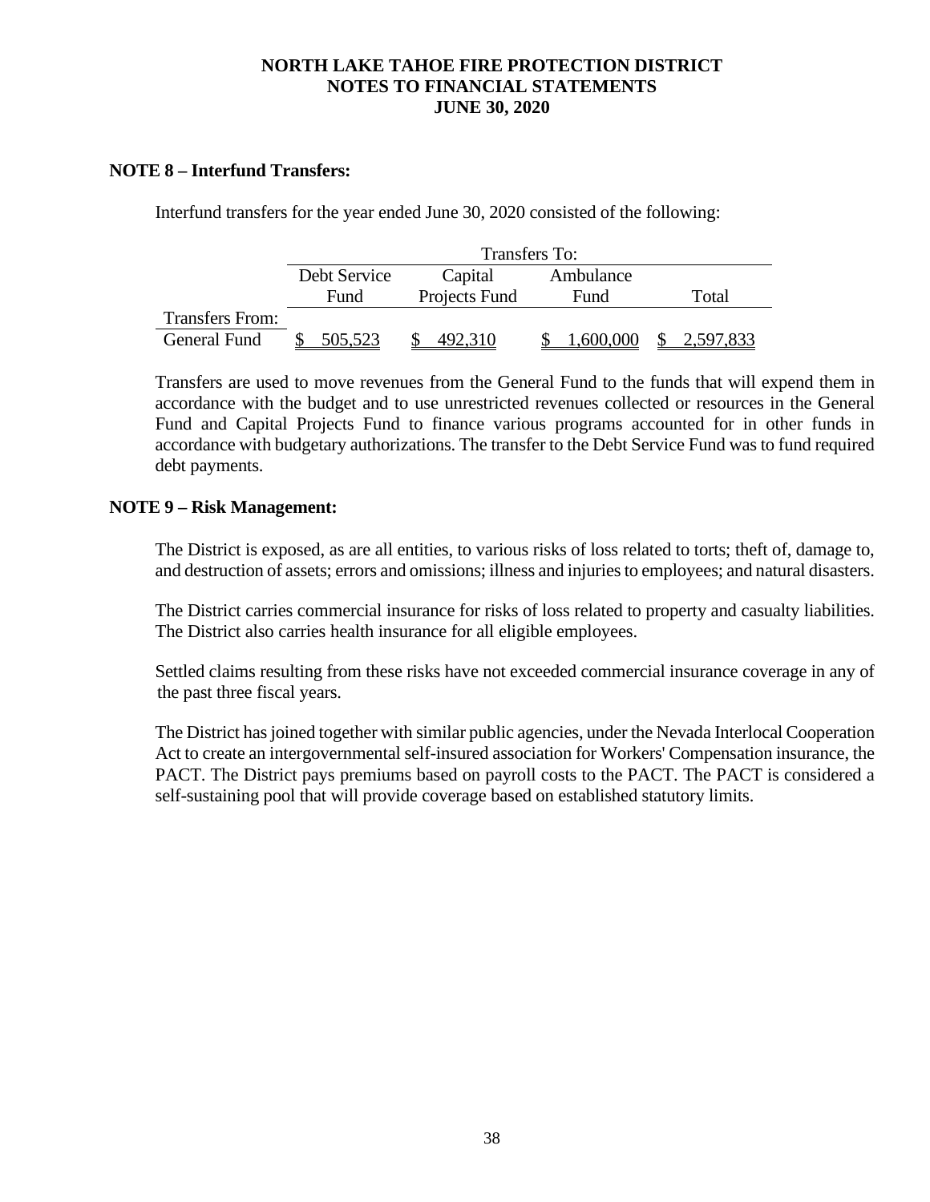**NORTH LAKE TAHOE FIRE PROTECTION DISTRICT**
**NOTES TO FINANCIAL STATEMENTS**
**JUNE 30, 2020**

## NOTE 8 – Interfund Transfers:

Interfund transfers for the year ended June 30, 2020 consisted of the following:

| | Transfers To: | | | |
|---|---|---|---|---|
| | Debt Service Fund | Capital Projects Fund | Ambulance Fund | Total |
| Transfers From: | | | | |
| General Fund | $ 505,523 | $ 492,310 | $ 1,600,000 | $ 2,597,833 |

Transfers are used to move revenues from the General Fund to the funds that will expend them in accordance with the budget and to use unrestricted revenues collected or resources in the General Fund and Capital Projects Fund to finance various programs accounted for in other funds in accordance with budgetary authorizations. The transfer to the Debt Service Fund was to fund required debt payments.

## NOTE 9 – Risk Management:

The District is exposed, as are all entities, to various risks of loss related to torts; theft of, damage to, and destruction of assets; errors and omissions; illness and injuries to employees; and natural disasters.

The District carries commercial insurance for risks of loss related to property and casualty liabilities. The District also carries health insurance for all eligible employees.

Settled claims resulting from these risks have not exceeded commercial insurance coverage in any of the past three fiscal years.

The District has joined together with similar public agencies, under the Nevada Interlocal Cooperation Act to create an intergovernmental self-insured association for Workers' Compensation insurance, the PACT. The District pays premiums based on payroll costs to the PACT. The PACT is considered a self-sustaining pool that will provide coverage based on established statutory limits.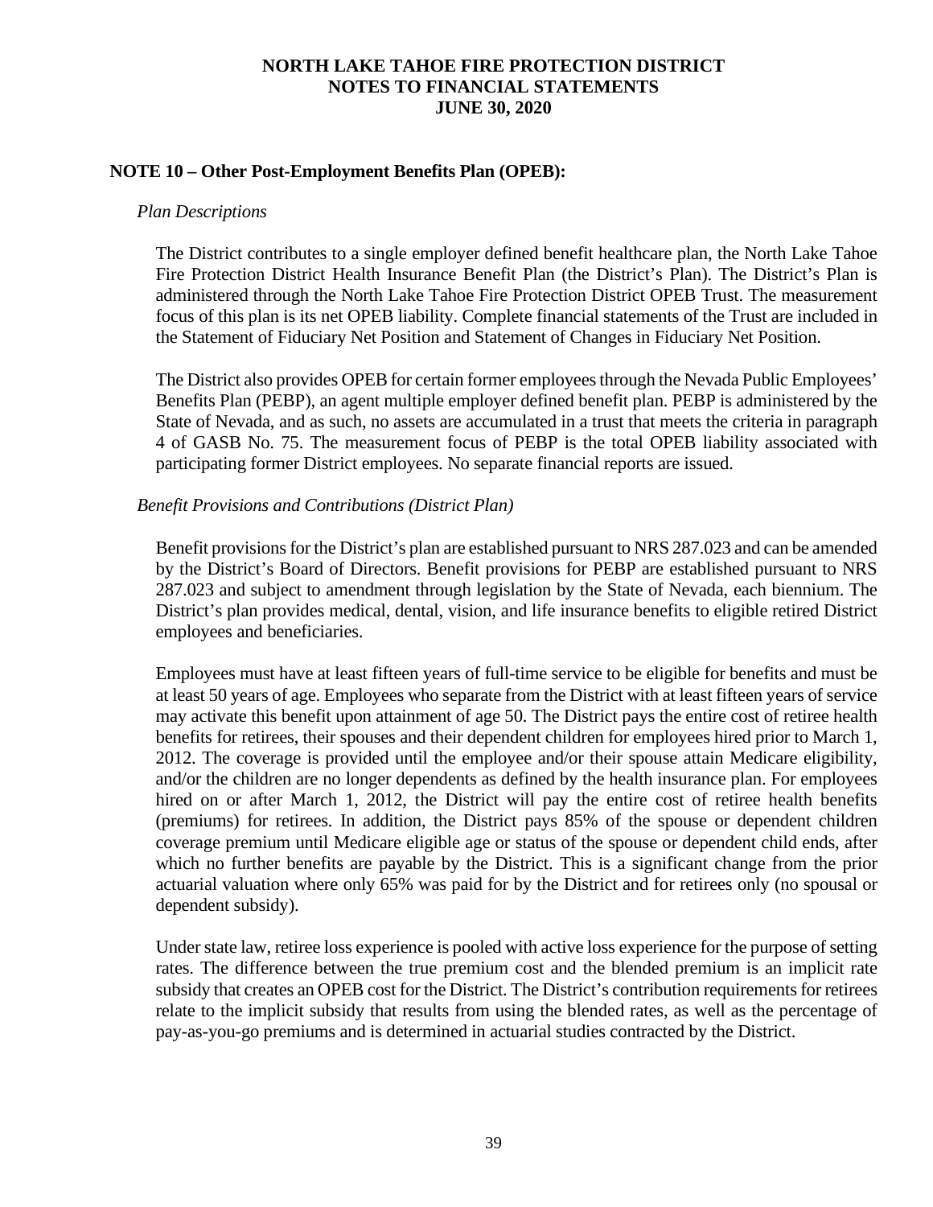## NOTE 10 – Other Post-Employment Benefits Plan (OPEB):

*Plan Descriptions*

The District contributes to a single employer defined benefit healthcare plan, the North Lake Tahoe Fire Protection District Health Insurance Benefit Plan (the District's Plan). The District's Plan is administered through the North Lake Tahoe Fire Protection District OPEB Trust. The measurement focus of this plan is its net OPEB liability. Complete financial statements of the Trust are included in the Statement of Fiduciary Net Position and Statement of Changes in Fiduciary Net Position.

The District also provides OPEB for certain former employees through the Nevada Public Employees' Benefits Plan (PEBP), an agent multiple employer defined benefit plan. PEBP is administered by the State of Nevada, and as such, no assets are accumulated in a trust that meets the criteria in paragraph 4 of GASB No. 75. The measurement focus of PEBP is the total OPEB liability associated with participating former District employees. No separate financial reports are issued.

*Benefit Provisions and Contributions (District Plan)*

Benefit provisions for the District's plan are established pursuant to NRS 287.023 and can be amended by the District's Board of Directors. Benefit provisions for PEBP are established pursuant to NRS 287.023 and subject to amendment through legislation by the State of Nevada, each biennium. The District's plan provides medical, dental, vision, and life insurance benefits to eligible retired District employees and beneficiaries.

Employees must have at least fifteen years of full-time service to be eligible for benefits and must be at least 50 years of age. Employees who separate from the District with at least fifteen years of service may activate this benefit upon attainment of age 50. The District pays the entire cost of retiree health benefits for retirees, their spouses and their dependent children for employees hired prior to March 1, 2012. The coverage is provided until the employee and/or their spouse attain Medicare eligibility, and/or the children are no longer dependents as defined by the health insurance plan. For employees hired on or after March 1, 2012, the District will pay the entire cost of retiree health benefits (premiums) for retirees. In addition, the District pays 85% of the spouse or dependent children coverage premium until Medicare eligible age or status of the spouse or dependent child ends, after which no further benefits are payable by the District. This is a significant change from the prior actuarial valuation where only 65% was paid for by the District and for retirees only (no spousal or dependent subsidy).

Under state law, retiree loss experience is pooled with active loss experience for the purpose of setting rates. The difference between the true premium cost and the blended premium is an implicit rate subsidy that creates an OPEB cost for the District. The District's contribution requirements for retirees relate to the implicit subsidy that results from using the blended rates, as well as the percentage of pay-as-you-go premiums and is determined in actuarial studies contracted by the District.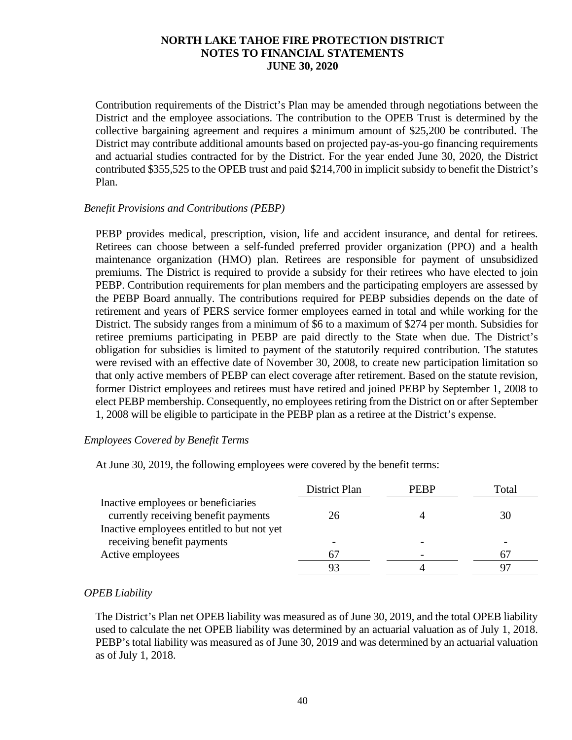Contribution requirements of the District's Plan may be amended through negotiations between the District and the employee associations. The contribution to the OPEB Trust is determined by the collective bargaining agreement and requires a minimum amount of $25,200 be contributed. The District may contribute additional amounts based on projected pay-as-you-go financing requirements and actuarial studies contracted for by the District. For the year ended June 30, 2020, the District contributed $355,525 to the OPEB trust and paid $214,700 in implicit subsidy to benefit the District's Plan.

*Benefit Provisions and Contributions (PEBP)*

PEBP provides medical, prescription, vision, life and accident insurance, and dental for retirees. Retirees can choose between a self-funded preferred provider organization (PPO) and a health maintenance organization (HMO) plan. Retirees are responsible for payment of unsubsidized premiums. The District is required to provide a subsidy for their retirees who have elected to join PEBP. Contribution requirements for plan members and the participating employers are assessed by the PEBP Board annually. The contributions required for PEBP subsidies depends on the date of retirement and years of PERS service former employees earned in total and while working for the District. The subsidy ranges from a minimum of $6 to a maximum of $274 per month. Subsidies for retiree premiums participating in PEBP are paid directly to the State when due. The District's obligation for subsidies is limited to payment of the statutorily required contribution. The statutes were revised with an effective date of November 30, 2008, to create new participation limitation so that only active members of PEBP can elect coverage after retirement. Based on the statute revision, former District employees and retirees must have retired and joined PEBP by September 1, 2008 to elect PEBP membership. Consequently, no employees retiring from the District on or after September 1, 2008 will be eligible to participate in the PEBP plan as a retiree at the District's expense.

*Employees Covered by Benefit Terms*

At June 30, 2019, the following employees were covered by the benefit terms:

| | District Plan | PEBP | Total |
|---|---|---|---|
| Inactive employees or beneficiaries currently receiving benefit payments | 26 | 4 | 30 |
| Inactive employees entitled to but not yet receiving benefit payments | - | - | - |
| Active employees | 67 | - | 67 |
| | 93 | 4 | 97 |

*OPEB Liability*

The District's Plan net OPEB liability was measured as of June 30, 2019, and the total OPEB liability used to calculate the net OPEB liability was determined by an actuarial valuation as of July 1, 2018. PEBP's total liability was measured as of June 30, 2019 and was determined by an actuarial valuation as of July 1, 2018.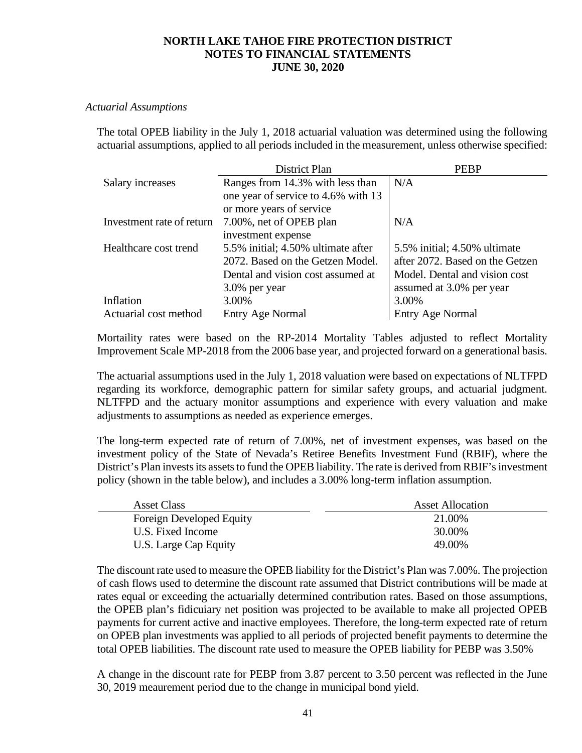*Actuarial Assumptions*

The total OPEB liability in the July 1, 2018 actuarial valuation was determined using the following actuarial assumptions, applied to all periods included in the measurement, unless otherwise specified:

| | District Plan | PEBP |
|---|---|---|
| Salary increases | Ranges from 14.3% with less than one year of service to 4.6% with 13 or more years of service | N/A |
| Investment rate of return | 7.00%, net of OPEB plan investment expense | N/A |
| Healthcare cost trend | 5.5% initial; 4.50% ultimate after 2072. Based on the Getzen Model. Dental and vision cost assumed at 3.0% per year | 5.5% initial; 4.50% ultimate after 2072. Based on the Getzen Model. Dental and vision cost assumed at 3.0% per year |
| Inflation | 3.00% | 3.00% |
| Actuarial cost method | Entry Age Normal | Entry Age Normal |

Mortaility rates were based on the RP-2014 Mortality Tables adjusted to reflect Mortality Improvement Scale MP-2018 from the 2006 base year, and projected forward on a generational basis.

The actuarial assumptions used in the July 1, 2018 valuation were based on expectations of NLTFPD regarding its workforce, demographic pattern for similar safety groups, and actuarial judgment. NLTFPD and the actuary monitor assumptions and experience with every valuation and make adjustments to assumptions as needed as experience emerges.

The long-term expected rate of return of 7.00%, net of investment expenses, was based on the investment policy of the State of Nevada's Retiree Benefits Investment Fund (RBIF), where the District's Plan invests its assets to fund the OPEB liability. The rate is derived from RBIF's investment policy (shown in the table below), and includes a 3.00% long-term inflation assumption.

| Asset Class | Asset Allocation |
|---|---|
| Foreign Developed Equity | 21.00% |
| U.S. Fixed Income | 30.00% |
| U.S. Large Cap Equity | 49.00% |

The discount rate used to measure the OPEB liability for the District's Plan was 7.00%. The projection of cash flows used to determine the discount rate assumed that District contributions will be made at rates equal or exceeding the actuarially determined contribution rates. Based on those assumptions, the OPEB plan's fidicuiary net position was projected to be available to make all projected OPEB payments for current active and inactive employees. Therefore, the long-term expected rate of return on OPEB plan investments was applied to all periods of projected benefit payments to determine the total OPEB liabilities. The discount rate used to measure the OPEB liability for PEBP was 3.50%

A change in the discount rate for PEBP from 3.87 percent to 3.50 percent was reflected in the June 30, 2019 meaurement period due to the change in municipal bond yield.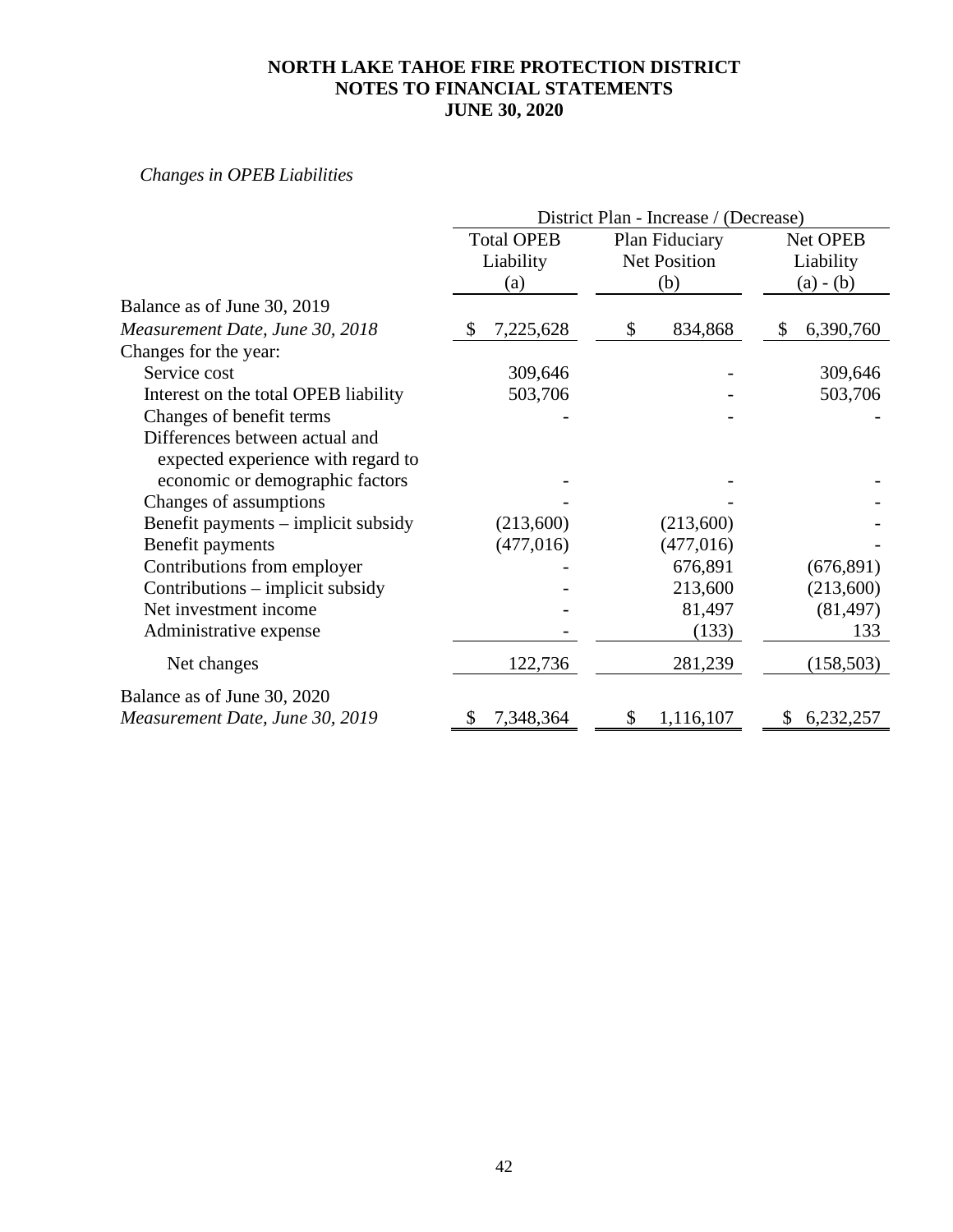# NORTH LAKE TAHOE FIRE PROTECTION DISTRICT
## NOTES TO FINANCIAL STATEMENTS
## JUNE 30, 2020

*Changes in OPEB Liabilities*

| | District Plan - Increase / (Decrease) | | |
|---|---|---|---|
| | Total OPEB Liability (a) | Plan Fiduciary Net Position (b) | Net OPEB Liability (a) - (b) |
| Balance as of June 30, 2019 | | | |
| *Measurement Date, June 30, 2018* | $ 7,225,628 | $ 834,868 | $ 6,390,760 |
| Changes for the year: | | | |
| Service cost | 309,646 | - | 309,646 |
| Interest on the total OPEB liability | 503,706 | - | 503,706 |
| Changes of benefit terms | - | - | - |
| Differences between actual and expected experience with regard to economic or demographic factors | - | - | - |
| Changes of assumptions | - | - | - |
| Benefit payments – implicit subsidy | (213,600) | (213,600) | - |
| Benefit payments | (477,016) | (477,016) | - |
| Contributions from employer | - | 676,891 | (676,891) |
| Contributions – implicit subsidy | - | 213,600 | (213,600) |
| Net investment income | - | 81,497 | (81,497) |
| Administrative expense | - | (133) | 133 |
| Net changes | 122,736 | 281,239 | (158,503) |
| Balance as of June 30, 2020 | | | |
| *Measurement Date, June 30, 2019* | $ 7,348,364 | $ 1,116,107 | $ 6,232,257 |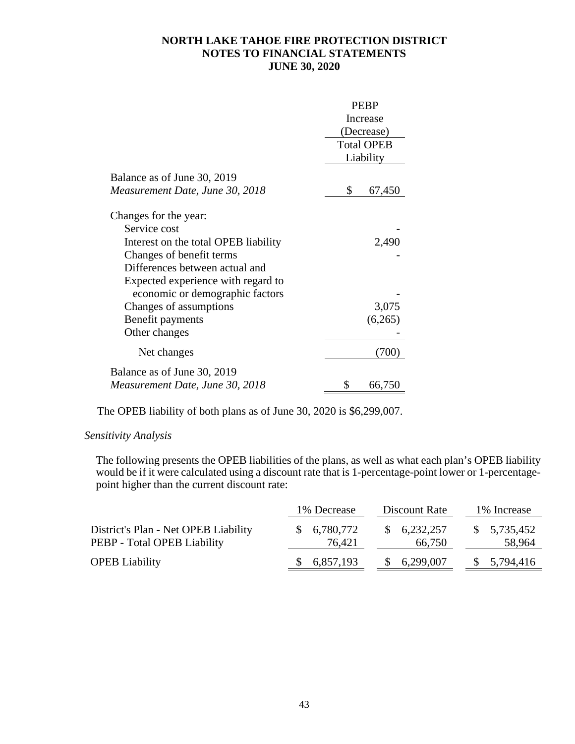# NORTH LAKE TAHOE FIRE PROTECTION DISTRICT
## NOTES TO FINANCIAL STATEMENTS
## JUNE 30, 2020

| | PEBP Increase (Decrease) Total OPEB Liability |
|---|---|
| Balance as of June 30, 2019 *Measurement Date, June 30, 2018* | $ 67,450 |
| Changes for the year: | |
| Service cost | - |
| Interest on the total OPEB liability | 2,490 |
| Changes of benefit terms | - |
| Differences between actual and Expected experience with regard to economic or demographic factors | - |
| Changes of assumptions | 3,075 |
| Benefit payments | (6,265) |
| Other changes | - |
| Net changes | (700) |
| Balance as of June 30, 2019 *Measurement Date, June 30, 2018* | $ 66,750 |

The OPEB liability of both plans as of June 30, 2020 is $6,299,007.

*Sensitivity Analysis*

The following presents the OPEB liabilities of the plans, as well as what each plan's OPEB liability would be if it were calculated using a discount rate that is 1-percentage-point lower or 1-percentage-point higher than the current discount rate:

| | 1% Decrease | Discount Rate | 1% Increase |
|---|---|---|---|
| District's Plan - Net OPEB Liability | $ 6,780,772 | $ 6,232,257 | $ 5,735,452 |
| PEBP - Total OPEB Liability | 76,421 | 66,750 | 58,964 |
| OPEB Liability | $ 6,857,193 | $ 6,299,007 | $ 5,794,416 |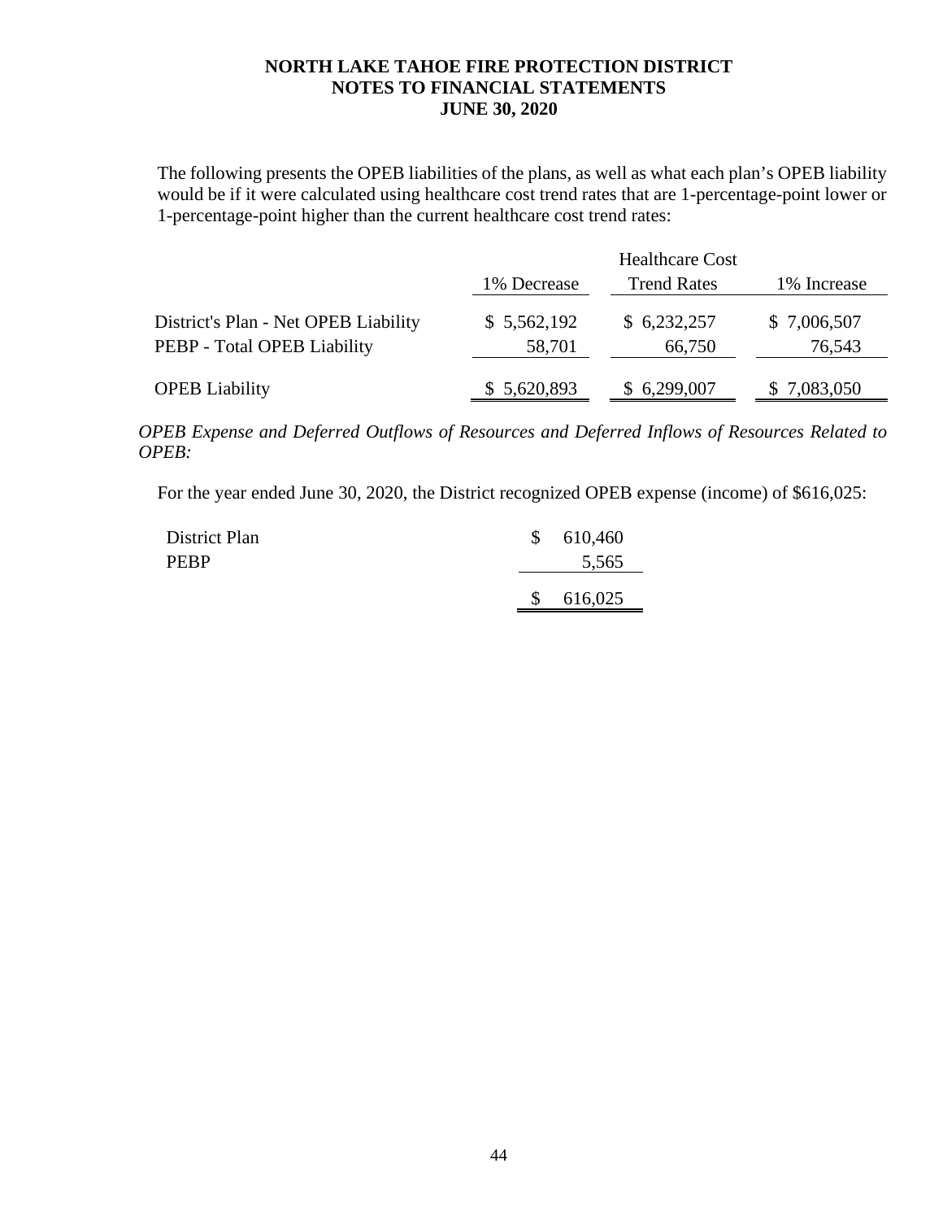The following presents the OPEB liabilities of the plans, as well as what each plan's OPEB liability would be if it were calculated using healthcare cost trend rates that are 1-percentage-point lower or 1-percentage-point higher than the current healthcare cost trend rates:

| | 1% Decrease | Healthcare Cost Trend Rates | 1% Increase |
|---|---|---|---|
| District's Plan - Net OPEB Liability | $ 5,562,192 | $ 6,232,257 | $ 7,006,507 |
| PEBP - Total OPEB Liability | 58,701 | 66,750 | 76,543 |
| OPEB Liability | $ 5,620,893 | $ 6,299,007 | $ 7,083,050 |

*OPEB Expense and Deferred Outflows of Resources and Deferred Inflows of Resources Related to OPEB:*

For the year ended June 30, 2020, the District recognized OPEB expense (income) of $616,025:

| | |
|---|---|
| District Plan | $ 610,460 |
| PEBP | 5,565 |
| | $ 616,025 |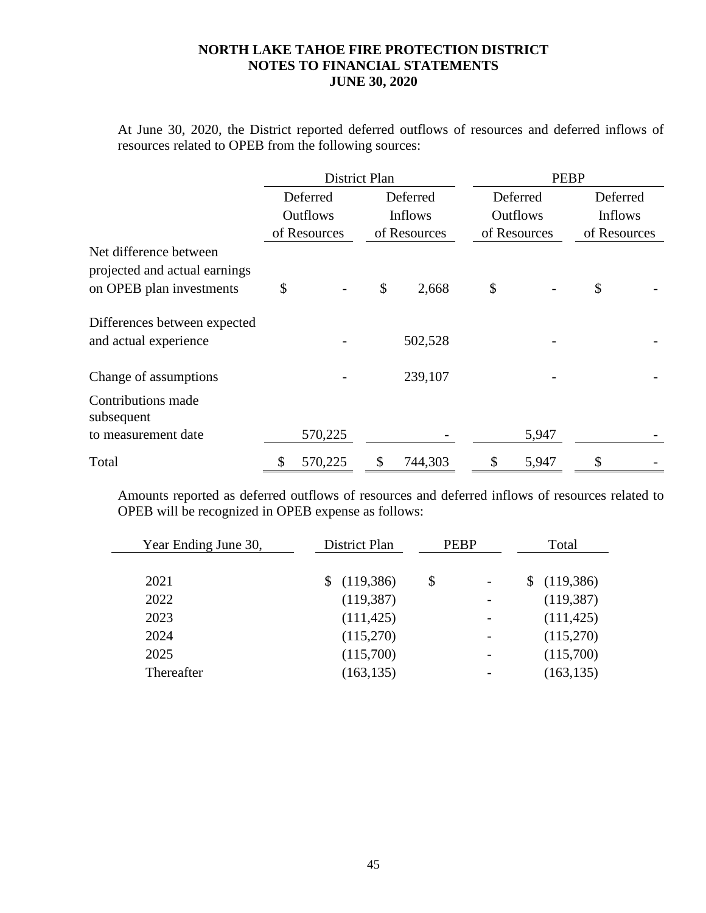At June 30, 2020, the District reported deferred outflows of resources and deferred inflows of resources related to OPEB from the following sources:

| | District Plan | | PEBP | |
|---|---|---|---|---|
| | Deferred Outflows of Resources | Deferred Inflows of Resources | Deferred Outflows of Resources | Deferred Inflows of Resources |
| Net difference between projected and actual earnings on OPEB plan investments | $ - | $ 2,668 | $ - | $ - |
| Differences between expected and actual experience | - | 502,528 | - | - |
| Change of assumptions | - | 239,107 | - | - |
| Contributions made subsequent to measurement date | 570,225 | - | 5,947 | - |
| Total | $ 570,225 | $ 744,303 | $ 5,947 | $ - |

Amounts reported as deferred outflows of resources and deferred inflows of resources related to OPEB will be recognized in OPEB expense as follows:

| Year Ending June 30, | District Plan | PEBP | Total |
|---|---|---|---|
| 2021 | $ (119,386) | $ - | $ (119,386) |
| 2022 | (119,387) | - | (119,387) |
| 2023 | (111,425) | - | (111,425) |
| 2024 | (115,270) | - | (115,270) |
| 2025 | (115,700) | - | (115,700) |
| Thereafter | (163,135) | - | (163,135) |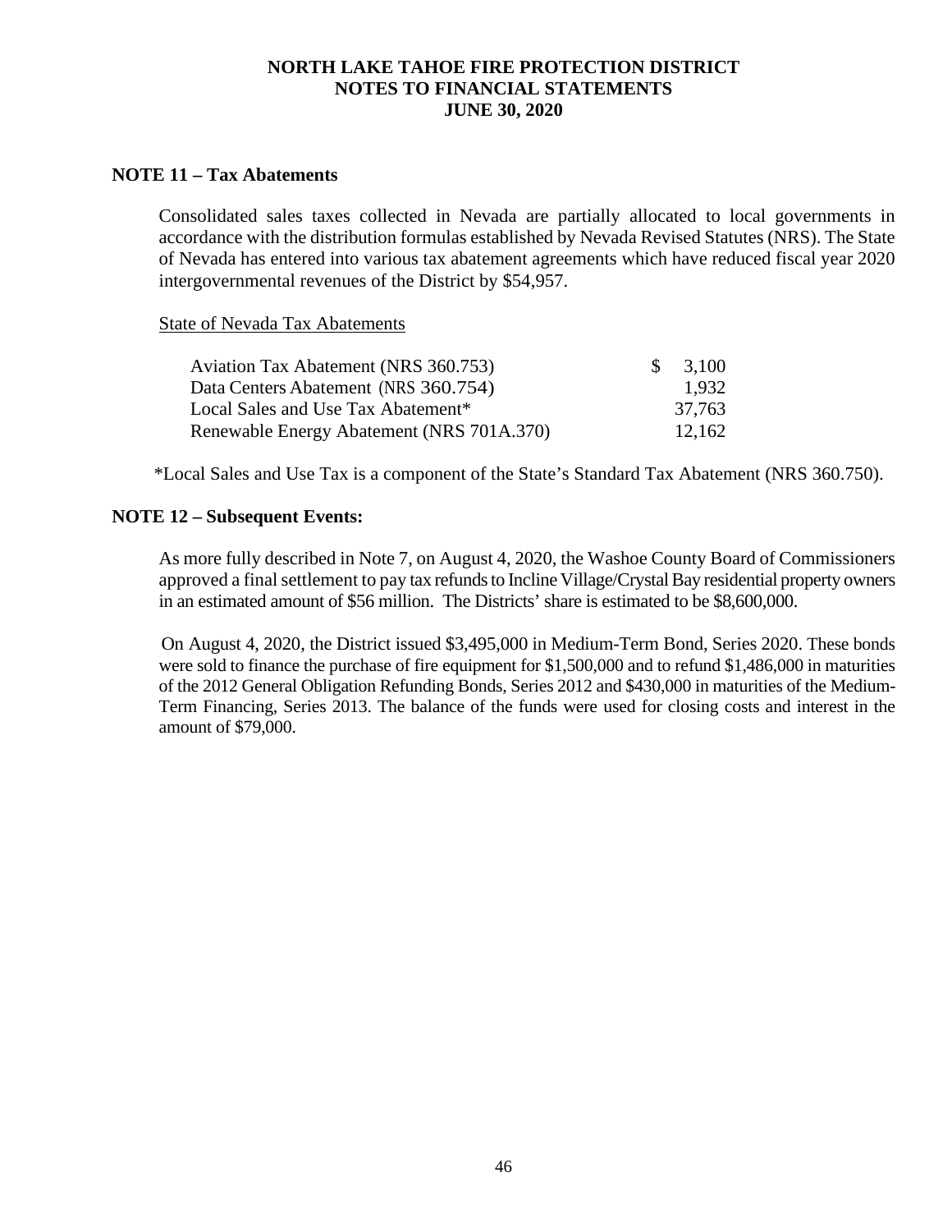## NOTE 11 – Tax Abatements

Consolidated sales taxes collected in Nevada are partially allocated to local governments in accordance with the distribution formulas established by Nevada Revised Statutes (NRS). The State of Nevada has entered into various tax abatement agreements which have reduced fiscal year 2020 intergovernmental revenues of the District by $54,957.

State of Nevada Tax Abatements

| | |
|---|---|
| Aviation Tax Abatement (NRS 360.753) | $ 3,100 |
| Data Centers Abatement (NRS 360.754) | 1,932 |
| Local Sales and Use Tax Abatement* | 37,763 |
| Renewable Energy Abatement (NRS 701A.370) | 12,162 |

*Local Sales and Use Tax is a component of the State's Standard Tax Abatement (NRS 360.750).

## NOTE 12 – Subsequent Events:

As more fully described in Note 7, on August 4, 2020, the Washoe County Board of Commissioners approved a final settlement to pay tax refunds to Incline Village/Crystal Bay residential property owners in an estimated amount of $56 million. The Districts' share is estimated to be $8,600,000.

On August 4, 2020, the District issued $3,495,000 in Medium-Term Bond, Series 2020. These bonds were sold to finance the purchase of fire equipment for $1,500,000 and to refund $1,486,000 in maturities of the 2012 General Obligation Refunding Bonds, Series 2012 and $430,000 in maturities of the Medium-Term Financing, Series 2013. The balance of the funds were used for closing costs and interest in the amount of $79,000.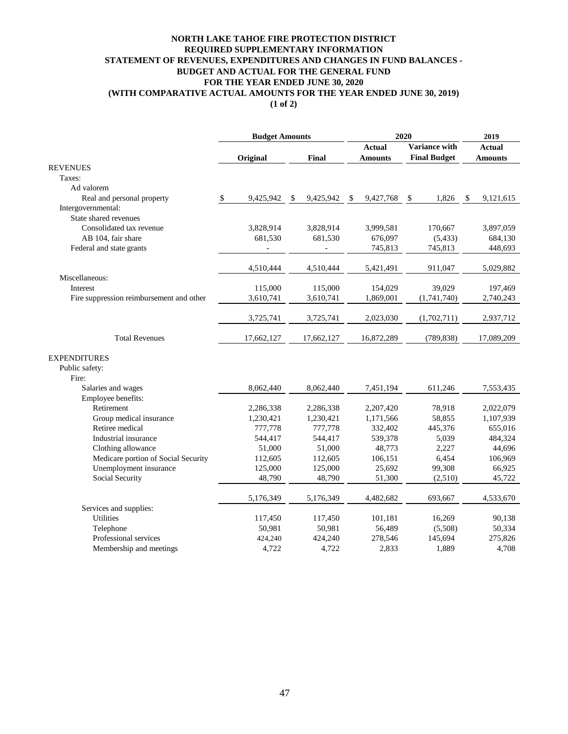# NORTH LAKE TAHOE FIRE PROTECTION DISTRICT
## REQUIRED SUPPLEMENTARY INFORMATION
## STATEMENT OF REVENUES, EXPENDITURES AND CHANGES IN FUND BALANCES - BUDGET AND ACTUAL FOR THE GENERAL FUND
## FOR THE YEAR ENDED JUNE 30, 2020
## (WITH COMPARATIVE ACTUAL AMOUNTS FOR THE YEAR ENDED JUNE 30, 2019)
### (1 of 2)

| | Budget Amounts | | 2020 | | 2019 |
|---|---|---|---|---|---|
| | Original | Final | Actual Amounts | Variance with Final Budget | Actual Amounts |
| **REVENUES** | | | | | |
| Taxes: | | | | | |
| Ad valorem | | | | | |
| Real and personal property | $ 9,425,942 | $ 9,425,942 | $ 9,427,768 | $ 1,826 | $ 9,121,615 |
| Intergovernmental: | | | | | |
| State shared revenues | | | | | |
| Consolidated tax revenue | 3,828,914 | 3,828,914 | 3,999,581 | 170,667 | 3,897,059 |
| AB 104, fair share | 681,530 | 681,530 | 676,097 | (5,433) | 684,130 |
| Federal and state grants | - | - | 745,813 | 745,813 | 448,693 |
| | 4,510,444 | 4,510,444 | 5,421,491 | 911,047 | 5,029,882 |
| Miscellaneous: | | | | | |
| Interest | 115,000 | 115,000 | 154,029 | 39,029 | 197,469 |
| Fire suppression reimbursement and other | 3,610,741 | 3,610,741 | 1,869,001 | (1,741,740) | 2,740,243 |
| | 3,725,741 | 3,725,741 | 2,023,030 | (1,702,711) | 2,937,712 |
| Total Revenues | 17,662,127 | 17,662,127 | 16,872,289 | (789,838) | 17,089,209 |
| **EXPENDITURES** | | | | | |
| Public safety: | | | | | |
| Fire: | | | | | |
| Salaries and wages | 8,062,440 | 8,062,440 | 7,451,194 | 611,246 | 7,553,435 |
| Employee benefits: | | | | | |
| Retirement | 2,286,338 | 2,286,338 | 2,207,420 | 78,918 | 2,022,079 |
| Group medical insurance | 1,230,421 | 1,230,421 | 1,171,566 | 58,855 | 1,107,939 |
| Retiree medical | 777,778 | 777,778 | 332,402 | 445,376 | 655,016 |
| Industrial insurance | 544,417 | 544,417 | 539,378 | 5,039 | 484,324 |
| Clothing allowance | 51,000 | 51,000 | 48,773 | 2,227 | 44,696 |
| Medicare portion of Social Security | 112,605 | 112,605 | 106,151 | 6,454 | 106,969 |
| Unemployment insurance | 125,000 | 125,000 | 25,692 | 99,308 | 66,925 |
| Social Security | 48,790 | 48,790 | 51,300 | (2,510) | 45,722 |
| | 5,176,349 | 5,176,349 | 4,482,682 | 693,667 | 4,533,670 |
| Services and supplies: | | | | | |
| Utilities | 117,450 | 117,450 | 101,181 | 16,269 | 90,138 |
| Telephone | 50,981 | 50,981 | 56,489 | (5,508) | 50,334 |
| Professional services | 424,240 | 424,240 | 278,546 | 145,694 | 275,826 |
| Membership and meetings | 4,722 | 4,722 | 2,833 | 1,889 | 4,708 |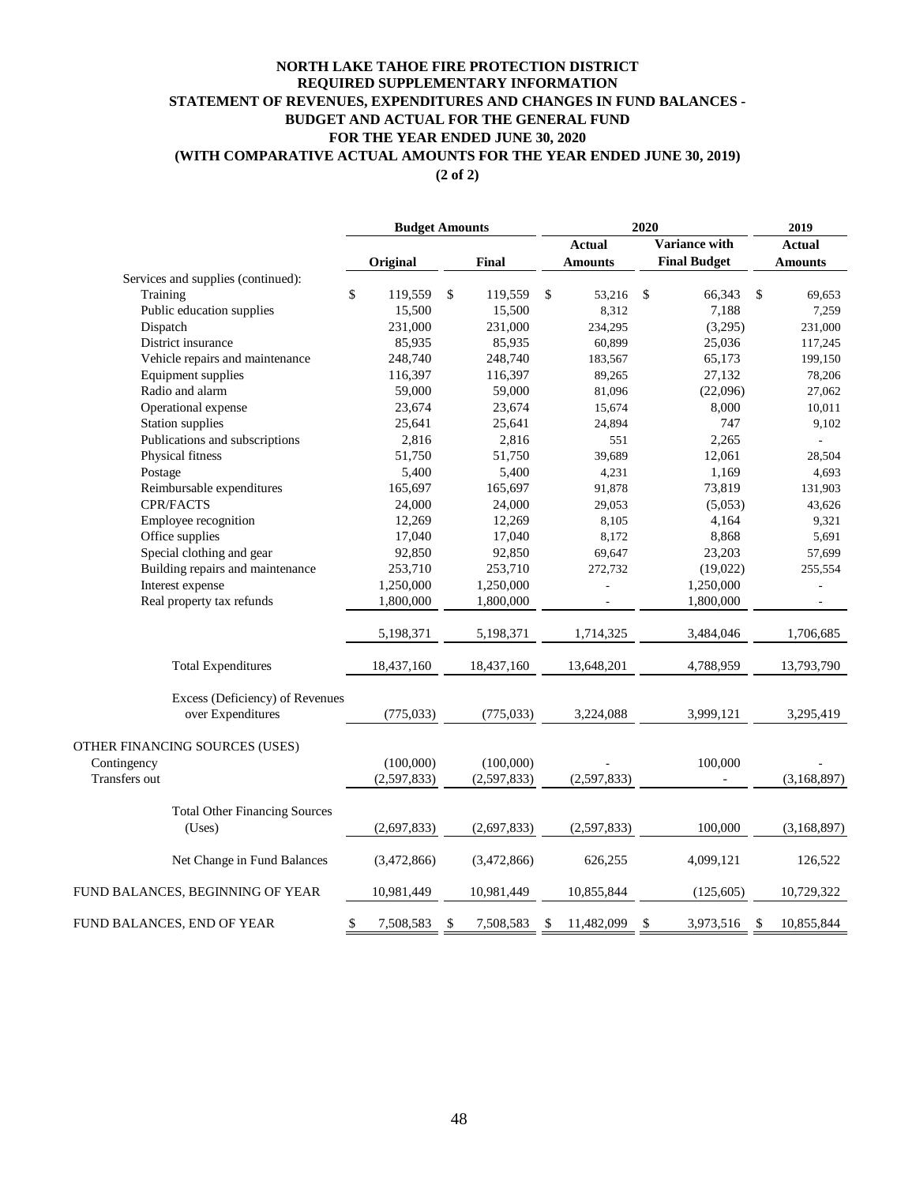# NORTH LAKE TAHOE FIRE PROTECTION DISTRICT
## REQUIRED SUPPLEMENTARY INFORMATION
## STATEMENT OF REVENUES, EXPENDITURES AND CHANGES IN FUND BALANCES - BUDGET AND ACTUAL FOR THE GENERAL FUND
## FOR THE YEAR ENDED JUNE 30, 2020
## (WITH COMPARATIVE ACTUAL AMOUNTS FOR THE YEAR ENDED JUNE 30, 2019)
### (2 of 2)

| | Budget Amounts | | 2020 | | 2019 |
|---|---|---|---|---|---|
| | Original | Final | Actual Amounts | Variance with Final Budget | Actual Amounts |
| Services and supplies (continued): | | | | | |
| Training | $ 119,559 | $ 119,559 | $ 53,216 | $ 66,343 | $ 69,653 |
| Public education supplies | 15,500 | 15,500 | 8,312 | 7,188 | 7,259 |
| Dispatch | 231,000 | 231,000 | 234,295 | (3,295) | 231,000 |
| District insurance | 85,935 | 85,935 | 60,899 | 25,036 | 117,245 |
| Vehicle repairs and maintenance | 248,740 | 248,740 | 183,567 | 65,173 | 199,150 |
| Equipment supplies | 116,397 | 116,397 | 89,265 | 27,132 | 78,206 |
| Radio and alarm | 59,000 | 59,000 | 81,096 | (22,096) | 27,062 |
| Operational expense | 23,674 | 23,674 | 15,674 | 8,000 | 10,011 |
| Station supplies | 25,641 | 25,641 | 24,894 | 747 | 9,102 |
| Publications and subscriptions | 2,816 | 2,816 | 551 | 2,265 | - |
| Physical fitness | 51,750 | 51,750 | 39,689 | 12,061 | 28,504 |
| Postage | 5,400 | 5,400 | 4,231 | 1,169 | 4,693 |
| Reimbursable expenditures | 165,697 | 165,697 | 91,878 | 73,819 | 131,903 |
| CPR/FACTS | 24,000 | 24,000 | 29,053 | (5,053) | 43,626 |
| Employee recognition | 12,269 | 12,269 | 8,105 | 4,164 | 9,321 |
| Office supplies | 17,040 | 17,040 | 8,172 | 8,868 | 5,691 |
| Special clothing and gear | 92,850 | 92,850 | 69,647 | 23,203 | 57,699 |
| Building repairs and maintenance | 253,710 | 253,710 | 272,732 | (19,022) | 255,554 |
| Interest expense | 1,250,000 | 1,250,000 | - | 1,250,000 | - |
| Real property tax refunds | 1,800,000 | 1,800,000 | - | 1,800,000 | - |
| | 5,198,371 | 5,198,371 | 1,714,325 | 3,484,046 | 1,706,685 |
| Total Expenditures | 18,437,160 | 18,437,160 | 13,648,201 | 4,788,959 | 13,793,790 |
| Excess (Deficiency) of Revenues over Expenditures | (775,033) | (775,033) | 3,224,088 | 3,999,121 | 3,295,419 |
| OTHER FINANCING SOURCES (USES) | | | | | |
| Contingency | (100,000) | (100,000) | - | 100,000 | - |
| Transfers out | (2,597,833) | (2,597,833) | (2,597,833) | - | (3,168,897) |
| Total Other Financing Sources (Uses) | (2,697,833) | (2,697,833) | (2,597,833) | 100,000 | (3,168,897) |
| Net Change in Fund Balances | (3,472,866) | (3,472,866) | 626,255 | 4,099,121 | 126,522 |
| FUND BALANCES, BEGINNING OF YEAR | 10,981,449 | 10,981,449 | 10,855,844 | (125,605) | 10,729,322 |
| FUND BALANCES, END OF YEAR | $ 7,508,583 | $ 7,508,583 | $ 11,482,099 | $ 3,973,516 | $ 10,855,844 |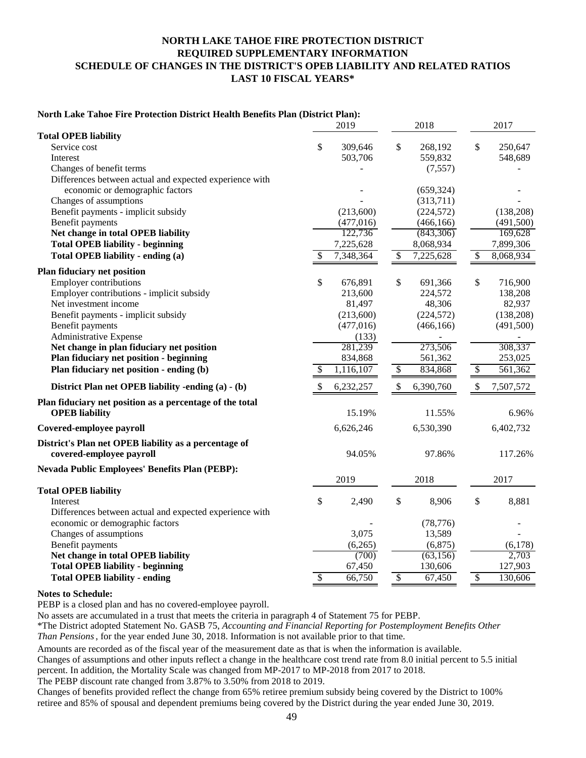# NORTH LAKE TAHOE FIRE PROTECTION DISTRICT
## REQUIRED SUPPLEMENTARY INFORMATION
## SCHEDULE OF CHANGES IN THE DISTRICT'S OPEB LIABILITY AND RELATED RATIOS
## LAST 10 FISCAL YEARS*

**North Lake Tahoe Fire Protection District Health Benefits Plan (District Plan):**

| | 2019 | 2018 | 2017 |
|---|---|---|---|
| **Total OPEB liability** | | | |
| Service cost | $ 309,646 | $ 268,192 | $ 250,647 |
| Interest | 503,706 | 559,832 | 548,689 |
| Changes of benefit terms | - | (7,557) | - |
| Differences between actual and expected experience with economic or demographic factors | - | (659,324) | - |
| Changes of assumptions | - | (313,711) | - |
| Benefit payments - implicit subsidy | (213,600) | (224,572) | (138,208) |
| Benefit payments | (477,016) | (466,166) | (491,500) |
| **Net change in total OPEB liability** | 122,736 | (843,306) | 169,628 |
| **Total OPEB liability - beginning** | 7,225,628 | 8,068,934 | 7,899,306 |
| **Total OPEB liability - ending (a)** | $ 7,348,364 | $ 7,225,628 | $ 8,068,934 |
| **Plan fiduciary net position** | | | |
| Employer contributions | $ 676,891 | $ 691,366 | $ 716,900 |
| Employer contributions - implicit subsidy | 213,600 | 224,572 | 138,208 |
| Net investment income | 81,497 | 48,306 | 82,937 |
| Benefit payments - implicit subsidy | (213,600) | (224,572) | (138,208) |
| Benefit payments | (477,016) | (466,166) | (491,500) |
| Administrative Expense | (133) | - | - |
| **Net change in plan fiduciary net position** | 281,239 | 273,506 | 308,337 |
| **Plan fiduciary net position - beginning** | 834,868 | 561,362 | 253,025 |
| **Plan fiduciary net position - ending (b)** | $ 1,116,107 | $ 834,868 | $ 561,362 |
| **District Plan net OPEB liability -ending (a) - (b)** | $ 6,232,257 | $ 6,390,760 | $ 7,507,572 |
| **Plan fiduciary net position as a percentage of the total OPEB liability** | 15.19% | 11.55% | 6.96% |
| **Covered-employee payroll** | 6,626,246 | 6,530,390 | 6,402,732 |
| **District's Plan net OPEB liability as a percentage of covered-employee payroll** | 94.05% | 97.86% | 117.26% |

**Nevada Public Employees' Benefits Plan (PEBP):**

| | 2019 | 2018 | 2017 |
|---|---|---|---|
| **Total OPEB liability** | | | |
| Interest | $ 2,490 | $ 8,906 | $ 8,881 |
| Differences between actual and expected experience with economic or demographic factors | - | (78,776) | - |
| Changes of assumptions | 3,075 | 13,589 | - |
| Benefit payments | (6,265) | (6,875) | (6,178) |
| **Net change in total OPEB liability** | (700) | (63,156) | 2,703 |
| **Total OPEB liability - beginning** | 67,450 | 130,606 | 127,903 |
| **Total OPEB liability - ending** | $ 66,750 | $ 67,450 | $ 130,606 |

**Notes to Schedule:**

PEBP is a closed plan and has no covered-employee payroll.

No assets are accumulated in a trust that meets the criteria in paragraph 4 of Statement 75 for PEBP.

*The District adopted Statement No. GASB 75, *Accounting and Financial Reporting for Postemployment Benefits Other Than Pensions*, for the year ended June 30, 2018. Information is not available prior to that time.

Amounts are recorded as of the fiscal year of the measurement date as that is when the information is available.

Changes of assumptions and other inputs reflect a change in the healthcare cost trend rate from 8.0 initial percent to 5.5 initial percent. In addition, the Mortality Scale was changed from MP-2017 to MP-2018 from 2017 to 2018.

The PEBP discount rate changed from 3.87% to 3.50% from 2018 to 2019.

Changes of benefits provided reflect the change from 65% retiree premium subsidy being covered by the District to 100% retiree and 85% of spousal and dependent premiums being covered by the District during the year ended June 30, 2019.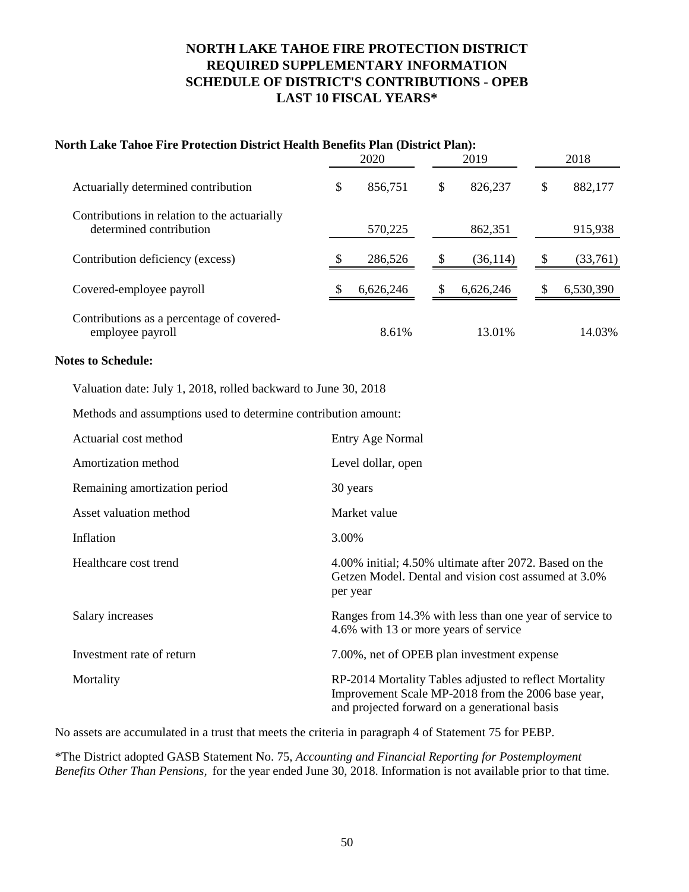# NORTH LAKE TAHOE FIRE PROTECTION DISTRICT
## REQUIRED SUPPLEMENTARY INFORMATION
## SCHEDULE OF DISTRICT'S CONTRIBUTIONS - OPEB
## LAST 10 FISCAL YEARS*

**North Lake Tahoe Fire Protection District Health Benefits Plan (District Plan):**

| | 2020 | 2019 | 2018 |
|---|---|---|---|
| Actuarially determined contribution | $ 856,751 | $ 826,237 | $ 882,177 |
| Contributions in relation to the actuarially determined contribution | 570,225 | 862,351 | 915,938 |
| Contribution deficiency (excess) | $ 286,526 | $ (36,114) | $ (33,761) |
| Covered-employee payroll | $ 6,626,246 | $ 6,626,246 | $ 6,530,390 |
| Contributions as a percentage of covered-employee payroll | 8.61% | 13.01% | 14.03% |

**Notes to Schedule:**

Valuation date: July 1, 2018, rolled backward to June 30, 2018

Methods and assumptions used to determine contribution amount:

| | |
|---|---|
| Actuarial cost method | Entry Age Normal |
| Amortization method | Level dollar, open |
| Remaining amortization period | 30 years |
| Asset valuation method | Market value |
| Inflation | 3.00% |
| Healthcare cost trend | 4.00% initial; 4.50% ultimate after 2072. Based on the Getzen Model. Dental and vision cost assumed at 3.0% per year |
| Salary increases | Ranges from 14.3% with less than one year of service to 4.6% with 13 or more years of service |
| Investment rate of return | 7.00%, net of OPEB plan investment expense |
| Mortality | RP-2014 Mortality Tables adjusted to reflect Mortality Improvement Scale MP-2018 from the 2006 base year, and projected forward on a generational basis |

No assets are accumulated in a trust that meets the criteria in paragraph 4 of Statement 75 for PEBP.

*The District adopted GASB Statement No. 75, *Accounting and Financial Reporting for Postemployment Benefits Other Than Pensions*, for the year ended June 30, 2018. Information is not available prior to that time.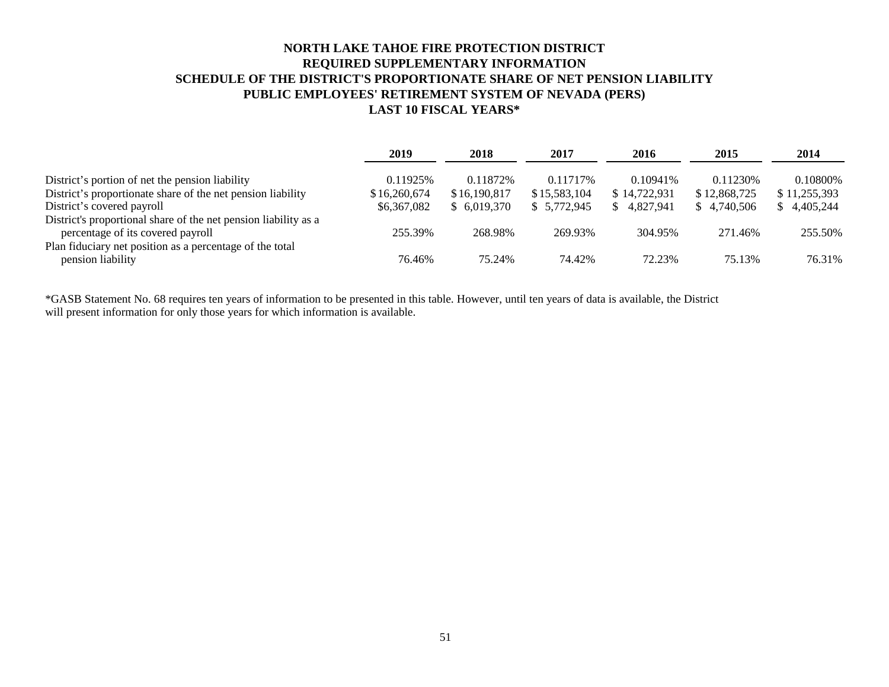# NORTH LAKE TAHOE FIRE PROTECTION DISTRICT
## REQUIRED SUPPLEMENTARY INFORMATION
## SCHEDULE OF THE DISTRICT'S PROPORTIONATE SHARE OF NET PENSION LIABILITY
## PUBLIC EMPLOYEES' RETIREMENT SYSTEM OF NEVADA (PERS)
## LAST 10 FISCAL YEARS*

| | 2019 | 2018 | 2017 | 2016 | 2015 | 2014 |
|---|---|---|---|---|---|---|
| District's portion of net the pension liability | 0.11925% | 0.11872% | 0.11717% | 0.10941% | 0.11230% | 0.10800% |
| District's proportionate share of the net pension liability | $16,260,674 | $16,190,817 | $15,583,104 | $ 14,722,931 | $ 12,868,725 | $ 11,255,393 |
| District's covered payroll | $6,367,082 | $ 6,019,370 | $ 5,772,945 | $ 4,827,941 | $ 4,740,506 | $ 4,405,244 |
| District's proportional share of the net pension liability as a percentage of its covered payroll | 255.39% | 268.98% | 269.93% | 304.95% | 271.46% | 255.50% |
| Plan fiduciary net position as a percentage of the total pension liability | 76.46% | 75.24% | 74.42% | 72.23% | 75.13% | 76.31% |

*GASB Statement No. 68 requires ten years of information to be presented in this table. However, until ten years of data is available, the District will present information for only those years for which information is available.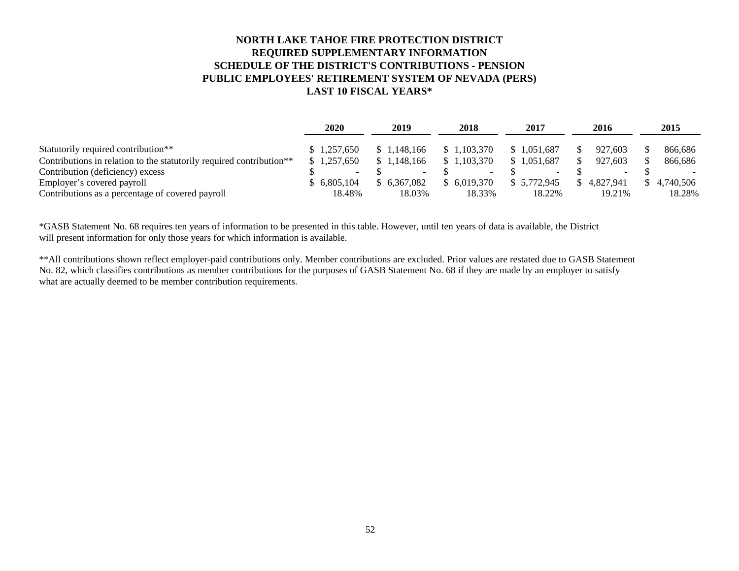# NORTH LAKE TAHOE FIRE PROTECTION DISTRICT
## REQUIRED SUPPLEMENTARY INFORMATION
## SCHEDULE OF THE DISTRICT'S CONTRIBUTIONS - PENSION
## PUBLIC EMPLOYEES' RETIREMENT SYSTEM OF NEVADA (PERS)
## LAST 10 FISCAL YEARS*

| | 2020 | 2019 | 2018 | 2017 | 2016 | 2015 |
|---|---|---|---|---|---|---|
| Statutorily required contribution** | $ 1,257,650 | $ 1,148,166 | $ 1,103,370 | $ 1,051,687 | $ 927,603 | $ 866,686 |
| Contributions in relation to the statutorily required contribution** | $ 1,257,650 | $ 1,148,166 | $ 1,103,370 | $ 1,051,687 | $ 927,603 | $ 866,686 |
| Contribution (deficiency) excess | $ - | $ - | $ - | $ - | $ - | $ - |
| Employer's covered payroll | $ 6,805,104 | $ 6,367,082 | $ 6,019,370 | $ 5,772,945 | $ 4,827,941 | $ 4,740,506 |
| Contributions as a percentage of covered payroll | 18.48% | 18.03% | 18.33% | 18.22% | 19.21% | 18.28% |

*GASB Statement No. 68 requires ten years of information to be presented in this table. However, until ten years of data is available, the District will present information for only those years for which information is available.

**All contributions shown reflect employer-paid contributions only. Member contributions are excluded. Prior values are restated due to GASB Statement No. 82, which classifies contributions as member contributions for the purposes of GASB Statement No. 68 if they are made by an employer to satisfy what are actually deemed to be member contribution requirements.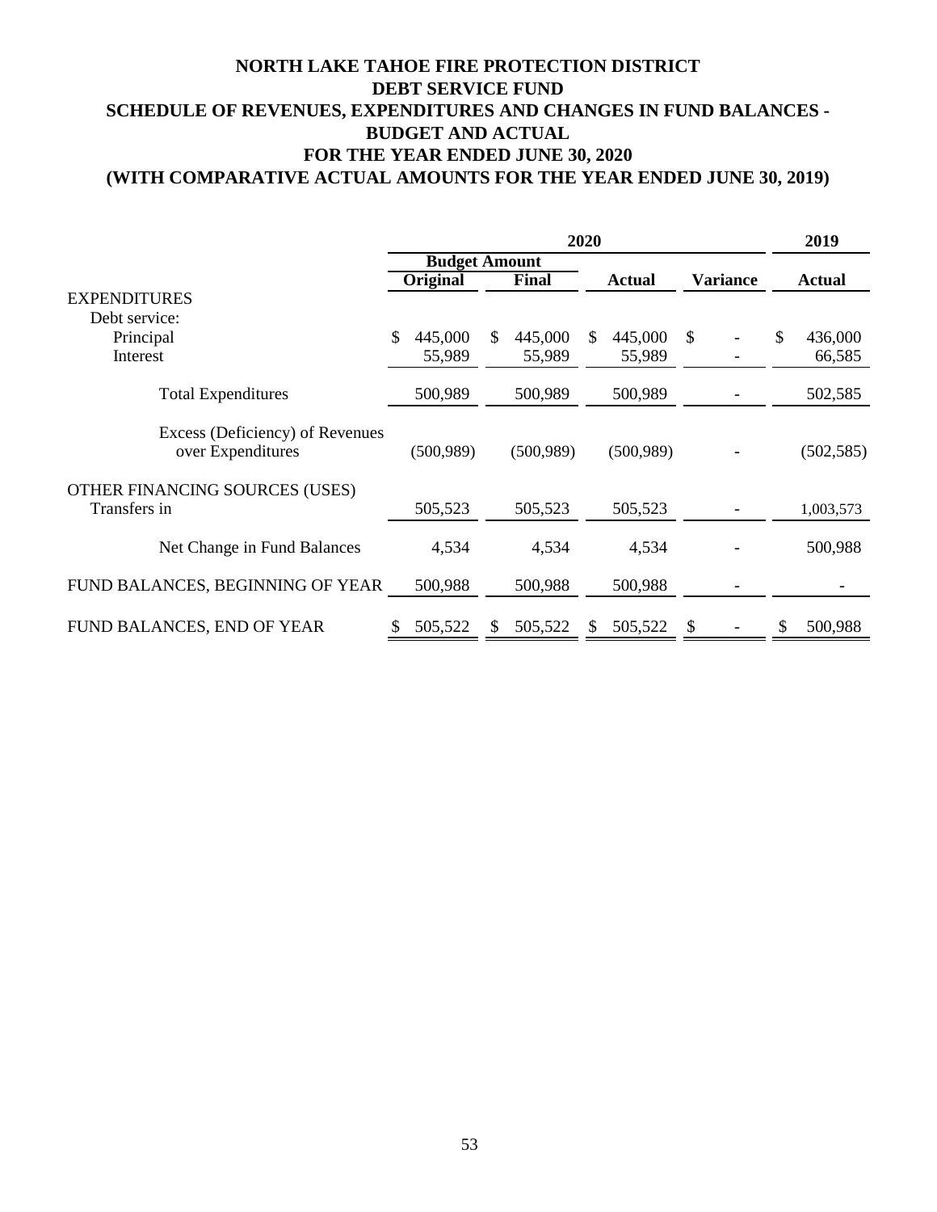# NORTH LAKE TAHOE FIRE PROTECTION DISTRICT
## DEBT SERVICE FUND
## SCHEDULE OF REVENUES, EXPENDITURES AND CHANGES IN FUND BALANCES - BUDGET AND ACTUAL
## FOR THE YEAR ENDED JUNE 30, 2020
## (WITH COMPARATIVE ACTUAL AMOUNTS FOR THE YEAR ENDED JUNE 30, 2019)

| | 2020 | | | | 2019 |
|---|---|---|---|---|---|
| | Budget Amount | | | | |
| | Original | Final | Actual | Variance | Actual |
| EXPENDITURES | | | | | |
| Debt service: | | | | | |
| Principal | $ 445,000 | $ 445,000 | $ 445,000 | $ - | $ 436,000 |
| Interest | 55,989 | 55,989 | 55,989 | - | 66,585 |
| Total Expenditures | 500,989 | 500,989 | 500,989 | - | 502,585 |
| Excess (Deficiency) of Revenues over Expenditures | (500,989) | (500,989) | (500,989) | - | (502,585) |
| OTHER FINANCING SOURCES (USES) | | | | | |
| Transfers in | 505,523 | 505,523 | 505,523 | - | 1,003,573 |
| Net Change in Fund Balances | 4,534 | 4,534 | 4,534 | - | 500,988 |
| FUND BALANCES, BEGINNING OF YEAR | 500,988 | 500,988 | 500,988 | - | - |
| FUND BALANCES, END OF YEAR | $ 505,522 | $ 505,522 | $ 505,522 | $ - | $ 500,988 |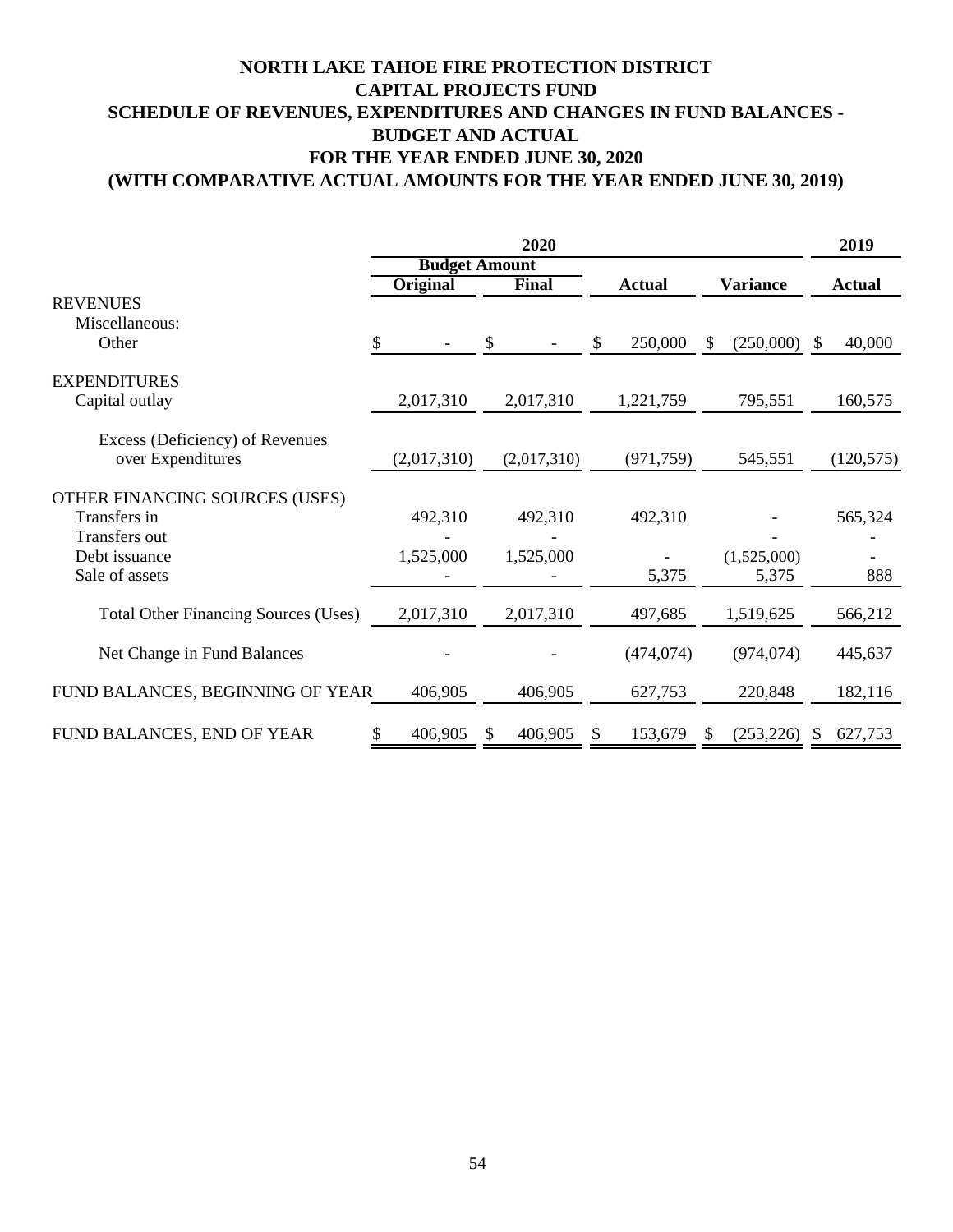# NORTH LAKE TAHOE FIRE PROTECTION DISTRICT
## CAPITAL PROJECTS FUND
## SCHEDULE OF REVENUES, EXPENDITURES AND CHANGES IN FUND BALANCES - BUDGET AND ACTUAL
## FOR THE YEAR ENDED JUNE 30, 2020
## (WITH COMPARATIVE ACTUAL AMOUNTS FOR THE YEAR ENDED JUNE 30, 2019)

| | 2020 | | | | 2019 |
|---|---|---|---|---|---|
| | Budget Amount | | | | |
| | Original | Final | Actual | Variance | Actual |
| **REVENUES** | | | | | |
| Miscellaneous: | | | | | |
| Other | $ - | $ - | $ 250,000 | $ (250,000) | $ 40,000 |
| **EXPENDITURES** | | | | | |
| Capital outlay | 2,017,310 | 2,017,310 | 1,221,759 | 795,551 | 160,575 |
| Excess (Deficiency) of Revenues over Expenditures | (2,017,310) | (2,017,310) | (971,759) | 545,551 | (120,575) |
| **OTHER FINANCING SOURCES (USES)** | | | | | |
| Transfers in | 492,310 | 492,310 | 492,310 | - | 565,324 |
| Transfers out | - | - | | - | - |
| Debt issuance | 1,525,000 | 1,525,000 | - | (1,525,000) | - |
| Sale of assets | - | - | 5,375 | 5,375 | 888 |
| Total Other Financing Sources (Uses) | 2,017,310 | 2,017,310 | 497,685 | 1,519,625 | 566,212 |
| Net Change in Fund Balances | - | - | (474,074) | (974,074) | 445,637 |
| FUND BALANCES, BEGINNING OF YEAR | 406,905 | 406,905 | 627,753 | 220,848 | 182,116 |
| FUND BALANCES, END OF YEAR | $ 406,905 | $ 406,905 | $ 153,679 | $ (253,226) | $ 627,753 |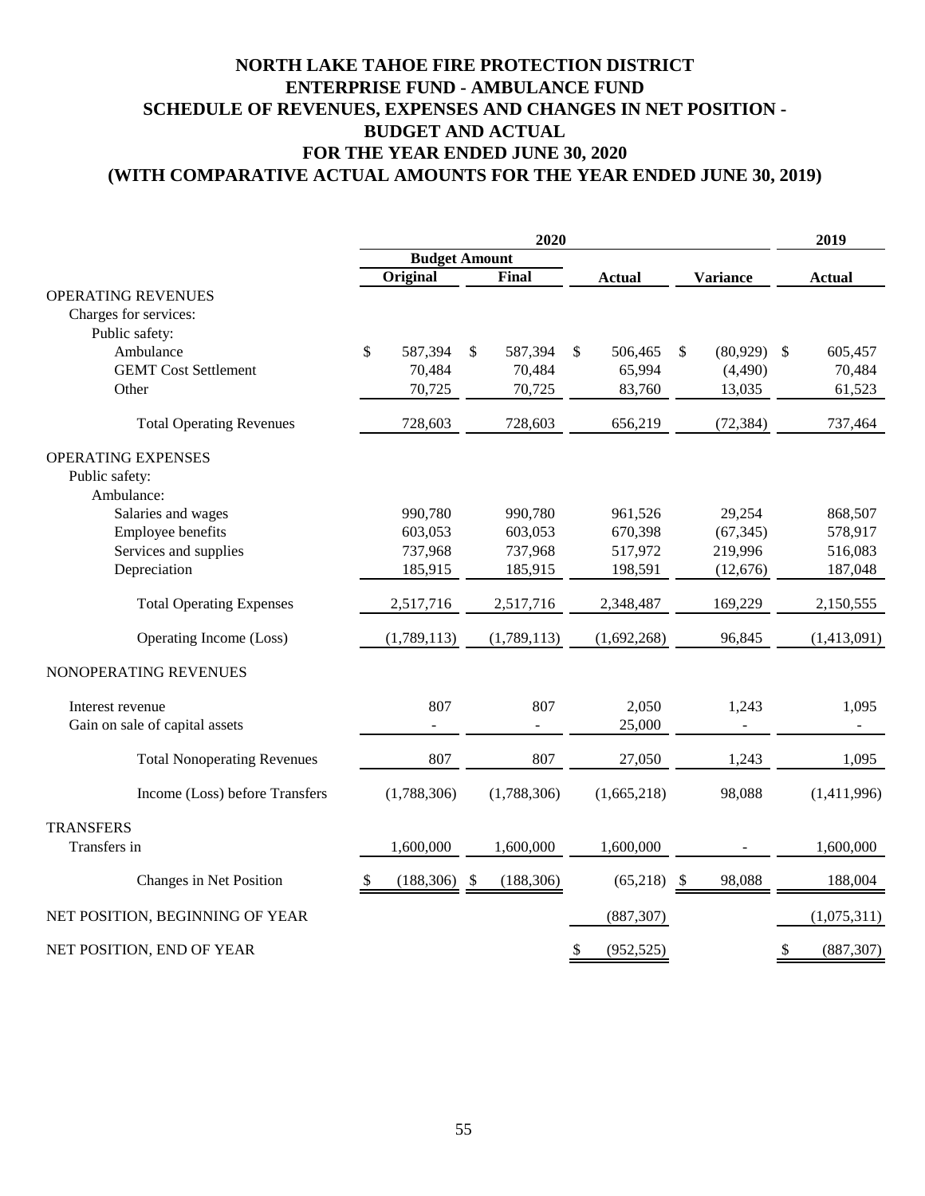# NORTH LAKE TAHOE FIRE PROTECTION DISTRICT
## ENTERPRISE FUND - AMBULANCE FUND
## SCHEDULE OF REVENUES, EXPENSES AND CHANGES IN NET POSITION - BUDGET AND ACTUAL
## FOR THE YEAR ENDED JUNE 30, 2020
## (WITH COMPARATIVE ACTUAL AMOUNTS FOR THE YEAR ENDED JUNE 30, 2019)

| | 2020 | | | | 2019 |
|---|---|---|---|---|---|
| | Budget Amount | | | | |
| | Original | Final | Actual | Variance | Actual |
| OPERATING REVENUES | | | | | |
| Charges for services: | | | | | |
| Public safety: | | | | | |
| Ambulance | $ 587,394 | $ 587,394 | $ 506,465 | $ (80,929) | $ 605,457 |
| GEMT Cost Settlement | 70,484 | 70,484 | 65,994 | (4,490) | 70,484 |
| Other | 70,725 | 70,725 | 83,760 | 13,035 | 61,523 |
| Total Operating Revenues | 728,603 | 728,603 | 656,219 | (72,384) | 737,464 |
| OPERATING EXPENSES | | | | | |
| Public safety: | | | | | |
| Ambulance: | | | | | |
| Salaries and wages | 990,780 | 990,780 | 961,526 | 29,254 | 868,507 |
| Employee benefits | 603,053 | 603,053 | 670,398 | (67,345) | 578,917 |
| Services and supplies | 737,968 | 737,968 | 517,972 | 219,996 | 516,083 |
| Depreciation | 185,915 | 185,915 | 198,591 | (12,676) | 187,048 |
| Total Operating Expenses | 2,517,716 | 2,517,716 | 2,348,487 | 169,229 | 2,150,555 |
| Operating Income (Loss) | (1,789,113) | (1,789,113) | (1,692,268) | 96,845 | (1,413,091) |
| NONOPERATING REVENUES | | | | | |
| Interest revenue | 807 | 807 | 2,050 | 1,243 | 1,095 |
| Gain on sale of capital assets | - | - | 25,000 | - | - |
| Total Nonoperating Revenues | 807 | 807 | 27,050 | 1,243 | 1,095 |
| Income (Loss) before Transfers | (1,788,306) | (1,788,306) | (1,665,218) | 98,088 | (1,411,996) |
| TRANSFERS | | | | | |
| Transfers in | 1,600,000 | 1,600,000 | 1,600,000 | - | 1,600,000 |
| Changes in Net Position | $ (188,306) | $ (188,306) | (65,218) | $ 98,088 | 188,004 |
| NET POSITION, BEGINNING OF YEAR | | | (887,307) | | (1,075,311) |
| NET POSITION, END OF YEAR | | | $ (952,525) | | $ (887,307) |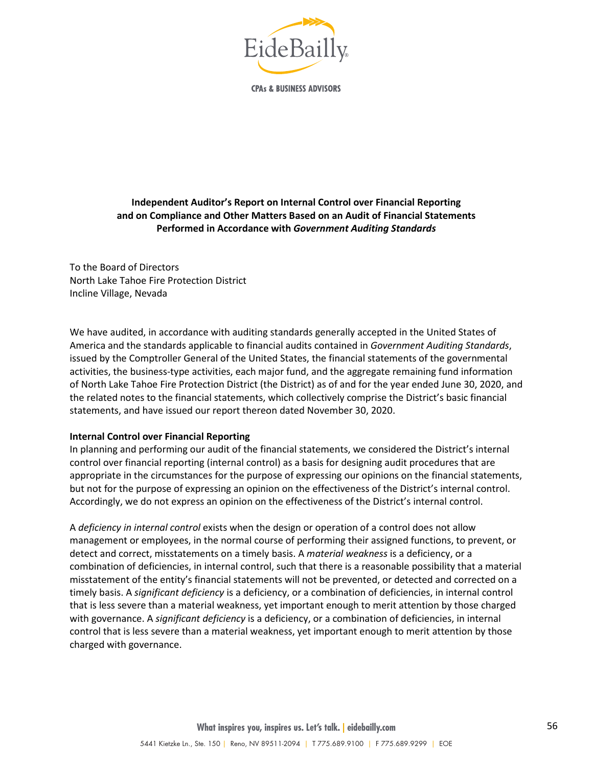# Independent Auditor's Report on Internal Control over Financial Reporting and on Compliance and Other Matters Based on an Audit of Financial Statements Performed in Accordance with *Government Auditing Standards*

To the Board of Directors
North Lake Tahoe Fire Protection District
Incline Village, Nevada

We have audited, in accordance with auditing standards generally accepted in the United States of America and the standards applicable to financial audits contained in *Government Auditing Standards*, issued by the Comptroller General of the United States, the financial statements of the governmental activities, the business-type activities, each major fund, and the aggregate remaining fund information of North Lake Tahoe Fire Protection District (the District) as of and for the year ended June 30, 2020, and the related notes to the financial statements, which collectively comprise the District's basic financial statements, and have issued our report thereon dated November 30, 2020.

**Internal Control over Financial Reporting**

In planning and performing our audit of the financial statements, we considered the District's internal control over financial reporting (internal control) as a basis for designing audit procedures that are appropriate in the circumstances for the purpose of expressing our opinions on the financial statements, but not for the purpose of expressing an opinion on the effectiveness of the District's internal control. Accordingly, we do not express an opinion on the effectiveness of the District's internal control.

A *deficiency in internal control* exists when the design or operation of a control does not allow management or employees, in the normal course of performing their assigned functions, to prevent, or detect and correct, misstatements on a timely basis. A *material weakness* is a deficiency, or a combination of deficiencies, in internal control, such that there is a reasonable possibility that a material misstatement of the entity's financial statements will not be prevented, or detected and corrected on a timely basis. A *significant deficiency* is a deficiency, or a combination of deficiencies, in internal control that is less severe than a material weakness, yet important enough to merit attention by those charged with governance. A *significant deficiency* is a deficiency, or a combination of deficiencies, in internal control that is less severe than a material weakness, yet important enough to merit attention by those charged with governance.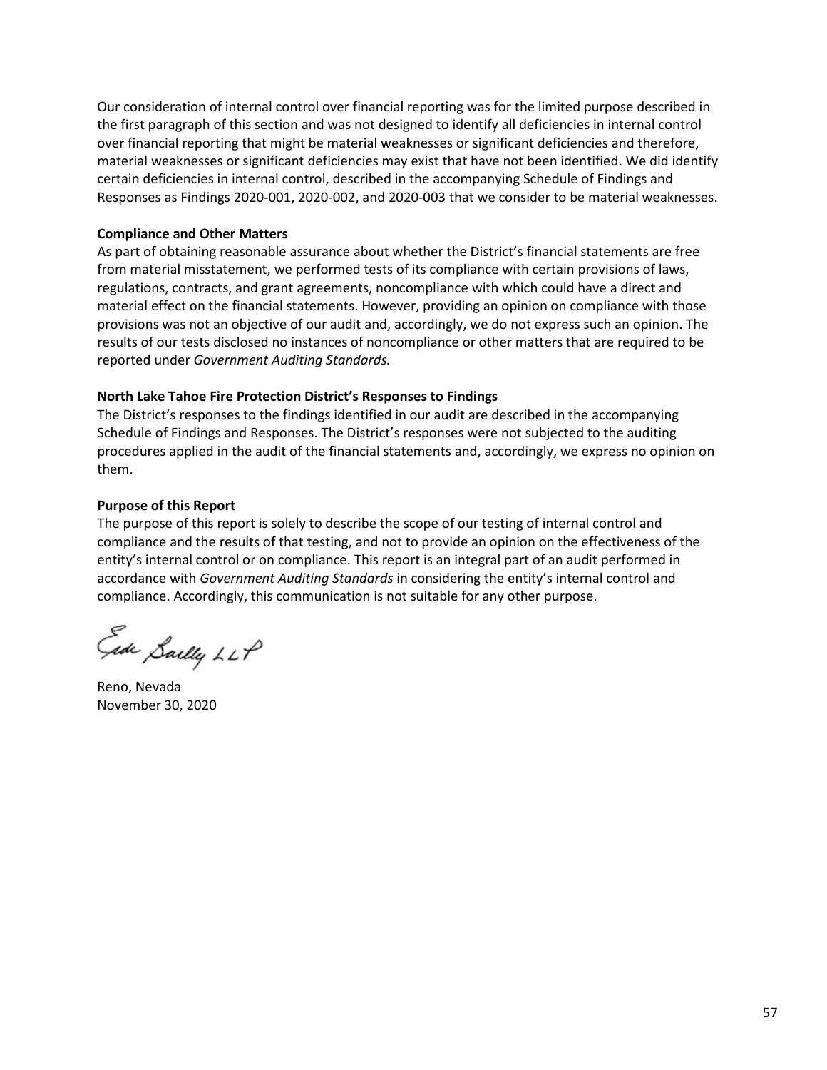Our consideration of internal control over financial reporting was for the limited purpose described in the first paragraph of this section and was not designed to identify all deficiencies in internal control over financial reporting that might be material weaknesses or significant deficiencies and therefore, material weaknesses or significant deficiencies may exist that have not been identified. We did identify certain deficiencies in internal control, described in the accompanying Schedule of Findings and Responses as Findings 2020-001, 2020-002, and 2020-003 that we consider to be material weaknesses.

**Compliance and Other Matters**

As part of obtaining reasonable assurance about whether the District's financial statements are free from material misstatement, we performed tests of its compliance with certain provisions of laws, regulations, contracts, and grant agreements, noncompliance with which could have a direct and material effect on the financial statements. However, providing an opinion on compliance with those provisions was not an objective of our audit and, accordingly, we do not express such an opinion. The results of our tests disclosed no instances of noncompliance or other matters that are required to be reported under *Government Auditing Standards.*

**North Lake Tahoe Fire Protection District's Responses to Findings**

The District's responses to the findings identified in our audit are described in the accompanying Schedule of Findings and Responses. The District's responses were not subjected to the auditing procedures applied in the audit of the financial statements and, accordingly, we express no opinion on them.

**Purpose of this Report**

The purpose of this report is solely to describe the scope of our testing of internal control and compliance and the results of that testing, and not to provide an opinion on the effectiveness of the entity's internal control or on compliance. This report is an integral part of an audit performed in accordance with *Government Auditing Standards* in considering the entity's internal control and compliance. Accordingly, this communication is not suitable for any other purpose.

Eide Bailly LLP

Reno, Nevada
November 30, 2020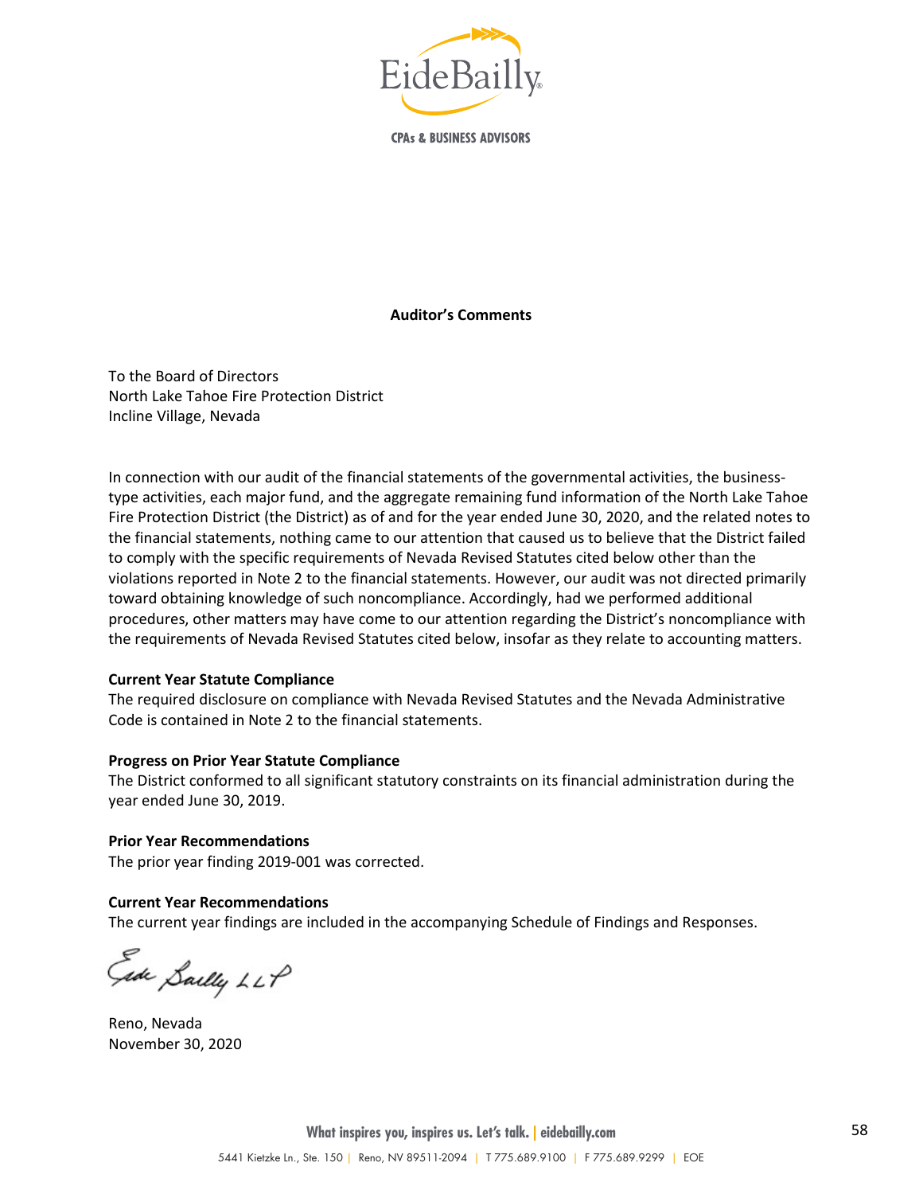**EideBailly**

**CPAs & BUSINESS ADVISORS**

## Auditor's Comments

To the Board of Directors
North Lake Tahoe Fire Protection District
Incline Village, Nevada

In connection with our audit of the financial statements of the governmental activities, the business-type activities, each major fund, and the aggregate remaining fund information of the North Lake Tahoe Fire Protection District (the District) as of and for the year ended June 30, 2020, and the related notes to the financial statements, nothing came to our attention that caused us to believe that the District failed to comply with the specific requirements of Nevada Revised Statutes cited below other than the violations reported in Note 2 to the financial statements. However, our audit was not directed primarily toward obtaining knowledge of such noncompliance. Accordingly, had we performed additional procedures, other matters may have come to our attention regarding the District's noncompliance with the requirements of Nevada Revised Statutes cited below, insofar as they relate to accounting matters.

**Current Year Statute Compliance**
The required disclosure on compliance with Nevada Revised Statutes and the Nevada Administrative Code is contained in Note 2 to the financial statements.

**Progress on Prior Year Statute Compliance**
The District conformed to all significant statutory constraints on its financial administration during the year ended June 30, 2019.

**Prior Year Recommendations**
The prior year finding 2019-001 was corrected.

**Current Year Recommendations**
The current year findings are included in the accompanying Schedule of Findings and Responses.

*Eide Bailly LLP*

Reno, Nevada
November 30, 2020

What inspires you, inspires us. Let's talk. | eidebailly.com

5441 Kietzke Ln., Ste. 150 | Reno, NV 89511-2094 | T 775.689.9100 | F 775.689.9299 | EOE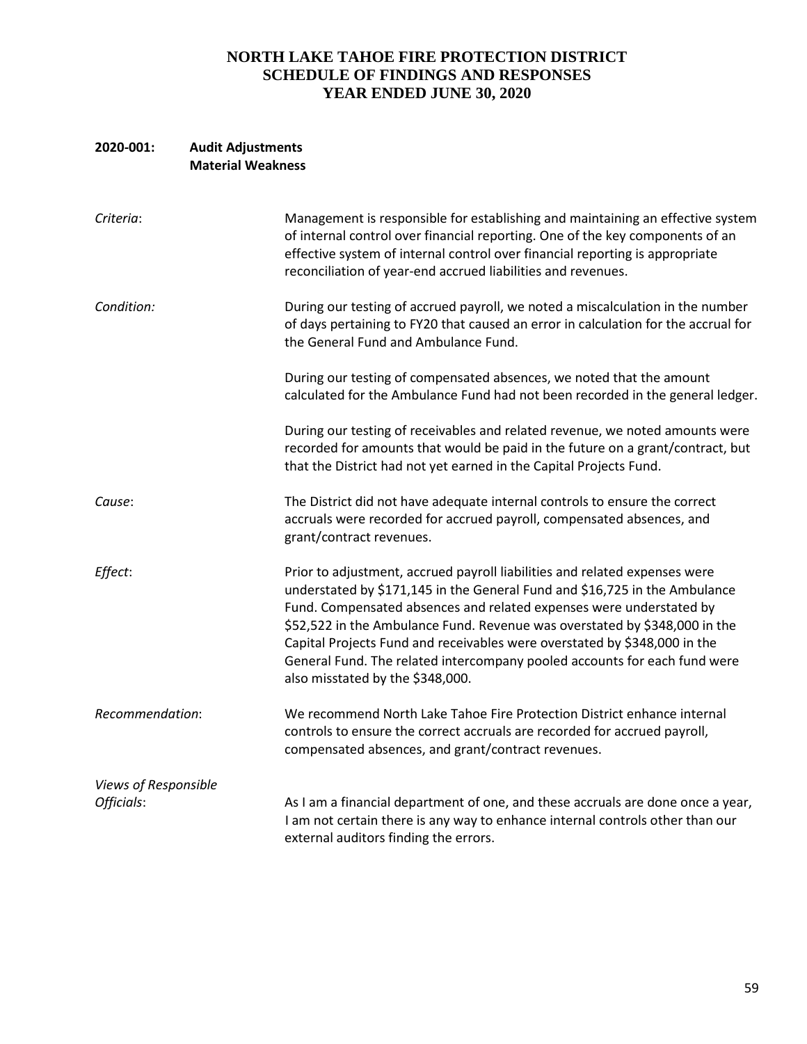# NORTH LAKE TAHOE FIRE PROTECTION DISTRICT
## SCHEDULE OF FINDINGS AND RESPONSES
## YEAR ENDED JUNE 30, 2020

**2020-001: Audit Adjustments**
**Material Weakness**

*Criteria*: Management is responsible for establishing and maintaining an effective system of internal control over financial reporting. One of the key components of an effective system of internal control over financial reporting is appropriate reconciliation of year-end accrued liabilities and revenues.

*Condition:* During our testing of accrued payroll, we noted a miscalculation in the number of days pertaining to FY20 that caused an error in calculation for the accrual for the General Fund and Ambulance Fund.

During our testing of compensated absences, we noted that the amount calculated for the Ambulance Fund had not been recorded in the general ledger.

During our testing of receivables and related revenue, we noted amounts were recorded for amounts that would be paid in the future on a grant/contract, but that the District had not yet earned in the Capital Projects Fund.

*Cause*: The District did not have adequate internal controls to ensure the correct accruals were recorded for accrued payroll, compensated absences, and grant/contract revenues.

*Effect*: Prior to adjustment, accrued payroll liabilities and related expenses were understated by $171,145 in the General Fund and $16,725 in the Ambulance Fund. Compensated absences and related expenses were understated by $52,522 in the Ambulance Fund. Revenue was overstated by $348,000 in the Capital Projects Fund and receivables were overstated by $348,000 in the General Fund. The related intercompany pooled accounts for each fund were also misstated by the $348,000.

*Recommendation*: We recommend North Lake Tahoe Fire Protection District enhance internal controls to ensure the correct accruals are recorded for accrued payroll, compensated absences, and grant/contract revenues.

*Views of Responsible Officials*: As I am a financial department of one, and these accruals are done once a year, I am not certain there is any way to enhance internal controls other than our external auditors finding the errors.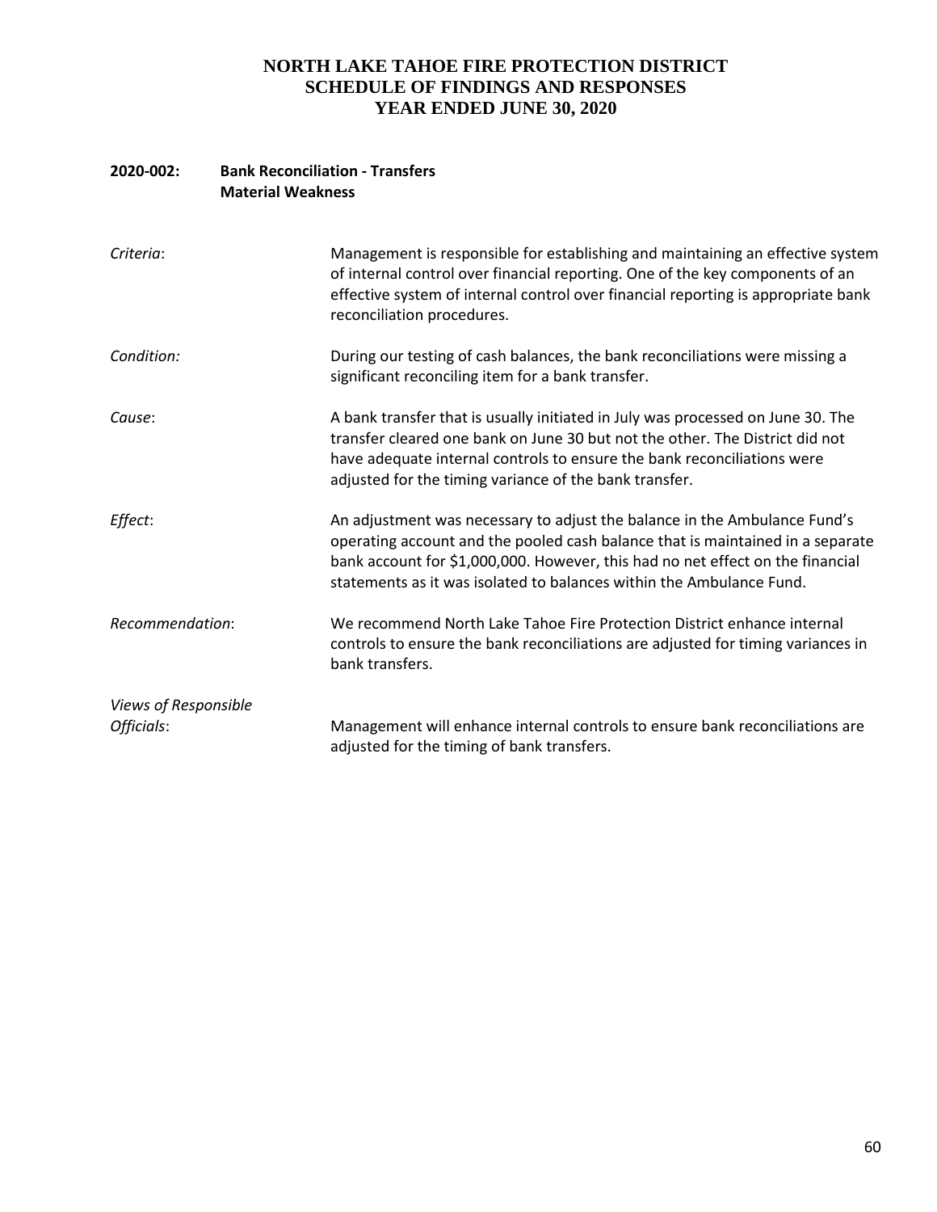# NORTH LAKE TAHOE FIRE PROTECTION DISTRICT
## SCHEDULE OF FINDINGS AND RESPONSES
## YEAR ENDED JUNE 30, 2020

**2020-002: Bank Reconciliation - Transfers**
**Material Weakness**

*Criteria*: Management is responsible for establishing and maintaining an effective system of internal control over financial reporting. One of the key components of an effective system of internal control over financial reporting is appropriate bank reconciliation procedures.

*Condition:* During our testing of cash balances, the bank reconciliations were missing a significant reconciling item for a bank transfer.

*Cause*: A bank transfer that is usually initiated in July was processed on June 30. The transfer cleared one bank on June 30 but not the other. The District did not have adequate internal controls to ensure the bank reconciliations were adjusted for the timing variance of the bank transfer.

*Effect*: An adjustment was necessary to adjust the balance in the Ambulance Fund's operating account and the pooled cash balance that is maintained in a separate bank account for $1,000,000. However, this had no net effect on the financial statements as it was isolated to balances within the Ambulance Fund.

*Recommendation*: We recommend North Lake Tahoe Fire Protection District enhance internal controls to ensure the bank reconciliations are adjusted for timing variances in bank transfers.

*Views of Responsible Officials*: Management will enhance internal controls to ensure bank reconciliations are adjusted for the timing of bank transfers.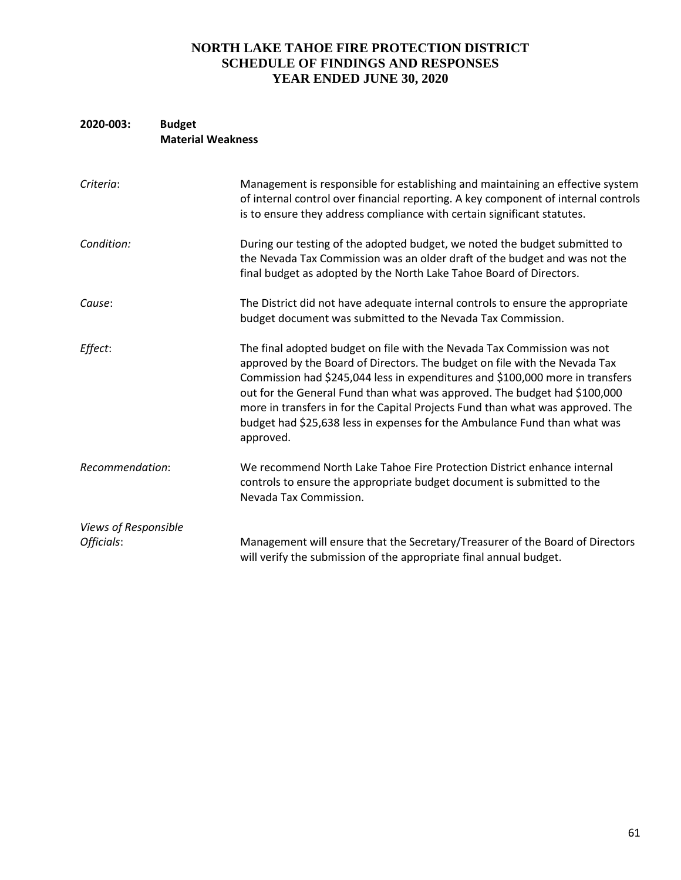# NORTH LAKE TAHOE FIRE PROTECTION DISTRICT
## SCHEDULE OF FINDINGS AND RESPONSES
## YEAR ENDED JUNE 30, 2020

**2020-003: Budget**
**Material Weakness**

*Criteria*: Management is responsible for establishing and maintaining an effective system of internal control over financial reporting. A key component of internal controls is to ensure they address compliance with certain significant statutes.

*Condition:* During our testing of the adopted budget, we noted the budget submitted to the Nevada Tax Commission was an older draft of the budget and was not the final budget as adopted by the North Lake Tahoe Board of Directors.

*Cause*: The District did not have adequate internal controls to ensure the appropriate budget document was submitted to the Nevada Tax Commission.

*Effect*: The final adopted budget on file with the Nevada Tax Commission was not approved by the Board of Directors. The budget on file with the Nevada Tax Commission had $245,044 less in expenditures and $100,000 more in transfers out for the General Fund than what was approved. The budget had $100,000 more in transfers in for the Capital Projects Fund than what was approved. The budget had $25,638 less in expenses for the Ambulance Fund than what was approved.

*Recommendation*: We recommend North Lake Tahoe Fire Protection District enhance internal controls to ensure the appropriate budget document is submitted to the Nevada Tax Commission.

*Views of Responsible Officials*: Management will ensure that the Secretary/Treasurer of the Board of Directors will verify the submission of the appropriate final annual budget.